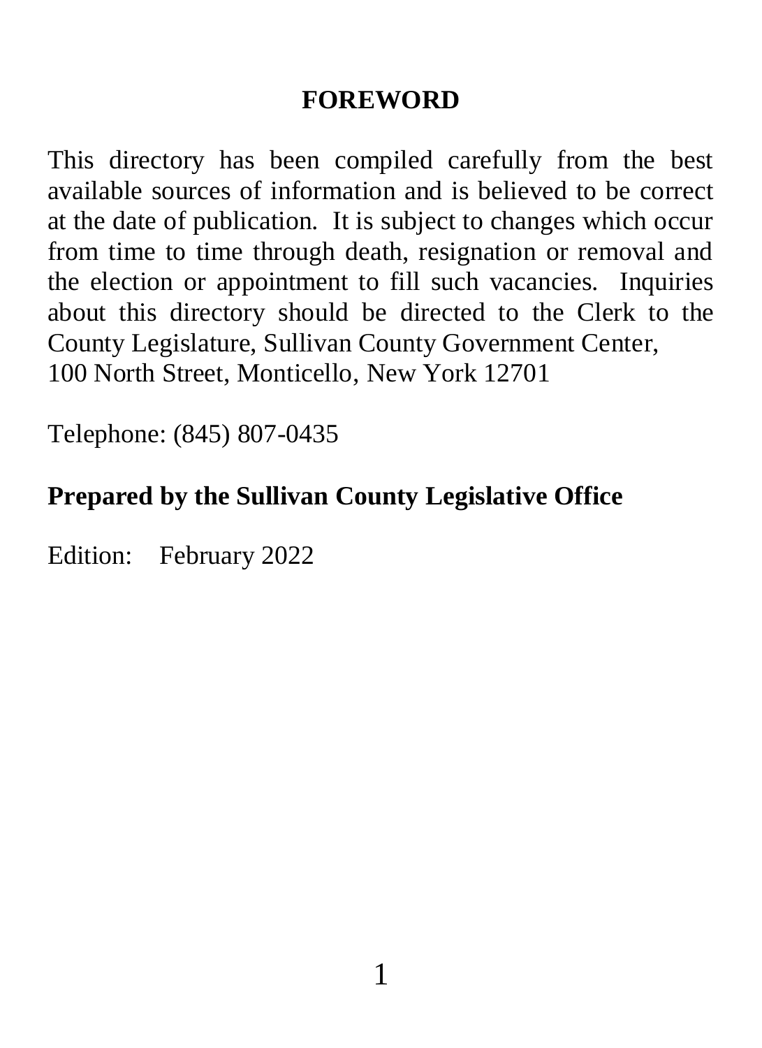# FOREWORD

This directory has been compiled carefully from the best available sources of information and is believed to be correct at the date of publication. It is subject to changes which occur from time to time through death, resignation or removal and the election or appointment to fill such vacancies. Inquiries about this directory should be directed to the Clerk to the County Legislature, Sullivan County Government Center,
100 North Street, Monticello, New York 12701

Telephone: (845) 807-0435

**Prepared by the Sullivan County Legislative Office**

Edition: February 2022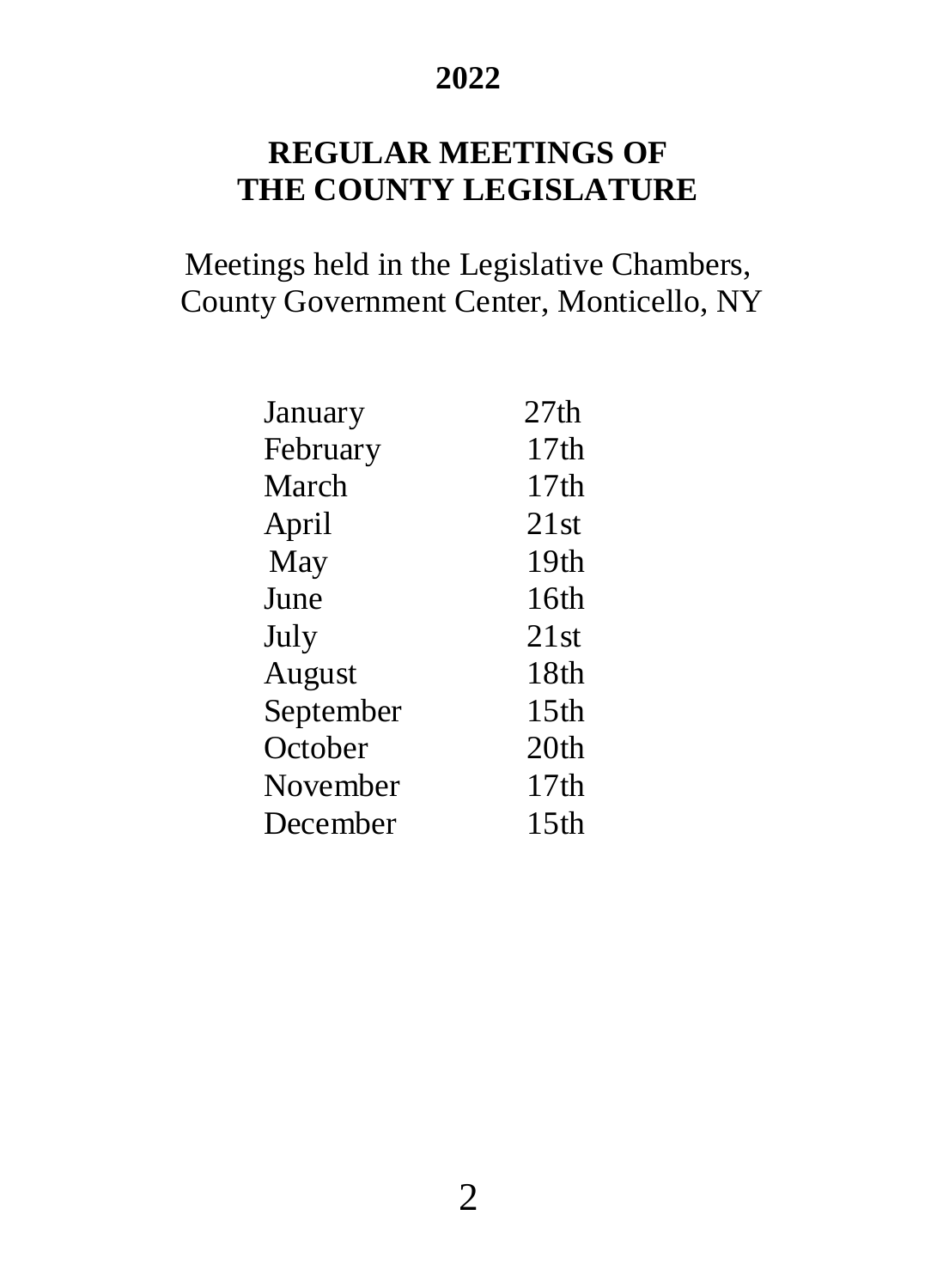# 2022

## REGULAR MEETINGS OF THE COUNTY LEGISLATURE

Meetings held in the Legislative Chambers, County Government Center, Monticello, NY

| | |
|---|---|
| January | 27th |
| February | 17th |
| March | 17th |
| April | 21st |
| May | 19th |
| June | 16th |
| July | 21st |
| August | 18th |
| September | 15th |
| October | 20th |
| November | 17th |
| December | 15th |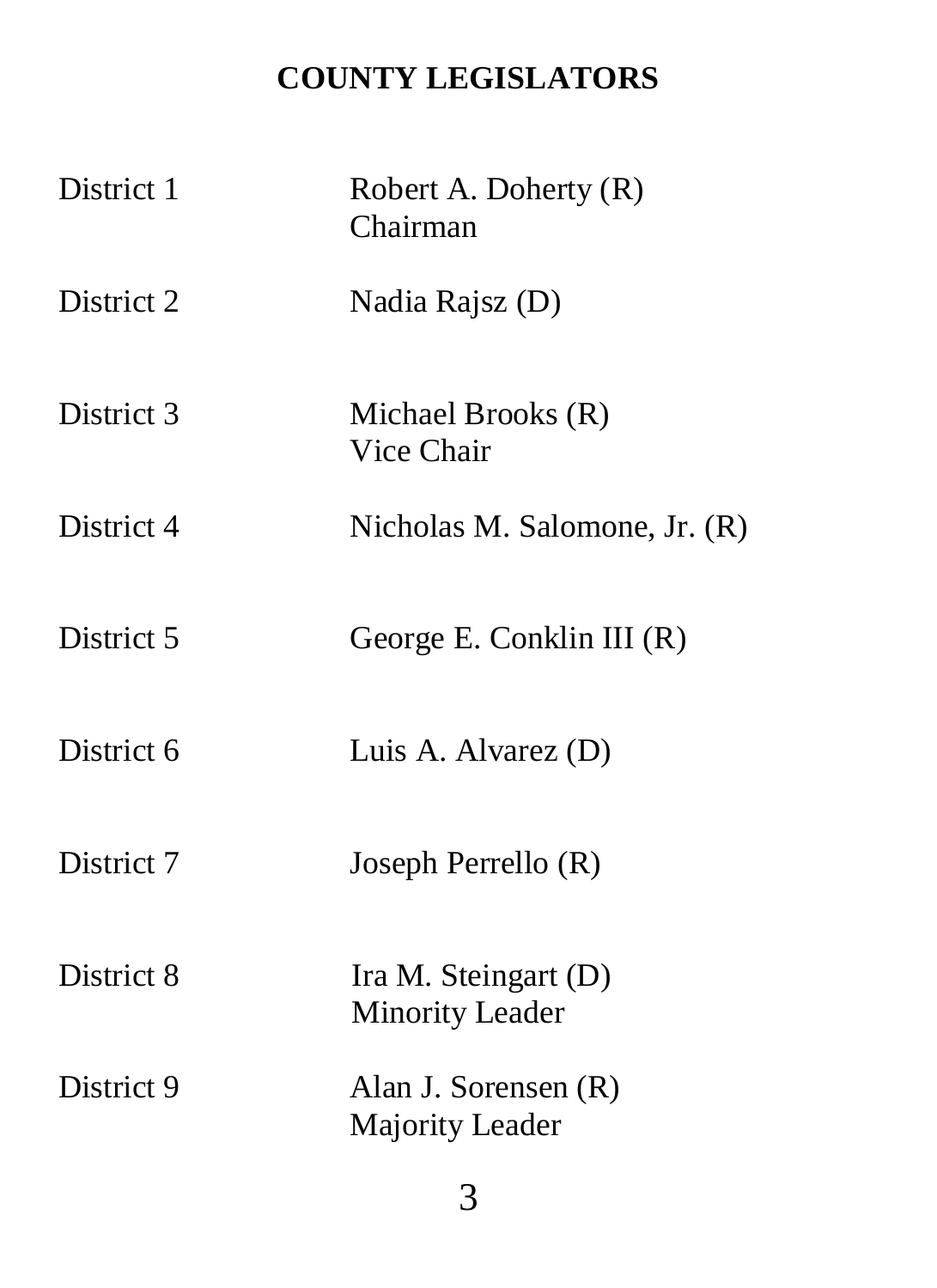# COUNTY LEGISLATORS

| | |
|---|---|
| District 1 | Robert A. Doherty (R)<br>Chairman |
| District 2 | Nadia Rajsz (D) |
| District 3 | Michael Brooks (R)<br>Vice Chair |
| District 4 | Nicholas M. Salomone, Jr. (R) |
| District 5 | George E. Conklin III (R) |
| District 6 | Luis A. Alvarez (D) |
| District 7 | Joseph Perrello (R) |
| District 8 | Ira M. Steingart (D)<br>Minority Leader |
| District 9 | Alan J. Sorensen (R)<br>Majority Leader |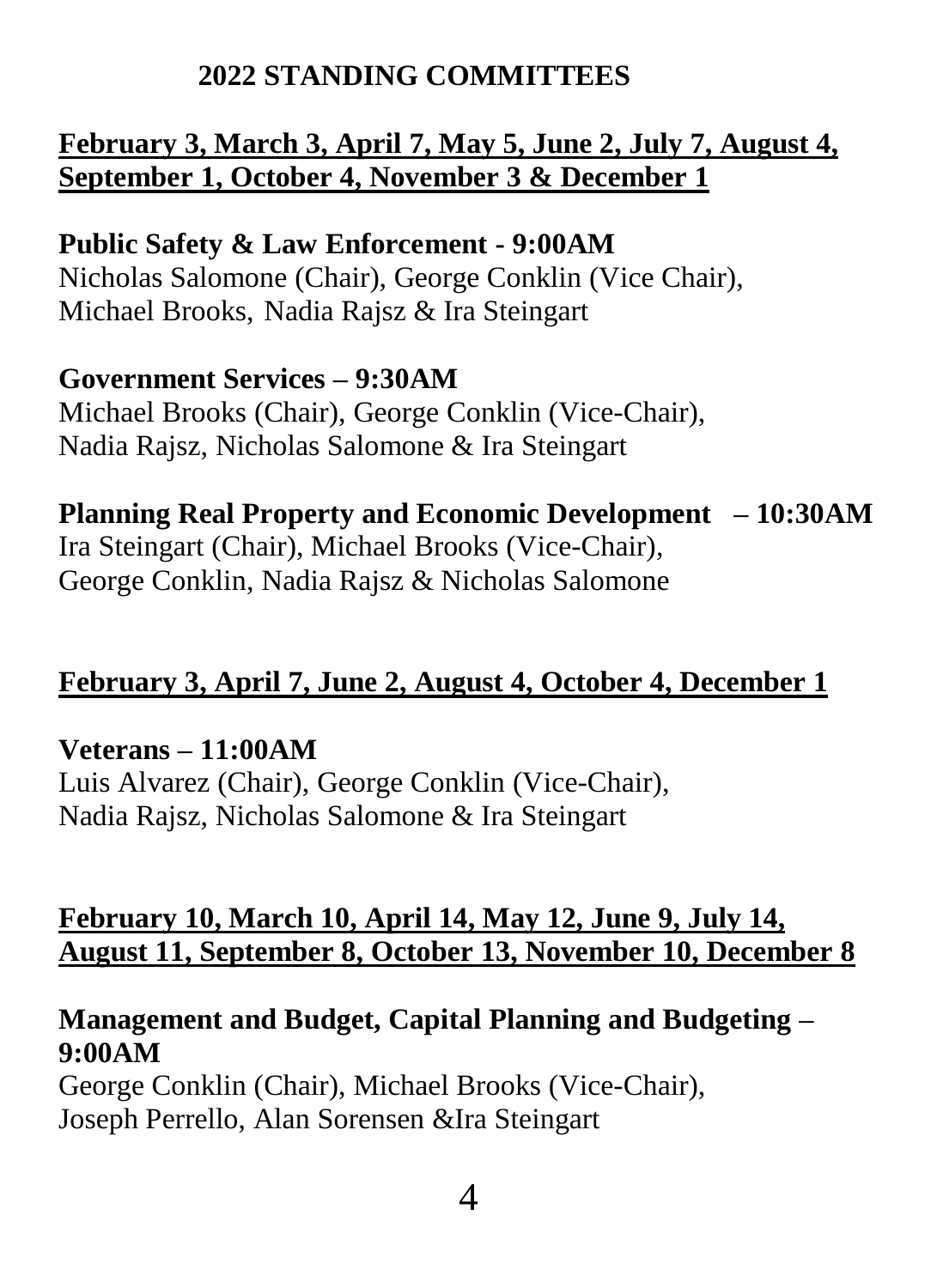# 2022 STANDING COMMITTEES

## February 3, March 3, April 7, May 5, June 2, July 7, August 4, September 1, October 4, November 3 & December 1

**Public Safety & Law Enforcement - 9:00AM**
Nicholas Salomone (Chair), George Conklin (Vice Chair), Michael Brooks, Nadia Rajsz & Ira Steingart

**Government Services – 9:30AM**
Michael Brooks (Chair), George Conklin (Vice-Chair), Nadia Rajsz, Nicholas Salomone & Ira Steingart

**Planning Real Property and Economic Development – 10:30AM**
Ira Steingart (Chair), Michael Brooks (Vice-Chair), George Conklin, Nadia Rajsz & Nicholas Salomone

## February 3, April 7, June 2, August 4, October 4, December 1

**Veterans – 11:00AM**
Luis Alvarez (Chair), George Conklin (Vice-Chair), Nadia Rajsz, Nicholas Salomone & Ira Steingart

## February 10, March 10, April 14, May 12, June 9, July 14, August 11, September 8, October 13, November 10, December 8

**Management and Budget, Capital Planning and Budgeting – 9:00AM**
George Conklin (Chair), Michael Brooks (Vice-Chair), Joseph Perrello, Alan Sorensen &Ira Steingart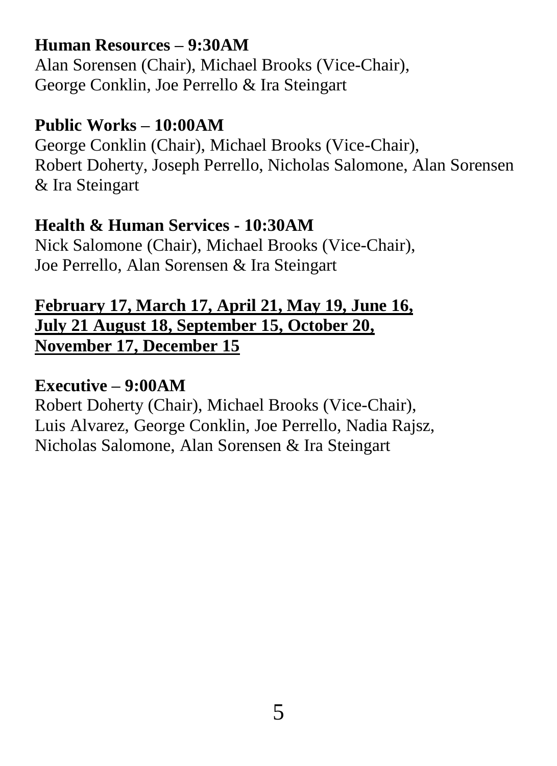**Human Resources – 9:30AM**
Alan Sorensen (Chair), Michael Brooks (Vice-Chair), George Conklin, Joe Perrello & Ira Steingart

**Public Works – 10:00AM**
George Conklin (Chair), Michael Brooks (Vice-Chair), Robert Doherty, Joseph Perrello, Nicholas Salomone, Alan Sorensen & Ira Steingart

**Health & Human Services - 10:30AM**
Nick Salomone (Chair), Michael Brooks (Vice-Chair), Joe Perrello, Alan Sorensen & Ira Steingart

**<u>February 17, March 17, April 21, May 19, June 16, July 21 August 18, September 15, October 20, November 17, December 15</u>**

**Executive – 9:00AM**
Robert Doherty (Chair), Michael Brooks (Vice-Chair), Luis Alvarez, George Conklin, Joe Perrello, Nadia Rajsz, Nicholas Salomone, Alan Sorensen & Ira Steingart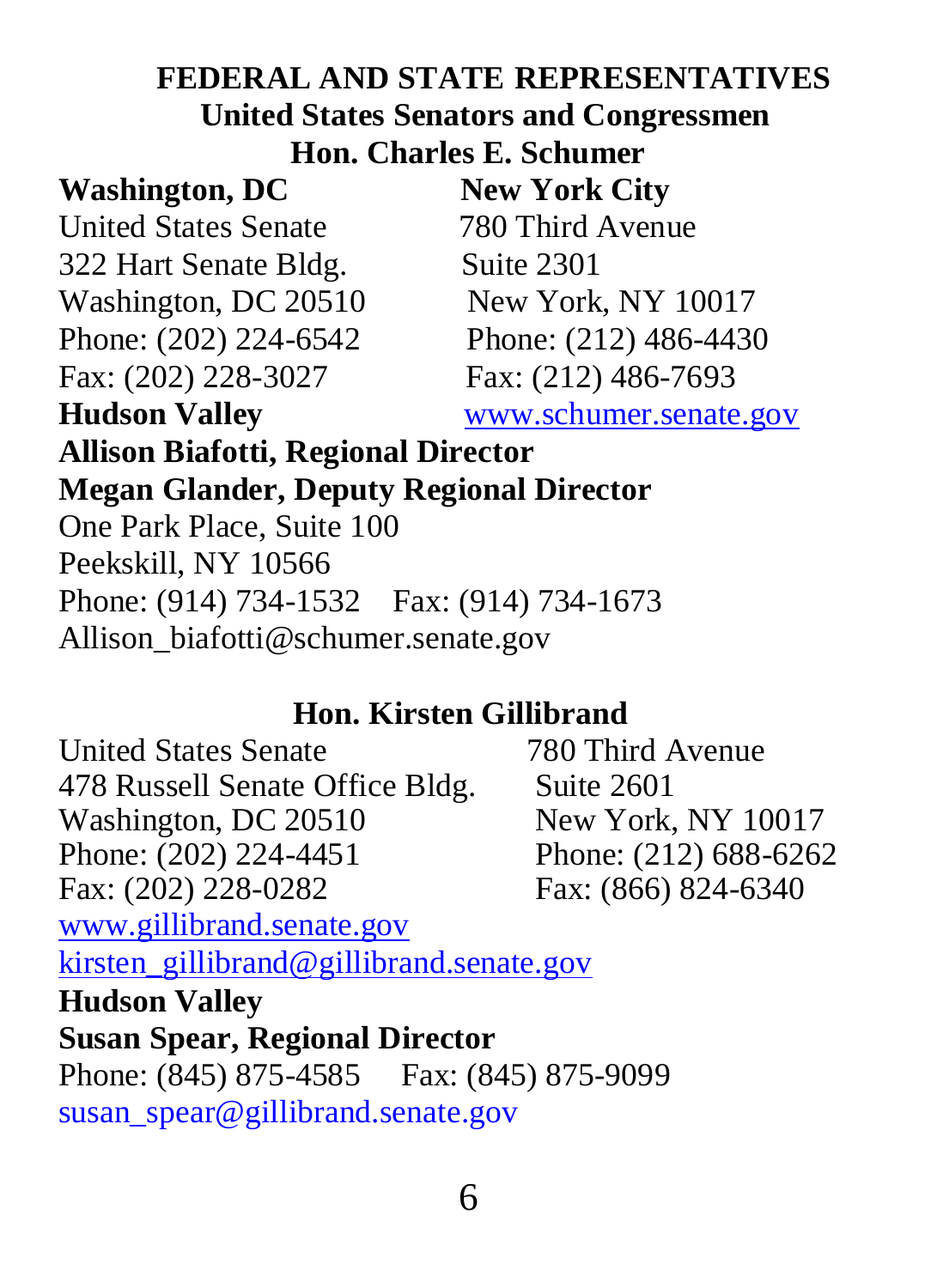# FEDERAL AND STATE REPRESENTATIVES

## United States Senators and Congressmen

### Hon. Charles E. Schumer

**Washington, DC**
United States Senate
322 Hart Senate Bldg.
Washington, DC 20510
Phone: (202) 224-6542
Fax: (202) 228-3027

**New York City**
780 Third Avenue
Suite 2301
New York, NY 10017
Phone: (212) 486-4430
Fax: (212) 486-7693
www.schumer.senate.gov

**Hudson Valley**
**Allison Biafotti, Regional Director**
**Megan Glander, Deputy Regional Director**
One Park Place, Suite 100
Peekskill, NY 10566
Phone: (914) 734-1532    Fax: (914) 734-1673
Allison_biafotti@schumer.senate.gov

### Hon. Kirsten Gillibrand

United States Senate
478 Russell Senate Office Bldg.
Washington, DC 20510
Phone: (202) 224-4451
Fax: (202) 228-0282

780 Third Avenue
Suite 2601
New York, NY 10017
Phone: (212) 688-6262
Fax: (866) 824-6340

www.gillibrand.senate.gov
kirsten_gillibrand@gillibrand.senate.gov

**Hudson Valley**
**Susan Spear, Regional Director**
Phone: (845) 875-4585    Fax: (845) 875-9099
susan_spear@gillibrand.senate.gov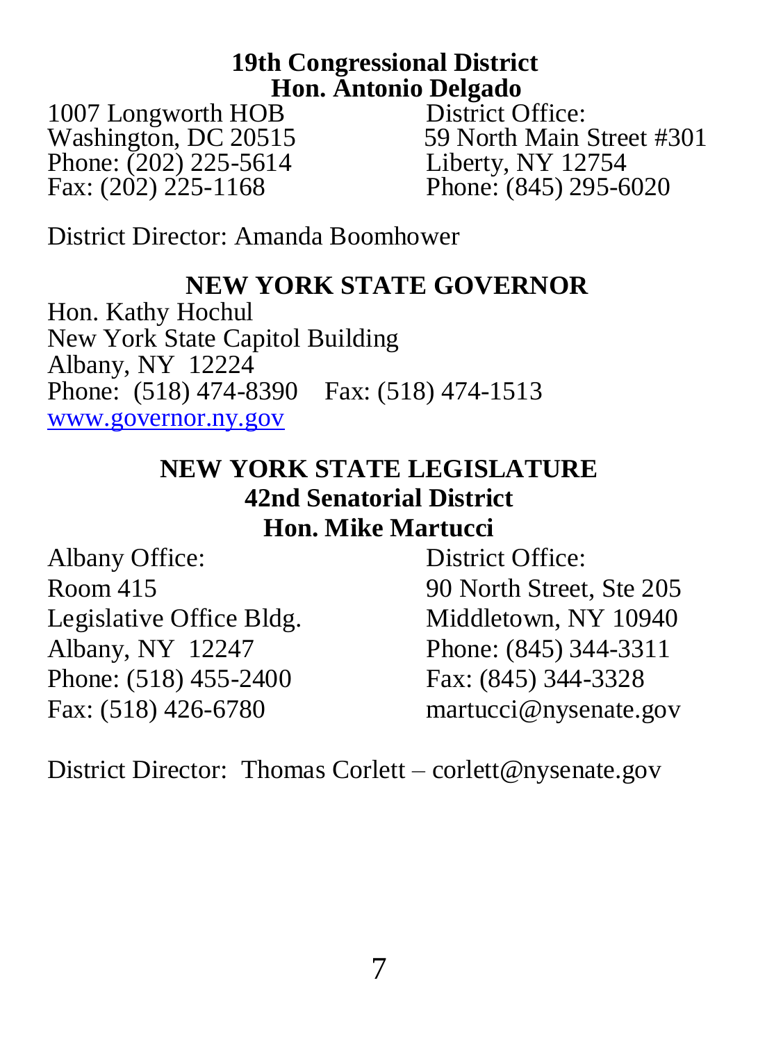## 19th Congressional District
## Hon. Antonio Delgado

1007 Longworth HOB
Washington, DC 20515
Phone: (202) 225-5614
Fax: (202) 225-1168

District Office:
59 North Main Street #301
Liberty, NY 12754
Phone: (845) 295-6020

District Director: Amanda Boomhower

## NEW YORK STATE GOVERNOR

Hon. Kathy Hochul
New York State Capitol Building
Albany, NY 12224
Phone: (518) 474-8390 Fax: (518) 474-1513
www.governor.ny.gov

## NEW YORK STATE LEGISLATURE
## 42nd Senatorial District
## Hon. Mike Martucci

Albany Office:
Room 415
Legislative Office Bldg.
Albany, NY 12247
Phone: (518) 455-2400
Fax: (518) 426-6780

District Office:
90 North Street, Ste 205
Middletown, NY 10940
Phone: (845) 344-3311
Fax: (845) 344-3328
martucci@nysenate.gov

District Director: Thomas Corlett – corlett@nysenate.gov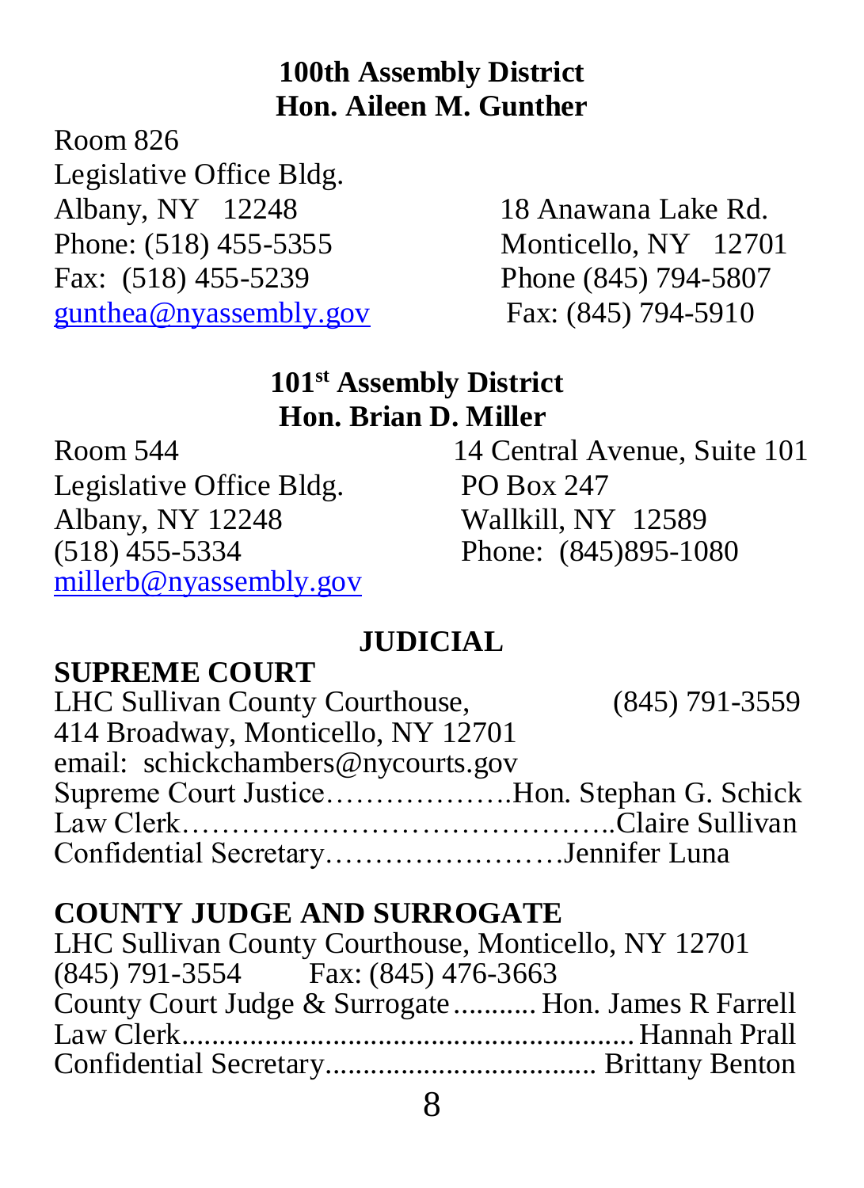**100th Assembly District**
**Hon. Aileen M. Gunther**

Room 826
Legislative Office Bldg.
Albany, NY 12248
Phone: (518) 455-5355
Fax: (518) 455-5239
gunthea@nyassembly.gov

18 Anawana Lake Rd.
Monticello, NY 12701
Phone (845) 794-5807
Fax: (845) 794-5910

**101st Assembly District**
**Hon. Brian D. Miller**

Room 544
Legislative Office Bldg.
Albany, NY 12248
(518) 455-5334
millerb@nyassembly.gov

14 Central Avenue, Suite 101
PO Box 247
Wallkill, NY 12589
Phone: (845)895-1080

## JUDICIAL

### SUPREME COURT

LHC Sullivan County Courthouse, (845) 791-3559
414 Broadway, Monticello, NY 12701
email: schickchambers@nycourts.gov
Supreme Court Justice……………….Hon. Stephan G. Schick
Law Clerk…………………………………..Claire Sullivan
Confidential Secretary……………………Jennifer Luna

### COUNTY JUDGE AND SURROGATE

LHC Sullivan County Courthouse, Monticello, NY 12701
(845) 791-3554 Fax: (845) 476-3663
County Court Judge & Surrogate........... Hon. James R Farrell
Law Clerk........................................................ Hannah Prall
Confidential Secretary.................................. Brittany Benton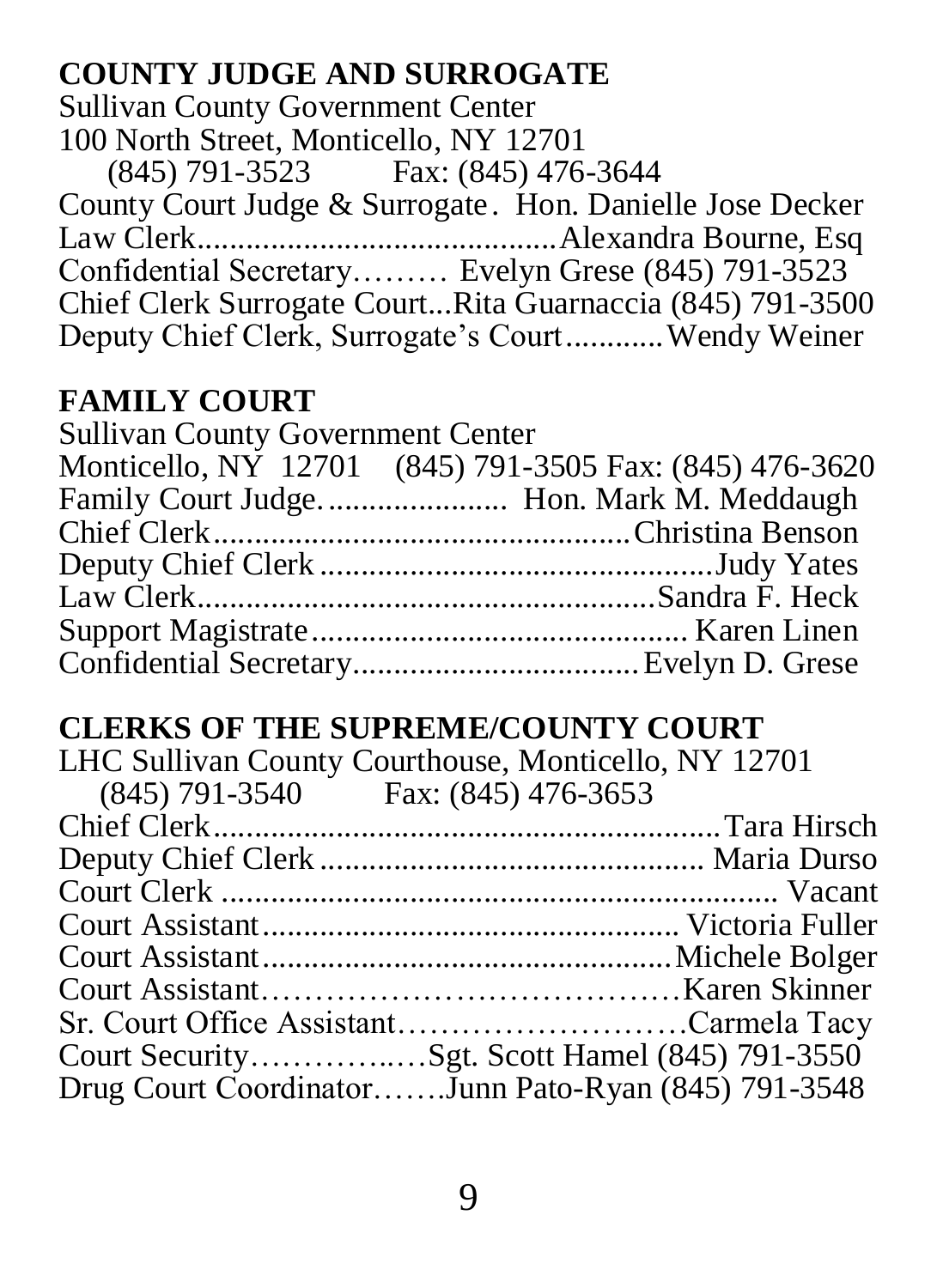## COUNTY JUDGE AND SURROGATE

Sullivan County Government Center
100 North Street, Monticello, NY 12701
(845) 791-3523 Fax: (845) 476-3644

County Court Judge & Surrogate. Hon. Danielle Jose Decker
Law Clerk.......................................Alexandra Bourne, Esq
Confidential Secretary……… Evelyn Grese (845) 791-3523
Chief Clerk Surrogate Court...Rita Guarnaccia (845) 791-3500
Deputy Chief Clerk, Surrogate's Court...........Wendy Weiner

## FAMILY COURT

Sullivan County Government Center
Monticello, NY 12701 (845) 791-3505 Fax: (845) 476-3620

Family Court Judge...................... Hon. Mark M. Meddaugh
Chief Clerk..................................................Christina Benson
Deputy Chief Clerk ...............................................Judy Yates
Law Clerk.......................................................Sandra F. Heck
Support Magistrate.............................................. Karen Linen
Confidential Secretary..................................Evelyn D. Grese

## CLERKS OF THE SUPREME/COUNTY COURT

LHC Sullivan County Courthouse, Monticello, NY 12701
(845) 791-3540 Fax: (845) 476-3653

Chief Clerk............................................................Tara Hirsch
Deputy Chief Clerk ............................................... Maria Durso
Court Clerk .................................................................. Vacant
Court Assistant.................................................. Victoria Fuller
Court Assistant.................................................Michele Bolger
Court Assistant…………………………………Karen Skinner
Sr. Court Office Assistant………………………Carmela Tacy
Court Security…………..…Sgt. Scott Hamel (845) 791-3550
Drug Court Coordinator…….Junn Pato-Ryan (845) 791-3548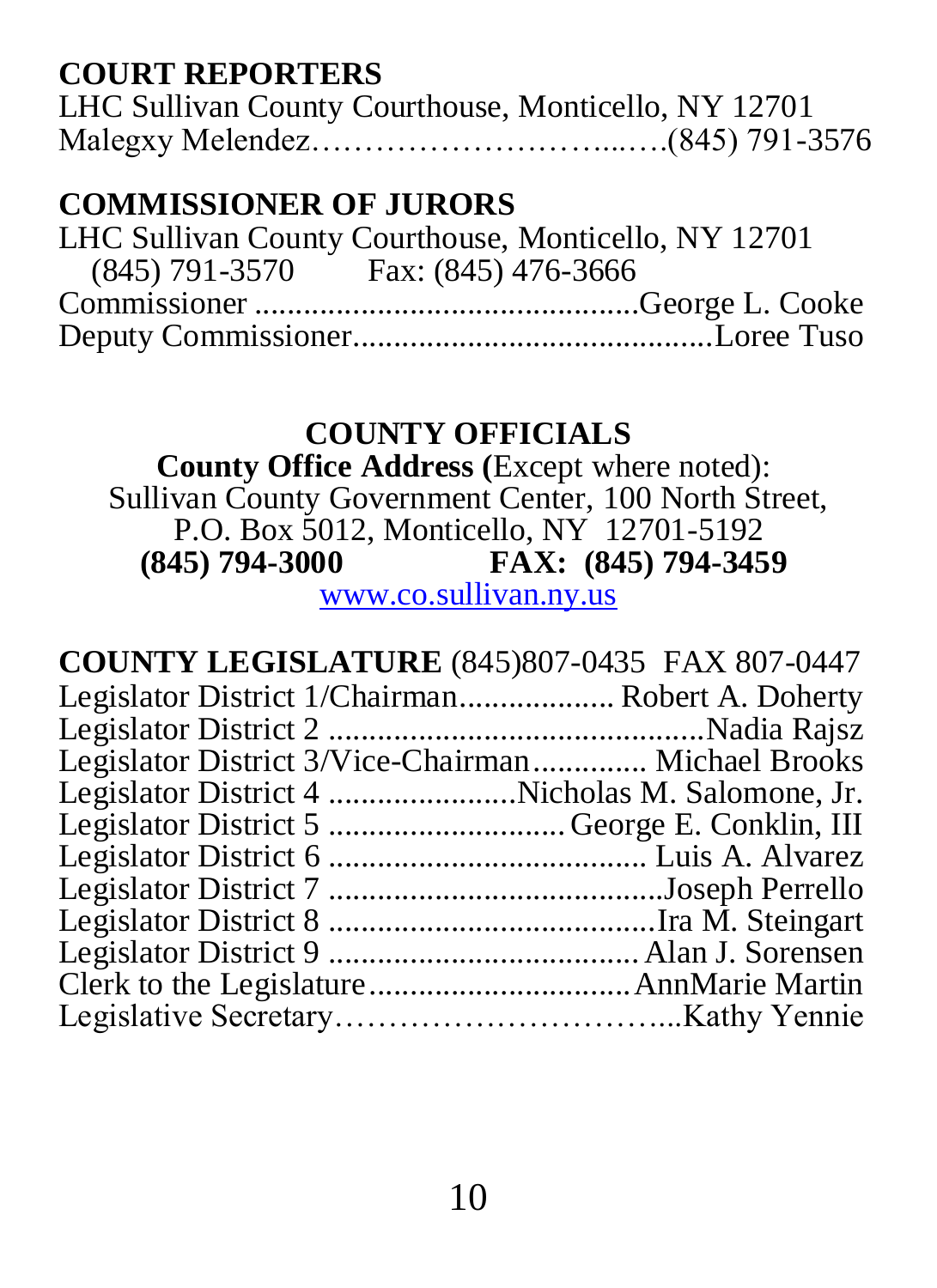## COURT REPORTERS

LHC Sullivan County Courthouse, Monticello, NY 12701

Malegxy Melendez……………………………...….(845) 791-3576

## COMMISSIONER OF JURORS

LHC Sullivan County Courthouse, Monticello, NY 12701

(845) 791-3570  Fax: (845) 476-3666

Commissioner .............................................George L. Cooke

Deputy Commissioner..........................................Loree Tuso

# COUNTY OFFICIALS

**County Office Address (**Except where noted):
Sullivan County Government Center, 100 North Street,
P.O. Box 5012, Monticello, NY 12701-5192
**(845) 794-3000  FAX: (845) 794-3459**
www.co.sullivan.ny.us

**COUNTY LEGISLATURE** (845)807-0435 FAX 807-0447

Legislator District 1/Chairman.................. Robert A. Doherty

Legislator District 2 ...............................................Nadia Rajsz

Legislator District 3/Vice-Chairman.............. Michael Brooks

Legislator District 4 .......................Nicholas M. Salomone, Jr.

Legislator District 5 .............................George E. Conklin, III

Legislator District 6 ....................................... Luis A. Alvarez

Legislator District 7 .........................................Joseph Perrello

Legislator District 8 .........................................Ira M. Steingart

Legislator District 9 ..................................... Alan J. Sorensen

Clerk to the Legislature................................AnnMarie Martin

Legislative Secretary…………………………...Kathy Yennie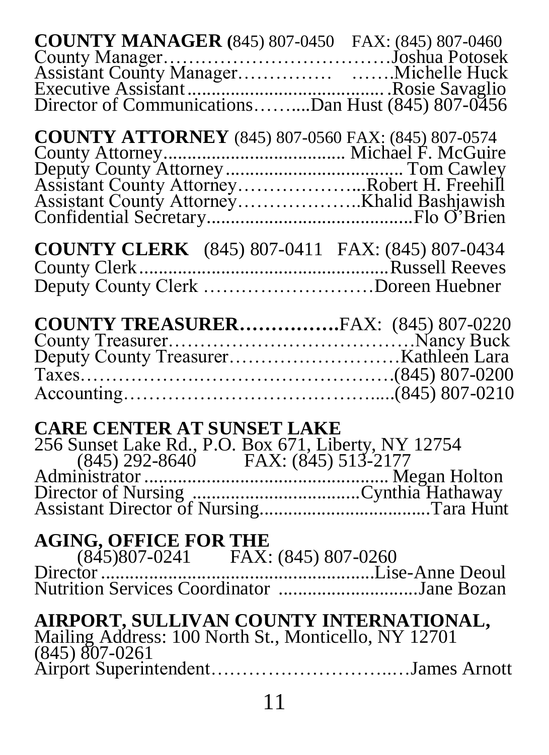**COUNTY MANAGER (**845) 807-0450 FAX: (845) 807-0460
County Manager……………………………….Joshua Potosek
Assistant County Manager…………… …….Michelle Huck
Executive Assistant........................................ .Rosie Savaglio
Director of Communications……....Dan Hust (845) 807-0456

**COUNTY ATTORNEY** (845) 807-0560 FAX: (845) 807-0574
County Attorney...................................... Michael F. McGuire
Deputy County Attorney.................................... Tom Cawley
Assistant County Attorney………………...Robert H. Freehill
Assistant County Attorney……………….Khalid Bashjawish
Confidential Secretary..........................................Flo O'Brien

**COUNTY CLERK** (845) 807-0411 FAX: (845) 807-0434
County Clerk....................................................Russell Reeves
Deputy County Clerk ……………………Doreen Huebner

**COUNTY TREASURER…………….**FAX: (845) 807-0220
County Treasurer………………………………….Nancy Buck
Deputy County Treasurer………………………Kathleen Lara
Taxes…………………………………………….(845) 807-0200
Accounting……………………………………....(845) 807-0210

**CARE CENTER AT SUNSET LAKE**
256 Sunset Lake Rd., P.O. Box 671, Liberty, NY 12754
(845) 292-8640 FAX: (845) 513-2177
Administrator .................................................... Megan Holton
Director of Nursing ..................................Cynthia Hathaway
Assistant Director of Nursing...................................Tara Hunt

**AGING, OFFICE FOR THE**
(845)807-0241 FAX: (845) 807-0260
Director .......................................................Lise-Anne Deoul
Nutrition Services Coordinator .............................Jane Bozan

**AIRPORT, SULLIVAN COUNTY INTERNATIONAL,**
Mailing Address: 100 North St., Monticello, NY 12701
(845) 807-0261
Airport Superintendent………………………..…James Arnott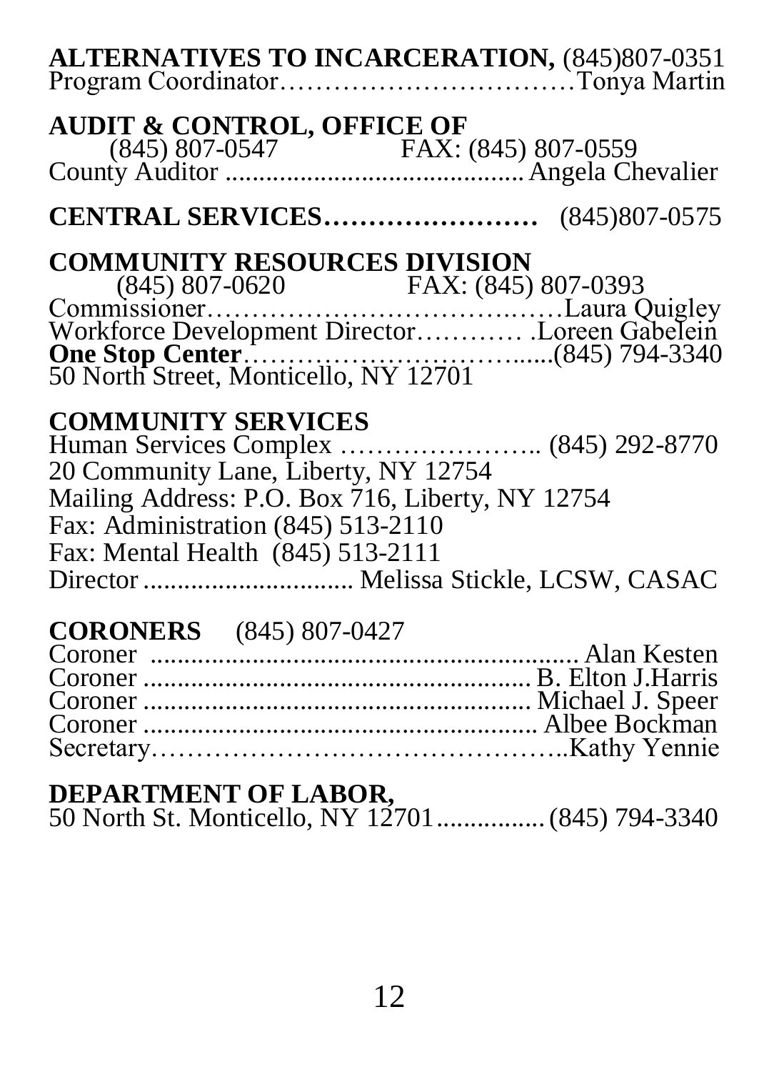**ALTERNATIVES TO INCARCERATION,** (845)807-0351
Program Coordinator……………………………Tonya Martin

**AUDIT & CONTROL, OFFICE OF**
(845) 807-0547 FAX: (845) 807-0559
County Auditor ........................................... Angela Chevalier

**CENTRAL SERVICES……………………** (845)807-0575

**COMMUNITY RESOURCES DIVISION**
(845) 807-0620 FAX: (845) 807-0393
Commissioner…………………………………Laura Quigley
Workforce Development Director………… .Loreen Gabelein
**One Stop Center**……………………………......(845) 794-3340
50 North Street, Monticello, NY 12701

**COMMUNITY SERVICES**
Human Services Complex ………………….. (845) 292-8770
20 Community Lane, Liberty, NY 12754
Mailing Address: P.O. Box 716, Liberty, NY 12754
Fax: Administration (845) 513-2110
Fax: Mental Health (845) 513-2111
Director ............................... Melissa Stickle, LCSW, CASAC

**CORONERS** (845) 807-0427
Coroner ................................................................. Alan Kesten
Coroner ........................................................... B. Elton J.Harris
Coroner ........................................................... Michael J. Speer
Coroner ........................................................... Albee Bockman
Secretary……………………………………..Kathy Yennie

**DEPARTMENT OF LABOR,**
50 North St. Monticello, NY 12701................ (845) 794-3340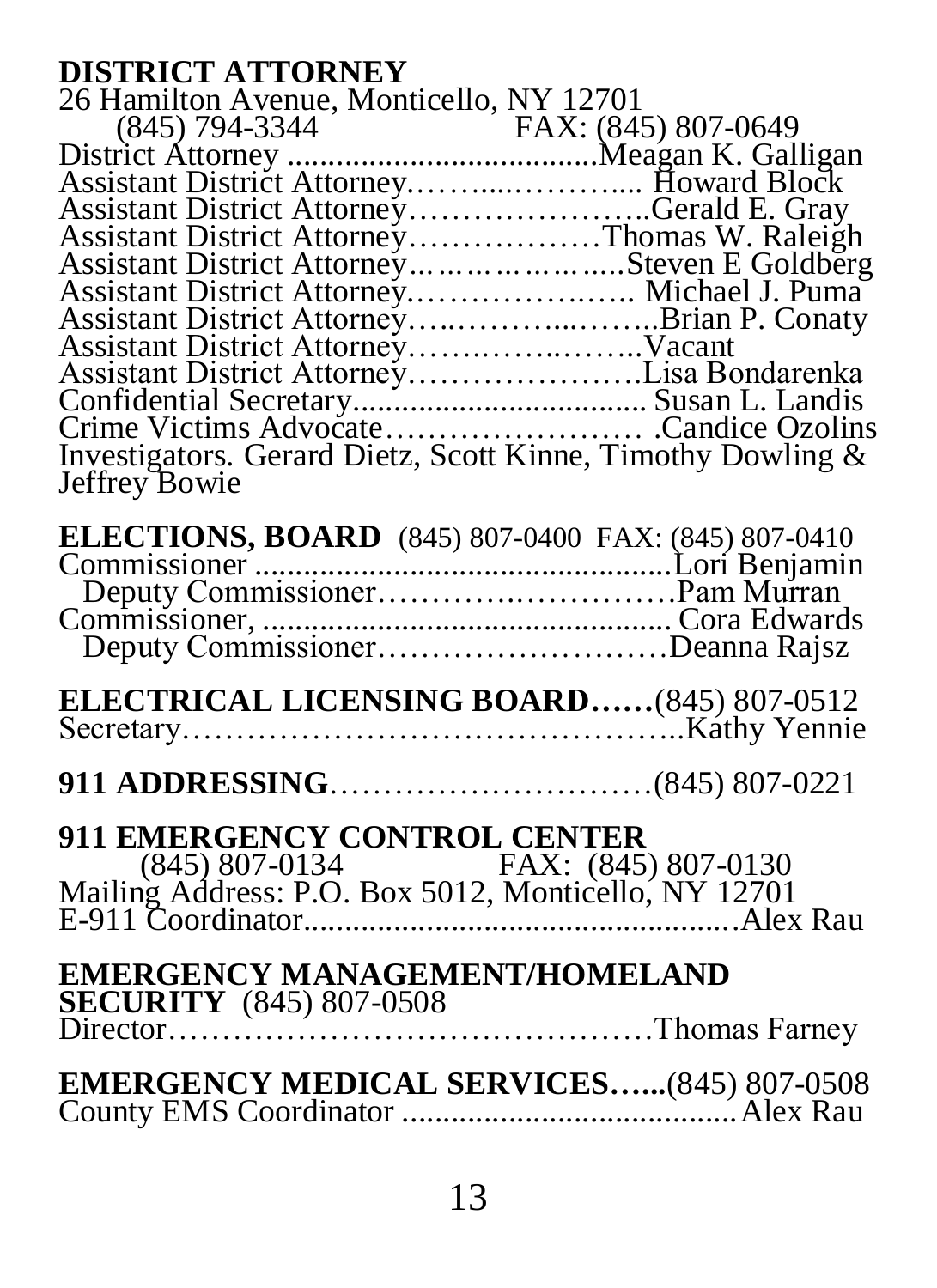**DISTRICT ATTORNEY**
26 Hamilton Avenue, Monticello, NY 12701
(845) 794-3344 FAX: (845) 807-0649
District Attorney ....................................Meagan K. Galligan
Assistant District Attorney……...………... Howard Block
Assistant District Attorney…………………..Gerald E. Gray
Assistant District Attorney………………Thomas W. Raleigh
Assistant District Attorney…………………Steven E Goldberg
Assistant District Attorney………………….. Michael J. Puma
Assistant District Attorney…..………...……..Brian P. Conaty
Assistant District Attorney………….…..……..Vacant
Assistant District Attorney…………………Lisa Bondarenka
Confidential Secretary.................................... Susan L. Landis
Crime Victims Advocate…………………… .Candice Ozolins
Investigators. Gerard Dietz, Scott Kinne, Timothy Dowling & Jeffrey Bowie

**ELECTIONS, BOARD** (845) 807-0400 FAX: (845) 807-0410
Commissioner ..................................................Lori Benjamin
Deputy Commissioner………….……………Pam Murran
Commissioner, ................................................... Cora Edwards
Deputy Commissioner………………………Deanna Rajsz

**ELECTRICAL LICENSING BOARD……**(845) 807-0512
Secretary………………………………………..Kathy Yennie

**911 ADDRESSING**…………………………(845) 807-0221

**911 EMERGENCY CONTROL CENTER**
(845) 807-0134 FAX: (845) 807-0130
Mailing Address: P.O. Box 5012, Monticello, NY 12701
E-911 Coordinator.....................................................Alex Rau

**EMERGENCY MANAGEMENT/HOMELAND SECURITY** (845) 807-0508
Director………………………………………Thomas Farney

**EMERGENCY MEDICAL SERVICES…...**(845) 807-0508
County EMS Coordinator ........................................Alex Rau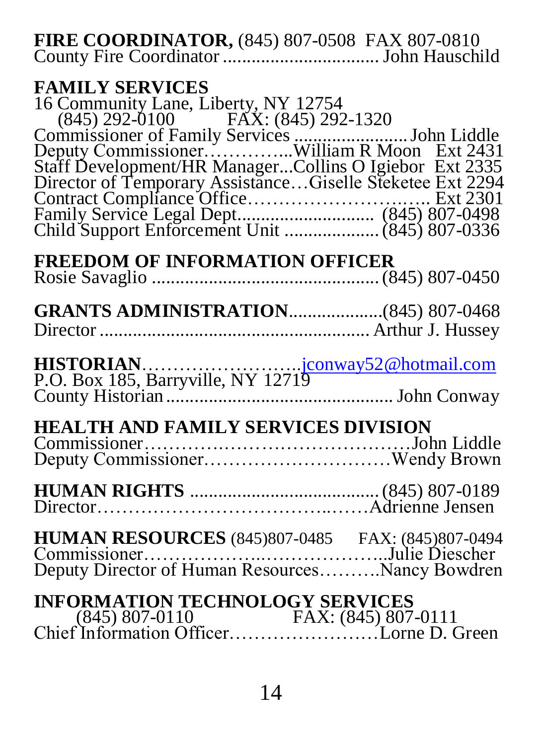**FIRE COORDINATOR,** (845) 807-0508 FAX 807-0810
County Fire Coordinator ................................ John Hauschild

**FAMILY SERVICES**
16 Community Lane, Liberty, NY 12754
(845) 292-0100 FAX: (845) 292-1320
Commissioner of Family Services ....................... John Liddle
Deputy Commissioner…………...William R Moon Ext 2431
Staff Development/HR Manager...Collins O Igiebor Ext 2335
Director of Temporary Assistance…Giselle Steketee Ext 2294
Contract Compliance Office………………………... Ext 2301
Family Service Legal Dept............................ (845) 807-0498
Child Support Enforcement Unit ................... (845) 807-0336

**FREEDOM OF INFORMATION OFFICER**
Rosie Savaglio ............................................... (845) 807-0450

**GRANTS ADMINISTRATION**....................(845) 807-0468
Director ........................................................ Arthur J. Hussey

**HISTORIAN**……………………..jconway52@hotmail.com
P.O. Box 185, Barryville, NY 12719
County Historian .............................................. John Conway

**HEALTH AND FAMILY SERVICES DIVISION**
Commissioner……………………………………John Liddle
Deputy Commissioner…………………………Wendy Brown

**HUMAN RIGHTS** ......................................... (845) 807-0189
Director……………………………….……Adrienne Jensen

**HUMAN RESOURCES** (845)807-0485 FAX: (845)807-0494
Commissioner……………………..………………..Julie Diescher
Deputy Director of Human Resources……….Nancy Bowdren

**INFORMATION TECHNOLOGY SERVICES**
(845) 807-0110 FAX: (845) 807-0111
Chief Information Officer……………………Lorne D. Green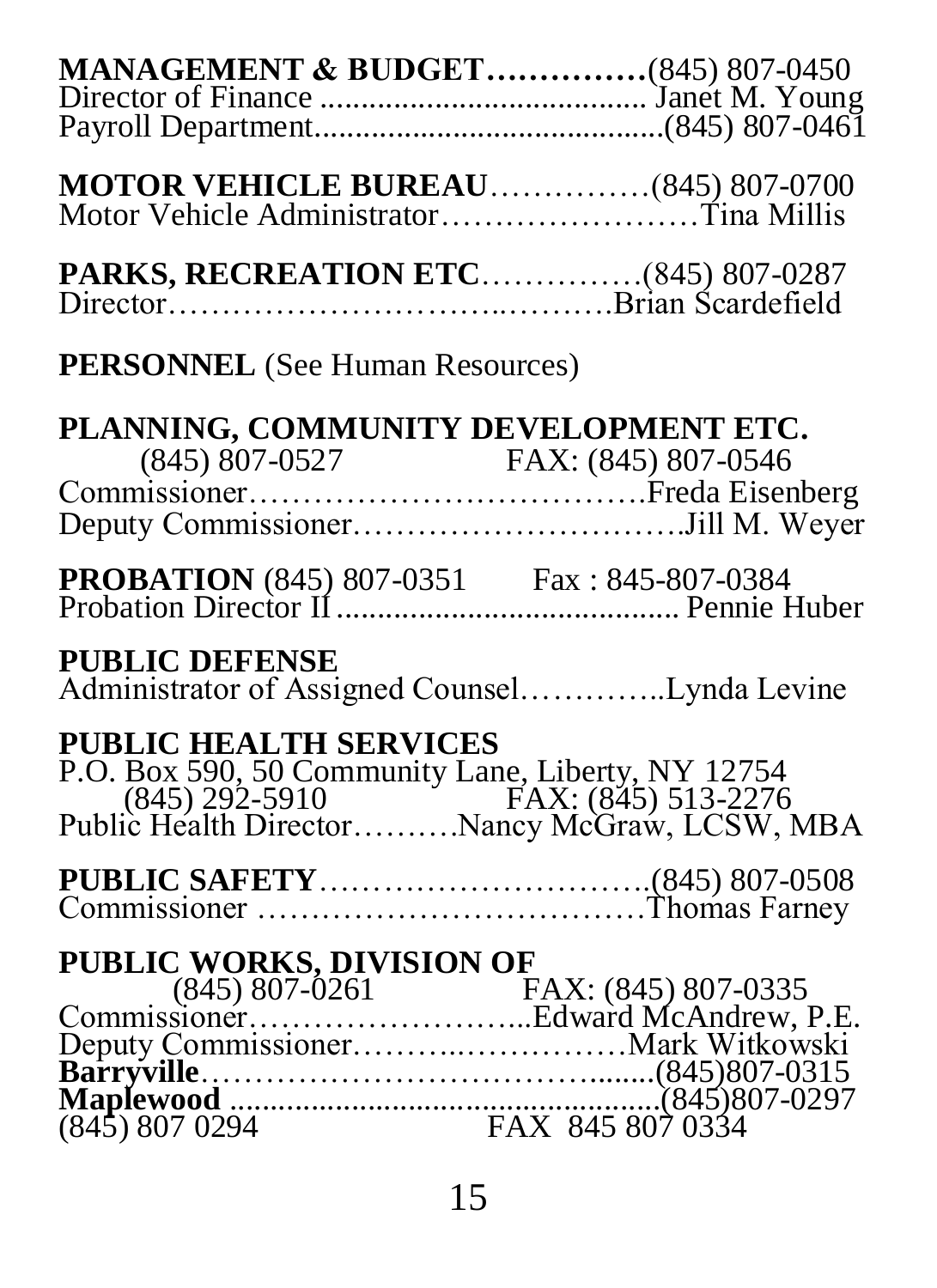**MANAGEMENT & BUDGET……………**(845) 807-0450
Director of Finance ........................................ Janet M. Young
Payroll Department.........................................(845) 807-0461

**MOTOR VEHICLE BUREAU**……………(845) 807-0700
Motor Vehicle Administrator……………………Tina Millis

**PARKS, RECREATION ETC**……………(845) 807-0287
Director………………………..……….Brian Scardefield

**PERSONNEL** (See Human Resources)

**PLANNING, COMMUNITY DEVELOPMENT ETC.**
(845) 807-0527 FAX: (845) 807-0546
Commissioner………………………………Freda Eisenberg
Deputy Commissioner………………………….Jill M. Weyer

**PROBATION** (845) 807-0351 Fax : 845-807-0384
Probation Director II ......................................... Pennie Huber

**PUBLIC DEFENSE**
Administrator of Assigned Counsel…………..Lynda Levine

**PUBLIC HEALTH SERVICES**
P.O. Box 590, 50 Community Lane, Liberty, NY 12754
(845) 292-5910 FAX: (845) 513-2276
Public Health Director……….Nancy McGraw, LCSW, MBA

**PUBLIC SAFETY**………………………….(845) 807-0508
Commissioner ………………………………Thomas Farney

**PUBLIC WORKS, DIVISION OF**
(845) 807-0261 FAX: (845) 807-0335
Commissioner…..…………………..Edward McAndrew, P.E.
Deputy Commissioner………..……………Mark Witkowski
**Barryville**…………………………………........(845)807-0315
**Maplewood** ......................................................(845)807-0297
(845) 807 0294 FAX 845 807 0334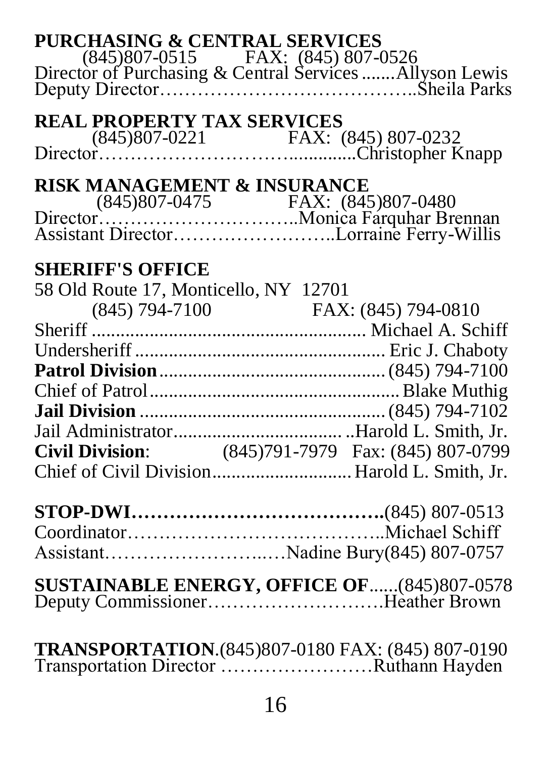## PURCHASING & CENTRAL SERVICES

(845)807-0515 FAX: (845) 807-0526

Director of Purchasing & Central Services .......Allyson Lewis

Deputy Director…………………………………..Sheila Parks

## REAL PROPERTY TAX SERVICES

(845)807-0221 FAX: (845) 807-0232

Director……………………….............Christopher Knapp

## RISK MANAGEMENT & INSURANCE

(845)807-0475 FAX: (845)807-0480

Director…………………………..Monica Farquhar Brennan

Assistant Director……………………..Lorraine Ferry-Willis

## SHERIFF'S OFFICE

58 Old Route 17, Monticello, NY 12701

(845) 794-7100 FAX: (845) 794-0810

Sheriff ........................................................ Michael A. Schiff

Undersheriff .................................................... Eric J. Chaboty

**Patrol Division**............................................... (845) 794-7100

Chief of Patrol.................................................... Blake Muthig

**Jail Division** .................................................. (845) 794-7102

Jail Administrator.................................. ..Harold L. Smith, Jr.

**Civil Division**: (845)791-7979 Fax: (845) 807-0799

Chief of Civil Division............................ Harold L. Smith, Jr.

**STOP-DWI…………………………………..**(845) 807-0513

Coordinator………………………………..Michael Schiff

Assistant…………………..…Nadine Bury(845) 807-0757

**SUSTAINABLE ENERGY, OFFICE OF**......(845)807-0578

Deputy Commissioner……………………….Heather Brown

**TRANSPORTATION**.(845)807-0180 FAX: (845) 807-0190

Transportation Director ……………………Ruthann Hayden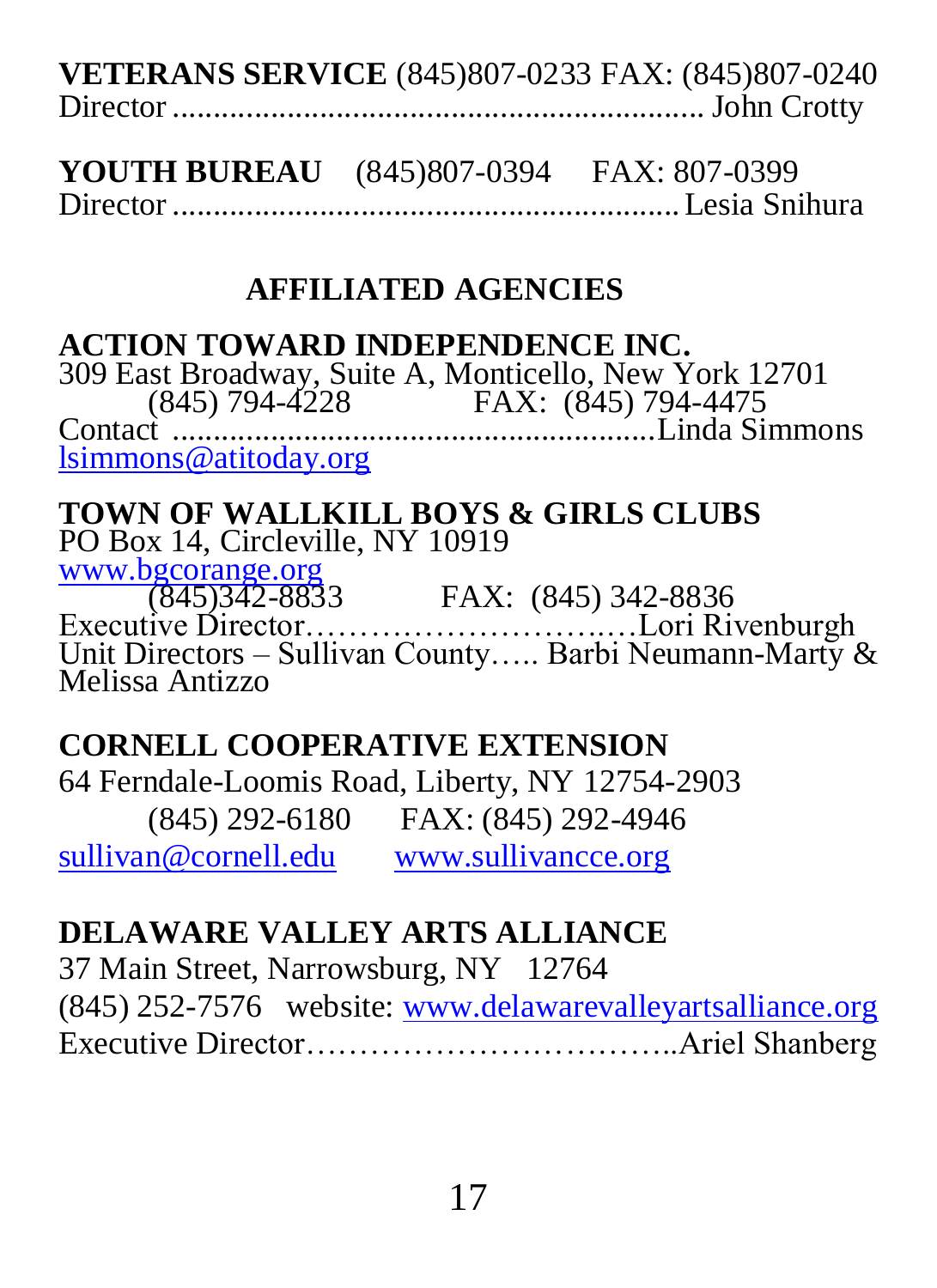**VETERANS SERVICE** (845)807-0233 FAX: (845)807-0240
Director ............................................................... John Crotty

**YOUTH BUREAU** (845)807-0394 FAX: 807-0399
Director ........................................................... Lesia Snihura

## AFFILIATED AGENCIES

**ACTION TOWARD INDEPENDENCE INC.**
309 East Broadway, Suite A, Monticello, New York 12701
(845) 794-4228 FAX: (845) 794-4475
Contact .........................................................Linda Simmons
lsimmons@atitoday.org

**TOWN OF WALLKILL BOYS & GIRLS CLUBS**
PO Box 14, Circleville, NY 10919
www.bgcorange.org
(845)342-8833 FAX: (845) 342-8836
Executive Director……………………….…Lori Rivenburgh
Unit Directors – Sullivan County….. Barbi Neumann-Marty & Melissa Antizzo

**CORNELL COOPERATIVE EXTENSION**
64 Ferndale-Loomis Road, Liberty, NY 12754-2903
(845) 292-6180 FAX: (845) 292-4946
sullivan@cornell.edu www.sullivancce.org

**DELAWARE VALLEY ARTS ALLIANCE**
37 Main Street, Narrowsburg, NY 12764
(845) 252-7576 website: www.delawarevalleyartsalliance.org
Executive Director……………………………..Ariel Shanberg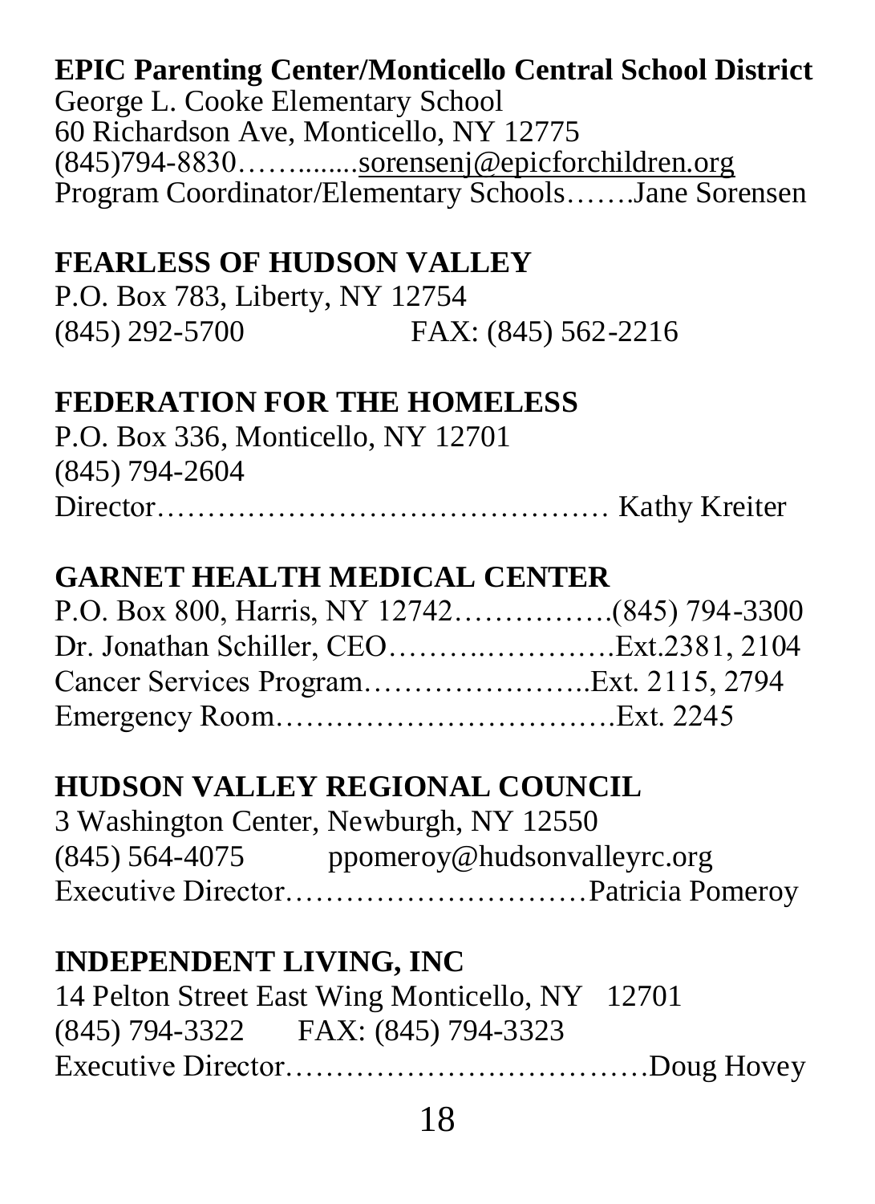**EPIC Parenting Center/Monticello Central School District**
George L. Cooke Elementary School
60 Richardson Ave, Monticello, NY 12775
(845)794-8830……........sorensenj@epicforchildren.org
Program Coordinator/Elementary Schools…….Jane Sorensen

**FEARLESS OF HUDSON VALLEY**
P.O. Box 783, Liberty, NY 12754
(845) 292-5700 FAX: (845) 562-2216

**FEDERATION FOR THE HOMELESS**
P.O. Box 336, Monticello, NY 12701
(845) 794-2604
Director……………………………………… Kathy Kreiter

**GARNET HEALTH MEDICAL CENTER**
P.O. Box 800, Harris, NY 12742…………….(845) 794-3300
Dr. Jonathan Schiller, CEO……….………….Ext.2381, 2104
Cancer Services Program…………………..Ext. 2115, 2794
Emergency Room…………………………….Ext. 2245

**HUDSON VALLEY REGIONAL COUNCIL**
3 Washington Center, Newburgh, NY 12550
(845) 564-4075 ppomeroy@hudsonvalleyrc.org
Executive Director…………………………Patricia Pomeroy

**INDEPENDENT LIVING, INC**
14 Pelton Street East Wing Monticello, NY 12701
(845) 794-3322 FAX: (845) 794-3323
Executive Director………………………………Doug Hovey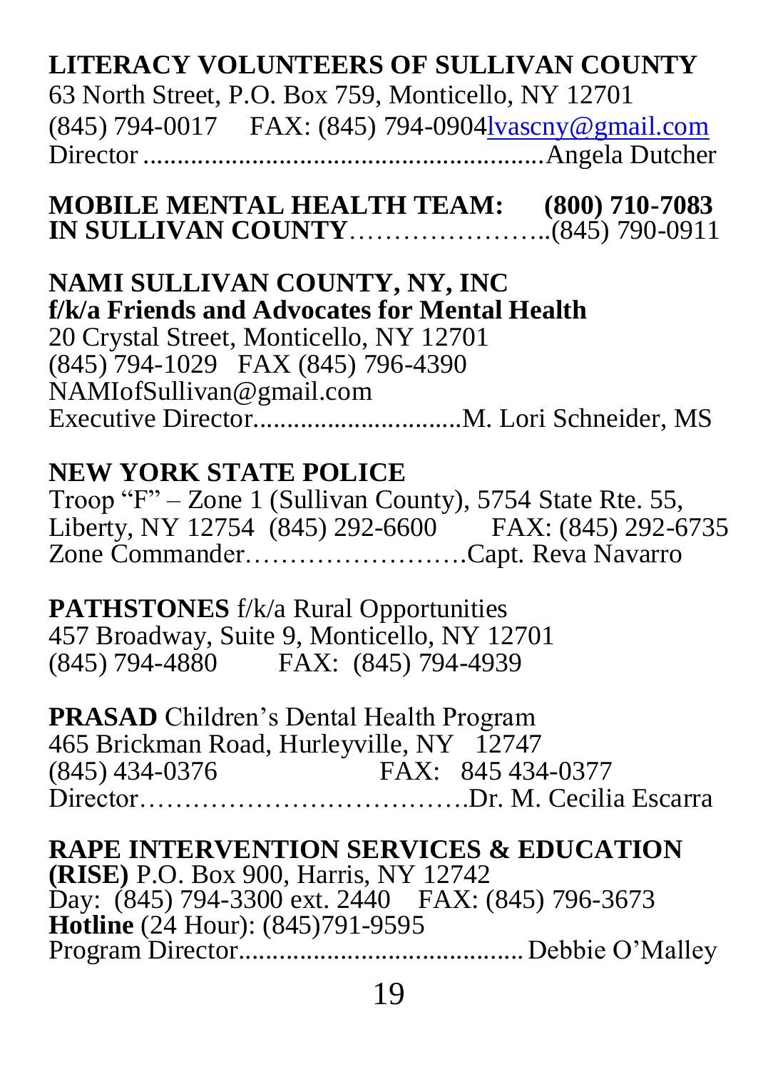**LITERACY VOLUNTEERS OF SULLIVAN COUNTY**
63 North Street, P.O. Box 759, Monticello, NY 12701
(845) 794-0017 FAX: (845) 794-0904 lvascny@gmail.com
Director..........................................................Angela Dutcher

**MOBILE MENTAL HEALTH TEAM: (800) 710-7083**
**IN SULLIVAN COUNTY**…………………..(845) 790-0911

**NAMI SULLIVAN COUNTY, NY, INC**
**f/k/a Friends and Advocates for Mental Health**
20 Crystal Street, Monticello, NY 12701
(845) 794-1029 FAX (845) 796-4390
NAMIofSullivan@gmail.com
Executive Director..............................M. Lori Schneider, MS

**NEW YORK STATE POLICE**
Troop "F" – Zone 1 (Sullivan County), 5754 State Rte. 55, Liberty, NY 12754 (845) 292-6600 FAX: (845) 292-6735
Zone Commander……………………Capt. Reva Navarro

**PATHSTONES** f/k/a Rural Opportunities
457 Broadway, Suite 9, Monticello, NY 12701
(845) 794-4880 FAX: (845) 794-4939

**PRASAD** Children's Dental Health Program
465 Brickman Road, Hurleyville, NY 12747
(845) 434-0376 FAX: 845 434-0377
Director……………………………….Dr. M. Cecilia Escarra

**RAPE INTERVENTION SERVICES & EDUCATION (RISE)** P.O. Box 900, Harris, NY 12742
Day: (845) 794-3300 ext. 2440 FAX: (845) 796-3673
**Hotline** (24 Hour): (845)791-9595
Program Director.........................................Debbie O'Malley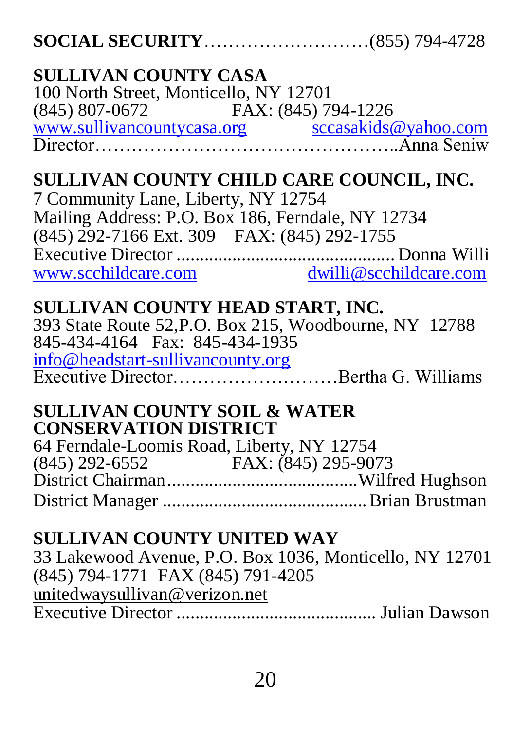**SOCIAL SECURITY**………………………(855) 794-4728

**SULLIVAN COUNTY CASA**
100 North Street, Monticello, NY 12701
(845) 807-0672 FAX: (845) 794-1226
www.sullivancountycasa.org sccasakids@yahoo.com
Director……………………………………..Anna Seniw

**SULLIVAN COUNTY CHILD CARE COUNCIL, INC.**
7 Community Lane, Liberty, NY 12754
Mailing Address: P.O. Box 186, Ferndale, NY 12734
(845) 292-7166 Ext. 309 FAX: (845) 292-1755
Executive Director .............................................. Donna Willi
www.scchildcare.com dwilli@scchildcare.com

**SULLIVAN COUNTY HEAD START, INC.**
393 State Route 52,P.O. Box 215, Woodbourne, NY 12788
845-434-4164 Fax: 845-434-1935
info@headstart-sullivancounty.org
Executive Director………………………Bertha G. Williams

**SULLIVAN COUNTY SOIL & WATER CONSERVATION DISTRICT**
64 Ferndale-Loomis Road, Liberty, NY 12754
(845) 292-6552 FAX: (845) 295-9073
District Chairman.........................................Wilfred Hughson
District Manager ........................................... Brian Brustman

**SULLIVAN COUNTY UNITED WAY**
33 Lakewood Avenue, P.O. Box 1036, Monticello, NY 12701
(845) 794-1771 FAX (845) 791-4205
unitedwaysullivan@verizon.net
Executive Director .......................................... Julian Dawson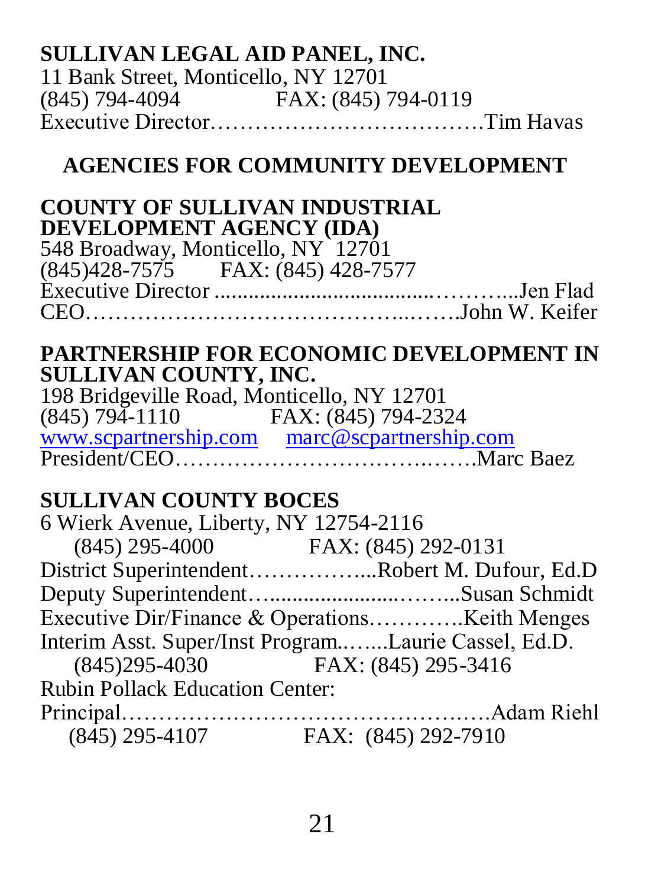**SULLIVAN LEGAL AID PANEL, INC.**
11 Bank Street, Monticello, NY 12701
(845) 794-4094 FAX: (845) 794-0119
Executive Director……………………………….Tim Havas

## AGENCIES FOR COMMUNITY DEVELOPMENT

**COUNTY OF SULLIVAN INDUSTRIAL DEVELOPMENT AGENCY (IDA)**
548 Broadway, Monticello, NY 12701
(845)428-7575 FAX: (845) 428-7577
Executive Director .....................................………..Jen Flad
CEO…………………………………..…….John W. Keifer

**PARTNERSHIP FOR ECONOMIC DEVELOPMENT IN SULLIVAN COUNTY, INC.**
198 Bridgeville Road, Monticello, NY 12701
(845) 794-1110 FAX: (845) 794-2324
www.scpartnership.com marc@scpartnership.com
President/CEO…………………………….…….Marc Baez

**SULLIVAN COUNTY BOCES**
6 Wierk Avenue, Liberty, NY 12754-2116
(845) 295-4000 FAX: (845) 292-0131
District Superintendent……………...Robert M. Dufour, Ed.D
Deputy Superintendent…......................……..Susan Schmidt
Executive Dir/Finance & Operations………….Keith Menges
Interim Asst. Super/Inst Program.…....Laurie Cassel, Ed.D.
(845)295-4030 FAX: (845) 295-3416
Rubin Pollack Education Center:
Principal……………………………………….Adam Riehl
(845) 295-4107 FAX: (845) 292-7910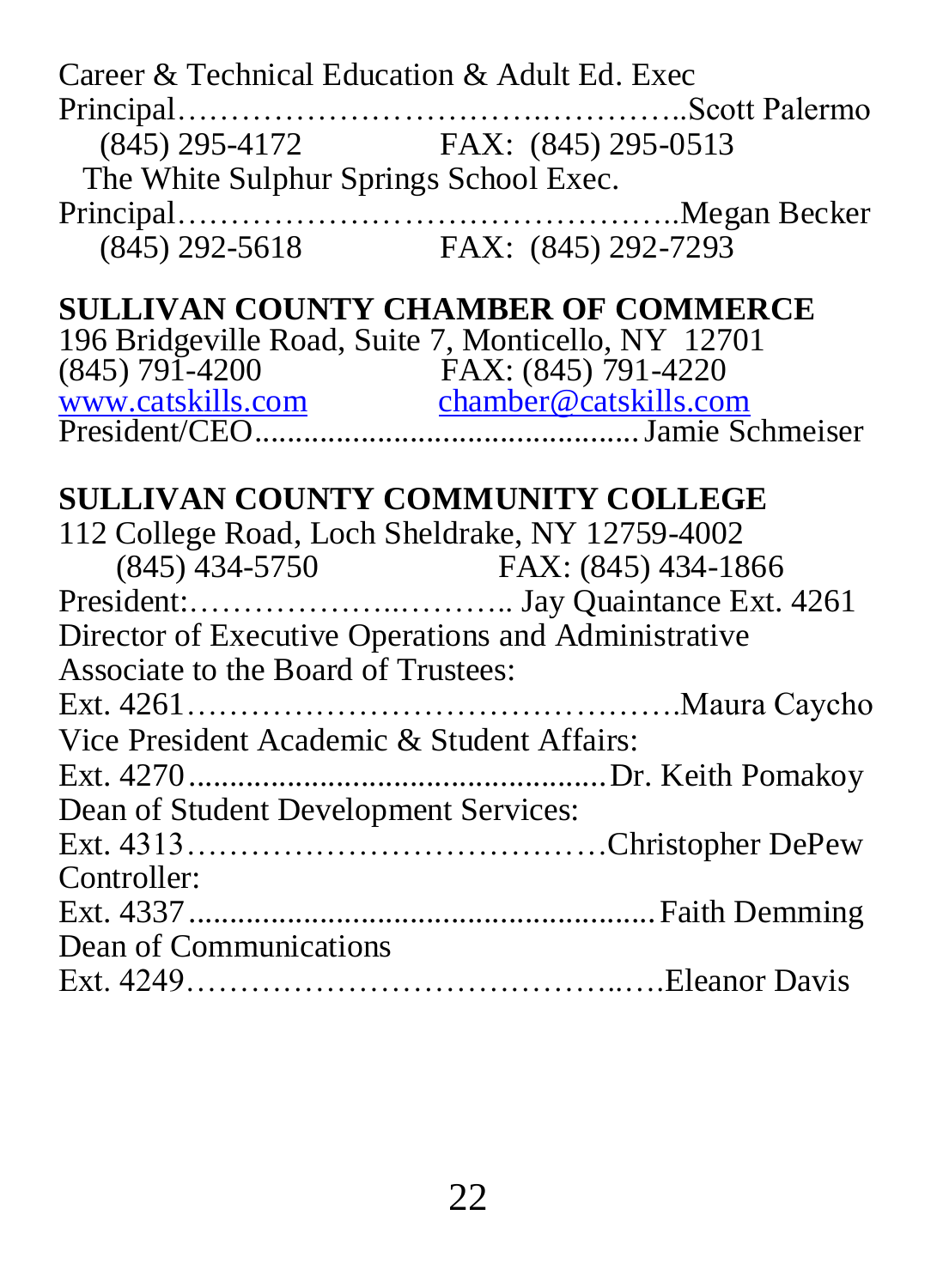Career & Technical Education & Adult Ed. Exec Principal……………………………………..Scott Palermo
(845) 295-4172 FAX: (845) 295-0513

The White Sulphur Springs School Exec. Principal……………………………………..Megan Becker
(845) 292-5618 FAX: (845) 292-7293

## SULLIVAN COUNTY CHAMBER OF COMMERCE

196 Bridgeville Road, Suite 7, Monticello, NY 12701
(845) 791-4200 FAX: (845) 791-4220
www.catskills.com chamber@catskills.com
President/CEO............................................Jamie Schmeiser

## SULLIVAN COUNTY COMMUNITY COLLEGE

112 College Road, Loch Sheldrake, NY 12759-4002
(845) 434-5750 FAX: (845) 434-1866
President:……………..……….. Jay Quaintance Ext. 4261
Director of Executive Operations and Administrative Associate to the Board of Trustees:
Ext. 4261……………………………………Maura Caycho
Vice President Academic & Student Affairs:
Ext. 4270..................................................Dr. Keith Pomakoy
Dean of Student Development Services:
Ext. 4313…………………………………Christopher DePew
Controller:
Ext. 4337........................................................Faith Demming
Dean of Communications
Ext. 4249………………………………..….Eleanor Davis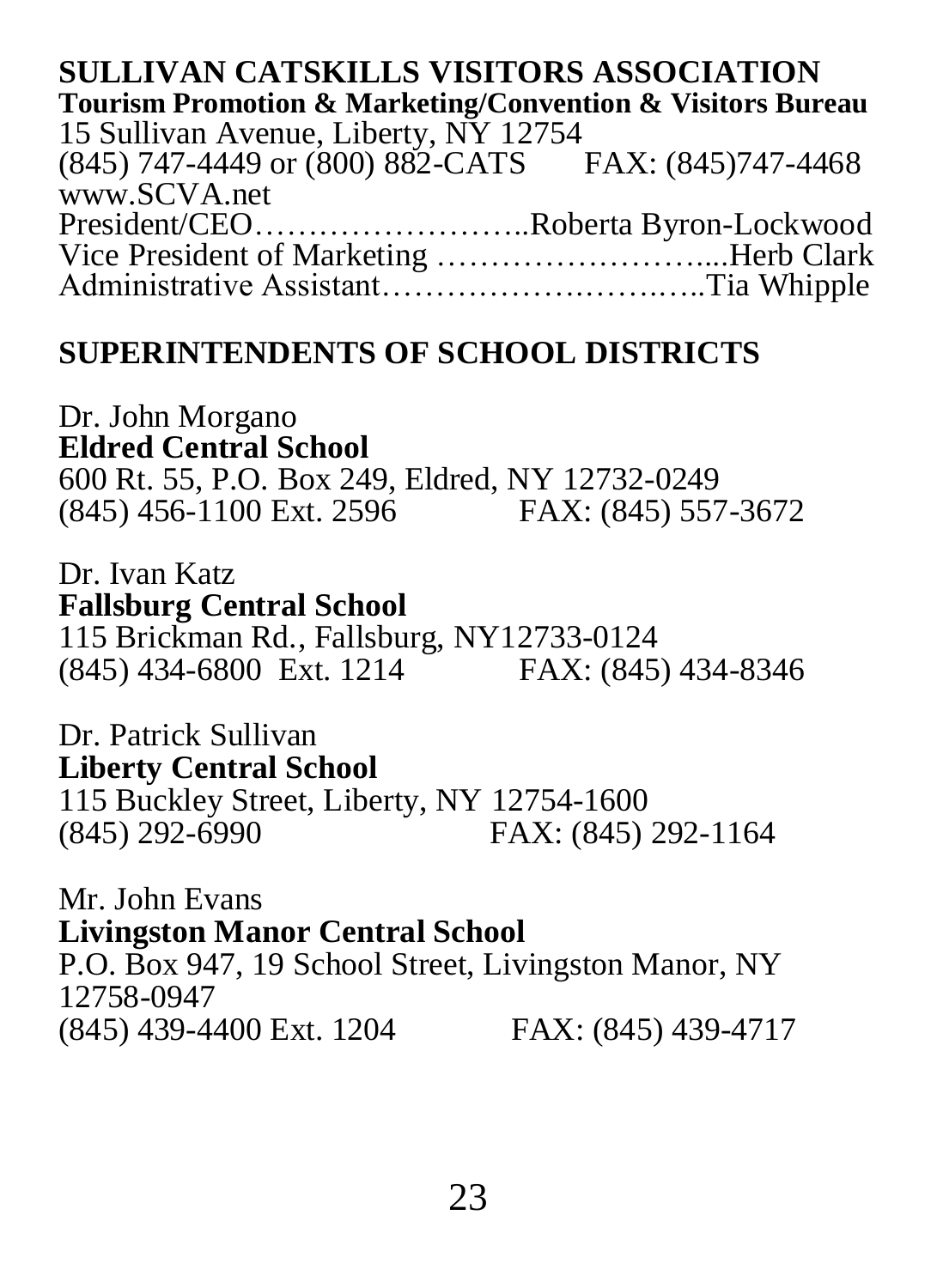## SULLIVAN CATSKILLS VISITORS ASSOCIATION

**Tourism Promotion & Marketing/Convention & Visitors Bureau**

15 Sullivan Avenue, Liberty, NY 12754
(845) 747-4449 or (800) 882-CATS FAX: (845)747-4468
www.SCVA.net

President/CEO……………………..Roberta Byron-Lockwood
Vice President of Marketing ……………………....Herb Clark
Administrative Assistant……………….……..…..Tia Whipple

## SUPERINTENDENTS OF SCHOOL DISTRICTS

Dr. John Morgano
**Eldred Central School**
600 Rt. 55, P.O. Box 249, Eldred, NY 12732-0249
(845) 456-1100 Ext. 2596 FAX: (845) 557-3672

Dr. Ivan Katz
**Fallsburg Central School**
115 Brickman Rd., Fallsburg, NY12733-0124
(845) 434-6800 Ext. 1214 FAX: (845) 434-8346

Dr. Patrick Sullivan
**Liberty Central School**
115 Buckley Street, Liberty, NY 12754-1600
(845) 292-6990 FAX: (845) 292-1164

Mr. John Evans
**Livingston Manor Central School**
P.O. Box 947, 19 School Street, Livingston Manor, NY 12758-0947
(845) 439-4400 Ext. 1204 FAX: (845) 439-4717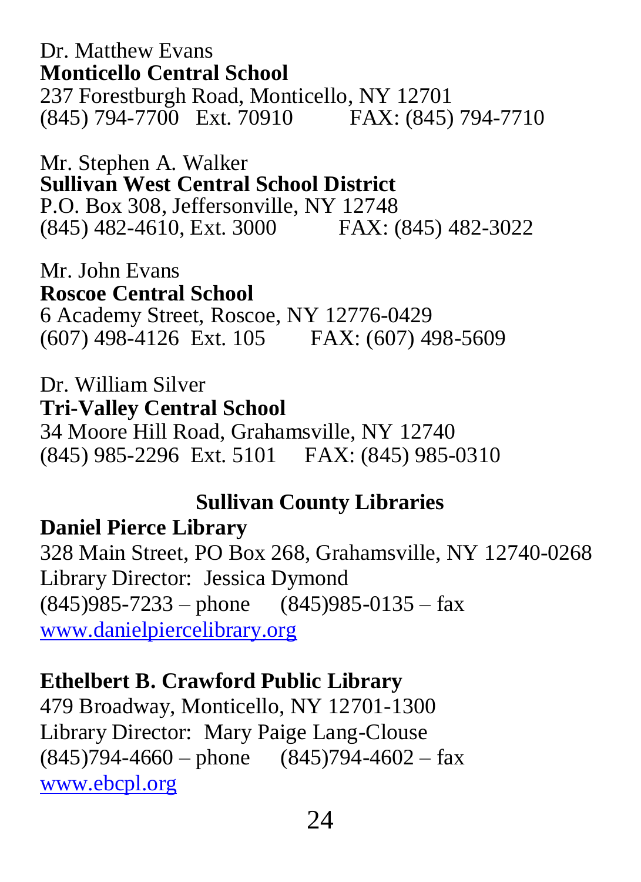Dr. Matthew Evans
**Monticello Central School**
237 Forestburgh Road, Monticello, NY 12701
(845) 794-7700 Ext. 70910 FAX: (845) 794-7710

Mr. Stephen A. Walker
**Sullivan West Central School District**
P.O. Box 308, Jeffersonville, NY 12748
(845) 482-4610, Ext. 3000 FAX: (845) 482-3022

Mr. John Evans
**Roscoe Central School**
6 Academy Street, Roscoe, NY 12776-0429
(607) 498-4126 Ext. 105 FAX: (607) 498-5609

Dr. William Silver
**Tri-Valley Central School**
34 Moore Hill Road, Grahamsville, NY 12740
(845) 985-2296 Ext. 5101 FAX: (845) 985-0310

## Sullivan County Libraries

**Daniel Pierce Library**
328 Main Street, PO Box 268, Grahamsville, NY 12740-0268
Library Director: Jessica Dymond
(845)985-7233 – phone (845)985-0135 – fax
www.danielpiercelibrary.org

**Ethelbert B. Crawford Public Library**
479 Broadway, Monticello, NY 12701-1300
Library Director: Mary Paige Lang-Clouse
(845)794-4660 – phone (845)794-4602 – fax
www.ebcpl.org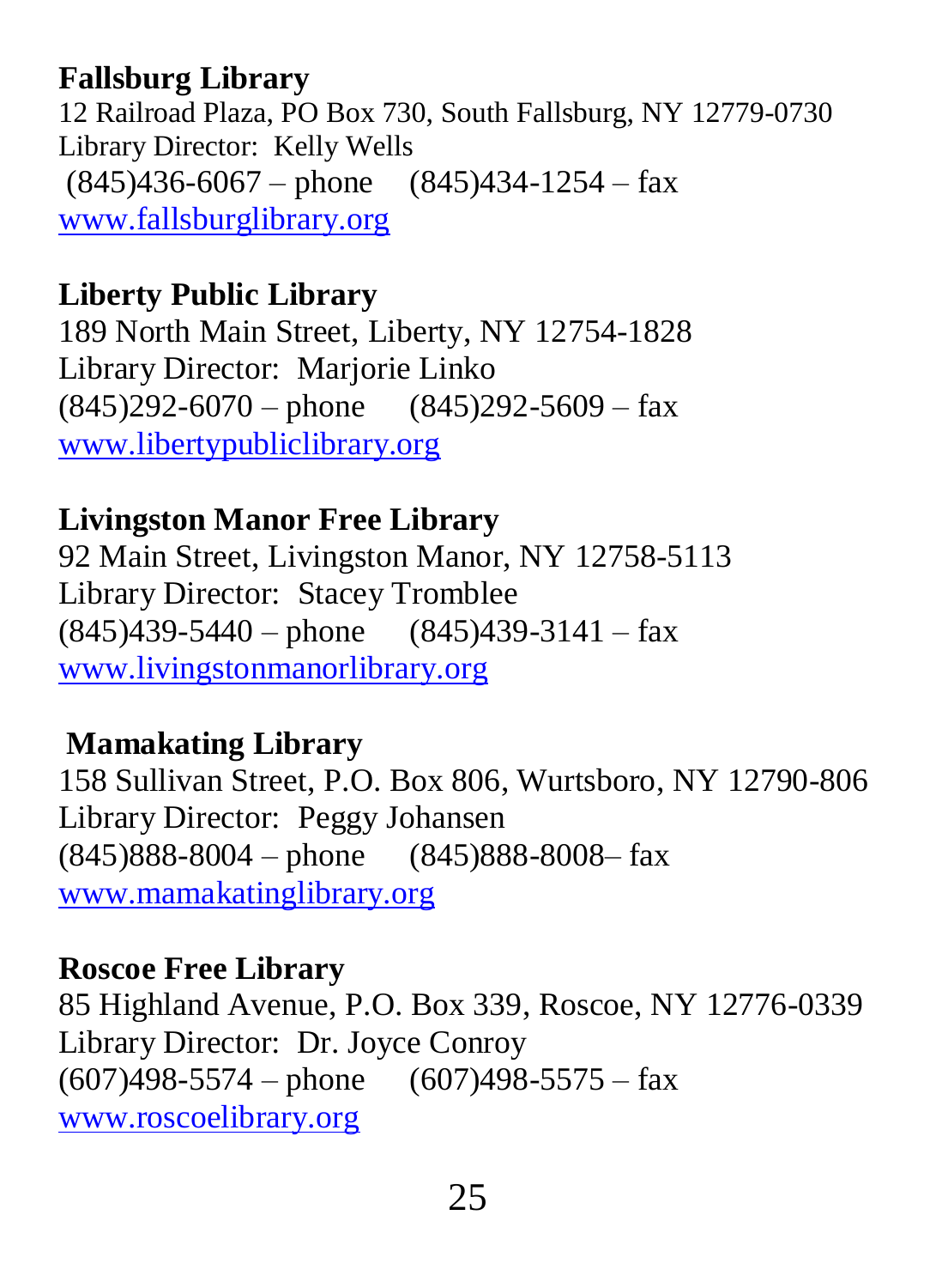**Fallsburg Library**
12 Railroad Plaza, PO Box 730, South Fallsburg, NY 12779-0730
Library Director: Kelly Wells
(845)436-6067 – phone (845)434-1254 – fax
www.fallsburglibrary.org

**Liberty Public Library**
189 North Main Street, Liberty, NY 12754-1828
Library Director: Marjorie Linko
(845)292-6070 – phone (845)292-5609 – fax
www.libertypubliclibrary.org

**Livingston Manor Free Library**
92 Main Street, Livingston Manor, NY 12758-5113
Library Director: Stacey Tromblee
(845)439-5440 – phone (845)439-3141 – fax
www.livingstonmanorlibrary.org

**Mamakating Library**
158 Sullivan Street, P.O. Box 806, Wurtsboro, NY 12790-806
Library Director: Peggy Johansen
(845)888-8004 – phone (845)888-8008– fax
www.mamakatinglibrary.org

**Roscoe Free Library**
85 Highland Avenue, P.O. Box 339, Roscoe, NY 12776-0339
Library Director: Dr. Joyce Conroy
(607)498-5574 – phone (607)498-5575 – fax
www.roscoelibrary.org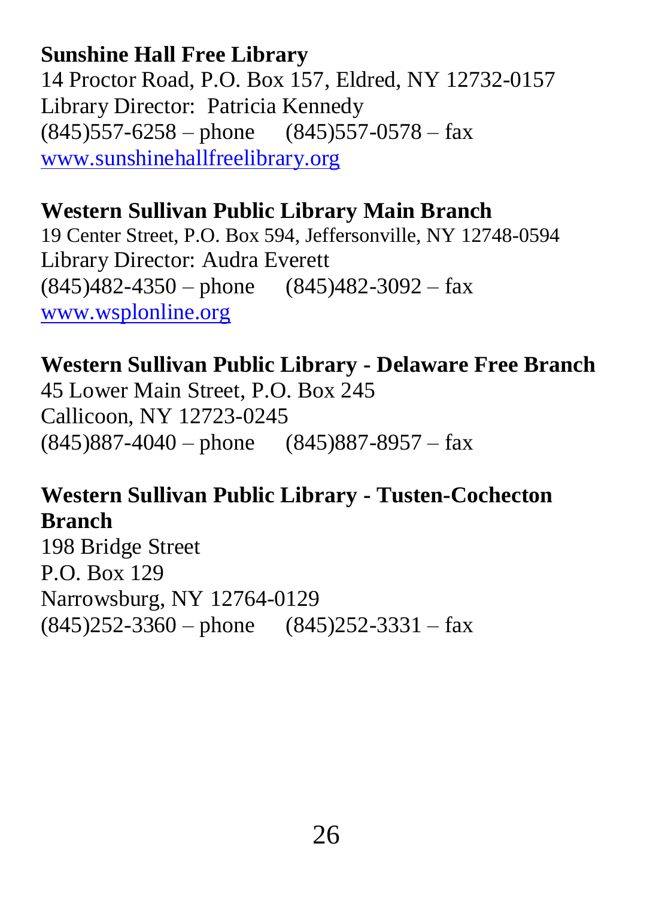**Sunshine Hall Free Library**
14 Proctor Road, P.O. Box 157, Eldred, NY 12732-0157
Library Director: Patricia Kennedy
(845)557-6258 – phone (845)557-0578 – fax
www.sunshinehallfreelibrary.org

**Western Sullivan Public Library Main Branch**
19 Center Street, P.O. Box 594, Jeffersonville, NY 12748-0594
Library Director: Audra Everett
(845)482-4350 – phone (845)482-3092 – fax
www.wsplonline.org

**Western Sullivan Public Library - Delaware Free Branch**
45 Lower Main Street, P.O. Box 245
Callicoon, NY 12723-0245
(845)887-4040 – phone (845)887-8957 – fax

**Western Sullivan Public Library - Tusten-Cochecton Branch**
198 Bridge Street
P.O. Box 129
Narrowsburg, NY 12764-0129
(845)252-3360 – phone (845)252-3331 – fax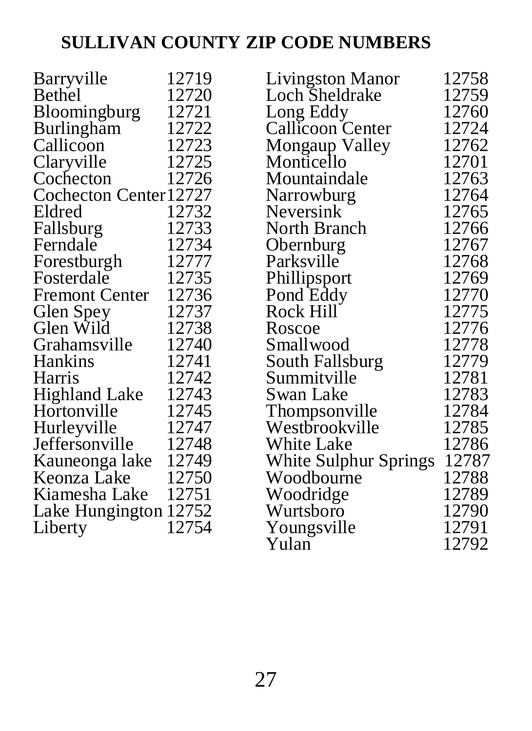## SULLIVAN COUNTY ZIP CODE NUMBERS

| Place | Zip Code |
|---|---|
| Barryville | 12719 |
| Bethel | 12720 |
| Bloomingburg | 12721 |
| Burlingham | 12722 |
| Callicoon | 12723 |
| Claryville | 12725 |
| Cochecton | 12726 |
| Cochecton Center | 12727 |
| Eldred | 12732 |
| Fallsburg | 12733 |
| Ferndale | 12734 |
| Forestburgh | 12777 |
| Fosterdale | 12735 |
| Fremont Center | 12736 |
| Glen Spey | 12737 |
| Glen Wild | 12738 |
| Grahamsville | 12740 |
| Hankins | 12741 |
| Harris | 12742 |
| Highland Lake | 12743 |
| Hortonville | 12745 |
| Hurleyville | 12747 |
| Jeffersonville | 12748 |
| Kauneonga lake | 12749 |
| Keonza Lake | 12750 |
| Kiamesha Lake | 12751 |
| Lake Hungington | 12752 |
| Liberty | 12754 |
| Livingston Manor | 12758 |
| Loch Sheldrake | 12759 |
| Long Eddy | 12760 |
| Callicoon Center | 12724 |
| Mongaup Valley | 12762 |
| Monticello | 12701 |
| Mountaindale | 12763 |
| Narrowburg | 12764 |
| Neversink | 12765 |
| North Branch | 12766 |
| Obernburg | 12767 |
| Parksville | 12768 |
| Phillipsport | 12769 |
| Pond Eddy | 12770 |
| Rock Hill | 12775 |
| Roscoe | 12776 |
| Smallwood | 12778 |
| South Fallsburg | 12779 |
| Summitville | 12781 |
| Swan Lake | 12783 |
| Thompsonville | 12784 |
| Westbrookville | 12785 |
| White Lake | 12786 |
| White Sulphur Springs | 12787 |
| Woodbourne | 12788 |
| Woodridge | 12789 |
| Wurtsboro | 12790 |
| Youngsville | 12791 |
| Yulan | 12792 |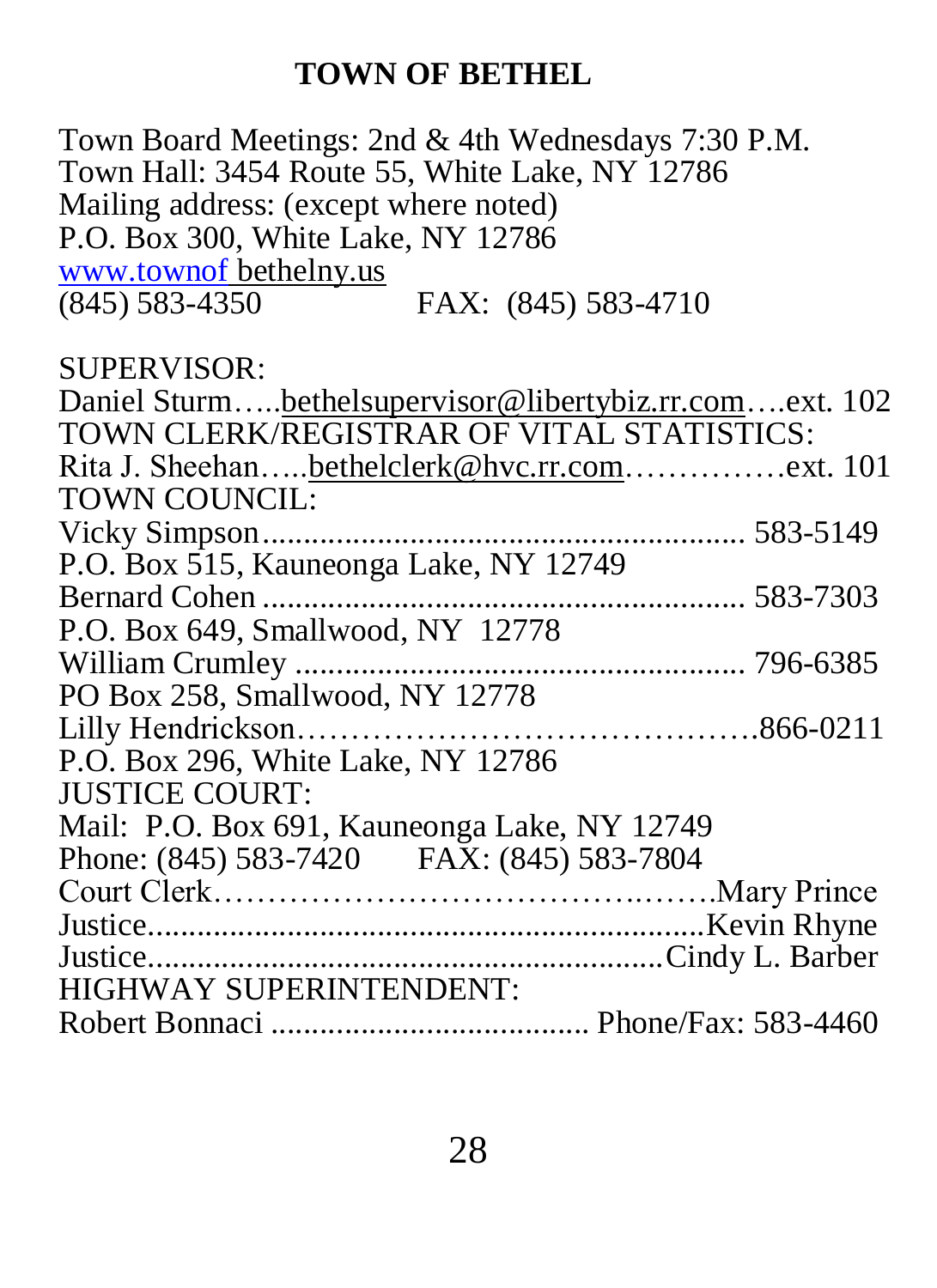# TOWN OF BETHEL

Town Board Meetings: 2nd & 4th Wednesdays 7:30 P.M.
Town Hall: 3454 Route 55, White Lake, NY 12786
Mailing address: (except where noted)
P.O. Box 300, White Lake, NY 12786
www.townof bethelny.us
(845) 583-4350 FAX: (845) 583-4710

SUPERVISOR:
Daniel Sturm…..bethelsupervisor@libertybiz.rr.com….ext. 102
TOWN CLERK/REGISTRAR OF VITAL STATISTICS:
Rita J. Sheehan…..bethelclerk@hvc.rr.com……………ext. 101
TOWN COUNCIL:
Vicky Simpson........................................................ 583-5149
P.O. Box 515, Kauneonga Lake, NY 12749
Bernard Cohen ........................................................ 583-7303
P.O. Box 649, Smallwood, NY 12778
William Crumley .................................................... 796-6385
PO Box 258, Smallwood, NY 12778
Lilly Hendrickson…………………………………….866-0211
P.O. Box 296, White Lake, NY 12786
JUSTICE COURT:
Mail: P.O. Box 691, Kauneonga Lake, NY 12749
Phone: (845) 583-7420 FAX: (845) 583-7804
Court Clerk…………………………………….…….Mary Prince
Justice....................................................................Kevin Rhyne
Justice...............................................................Cindy L. Barber
HIGHWAY SUPERINTENDENT:
Robert Bonnaci ...................................... Phone/Fax: 583-4460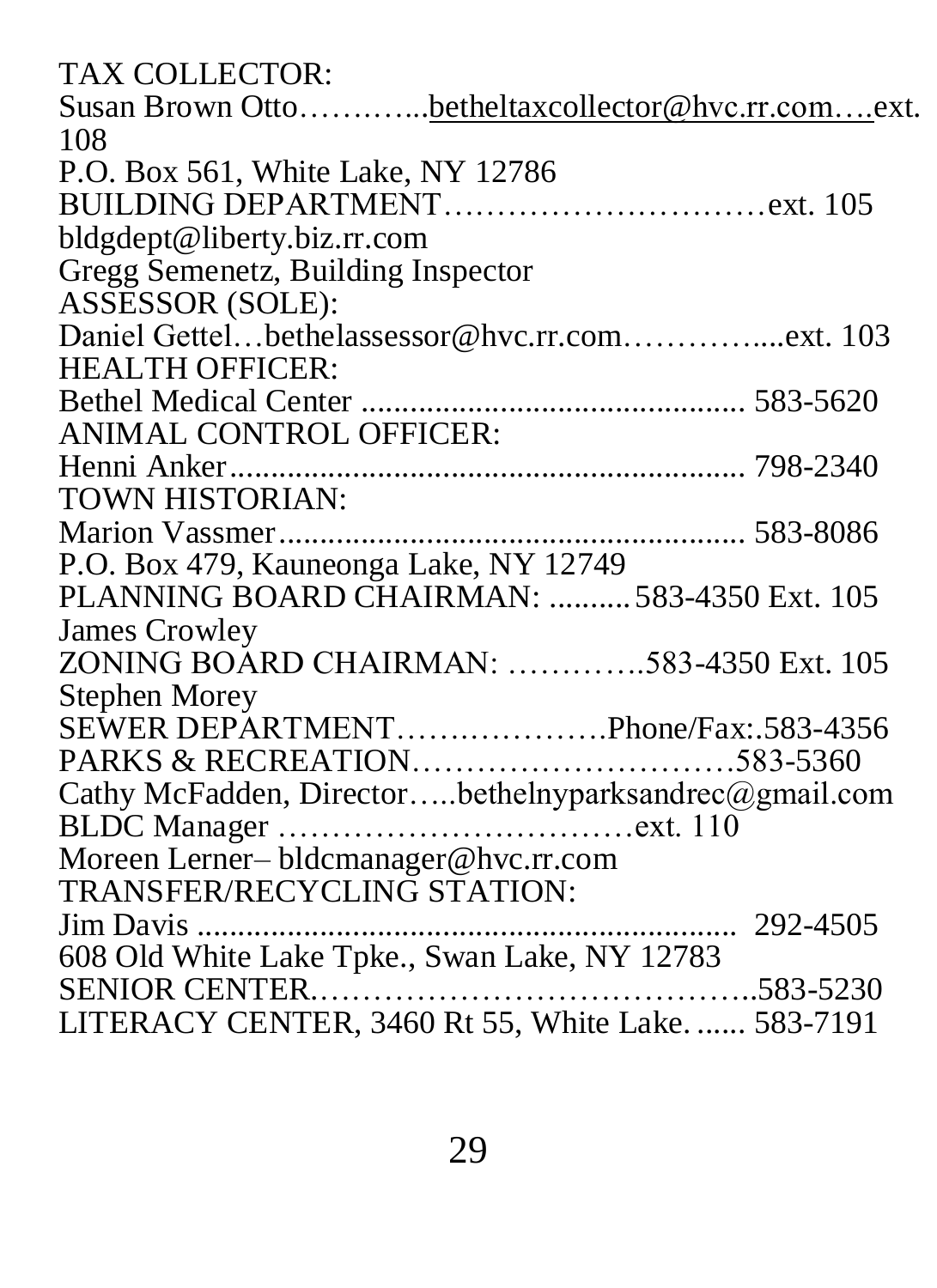TAX COLLECTOR:
Susan Brown Otto………...betheltaxcollector@hvc.rr.com….ext. 108
P.O. Box 561, White Lake, NY 12786
BUILDING DEPARTMENT…………………………ext. 105
bldgdept@liberty.biz.rr.com
Gregg Semenetz, Building Inspector
ASSESSOR (SOLE):
Daniel Gettel…bethelassessor@hvc.rr.com…………....ext. 103
HEALTH OFFICER:
Bethel Medical Center ............................................... 583-5620
ANIMAL CONTROL OFFICER:
Henni Anker................................................................ 798-2340
TOWN HISTORIAN:
Marion Vassmer.......................................................... 583-8086
P.O. Box 479, Kauneonga Lake, NY 12749
PLANNING BOARD CHAIRMAN: .......... 583-4350 Ext. 105
James Crowley
ZONING BOARD CHAIRMAN: ………….583-4350 Ext. 105
Stephen Morey
SEWER DEPARTMENT……………….Phone/Fax:.583-4356
PARKS & RECREATION…………………………583-5360
Cathy McFadden, Director…..bethelnyparksandrec@gmail.com
BLDC Manager ……………………………ext. 110
Moreen Lerner– bldcmanager@hvc.rr.com
TRANSFER/RECYCLING STATION:
Jim Davis .................................................................. 292-4505
608 Old White Lake Tpke., Swan Lake, NY 12783
SENIOR CENTER…………………………………..583-5230
LITERACY CENTER, 3460 Rt 55, White Lake. ...... 583-7191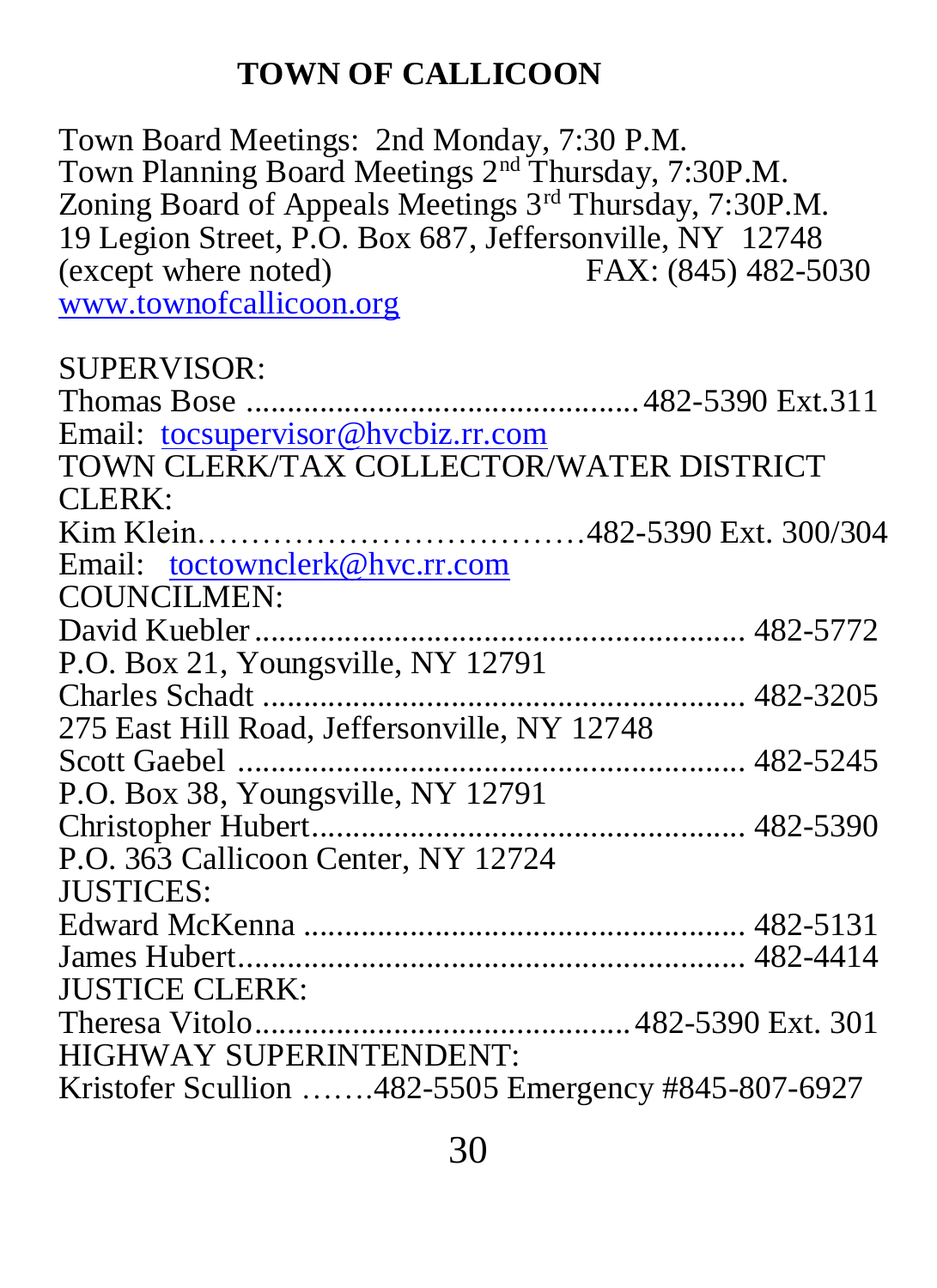# TOWN OF CALLICOON

Town Board Meetings: 2nd Monday, 7:30 P.M.
Town Planning Board Meetings 2nd Thursday, 7:30P.M.
Zoning Board of Appeals Meetings 3rd Thursday, 7:30P.M.
19 Legion Street, P.O. Box 687, Jeffersonville, NY 12748
(except where noted) FAX: (845) 482-5030
www.townofcallicoon.org

SUPERVISOR:
Thomas Bose ........................................... 482-5390 Ext.311
Email: tocsupervisor@hvcbiz.rr.com
TOWN CLERK/TAX COLLECTOR/WATER DISTRICT CLERK:
Kim Klein.................................482-5390 Ext. 300/304
Email: toctownclerk@hvc.rr.com
COUNCILMEN:
David Kuebler ........................................................ 482-5772
P.O. Box 21, Youngsville, NY 12791
Charles Schadt ....................................................... 482-3205
275 East Hill Road, Jeffersonville, NY 12748
Scott Gaebel .......................................................... 482-5245
P.O. Box 38, Youngsville, NY 12791
Christopher Hubert................................................. 482-5390
P.O. 363 Callicoon Center, NY 12724
JUSTICES:
Edward McKenna ................................................... 482-5131
James Hubert.......................................................... 482-4414
JUSTICE CLERK:
Theresa Vitolo........................................... 482-5390 Ext. 301
HIGHWAY SUPERINTENDENT:
Kristofer Scullion .......482-5505 Emergency #845-807-6927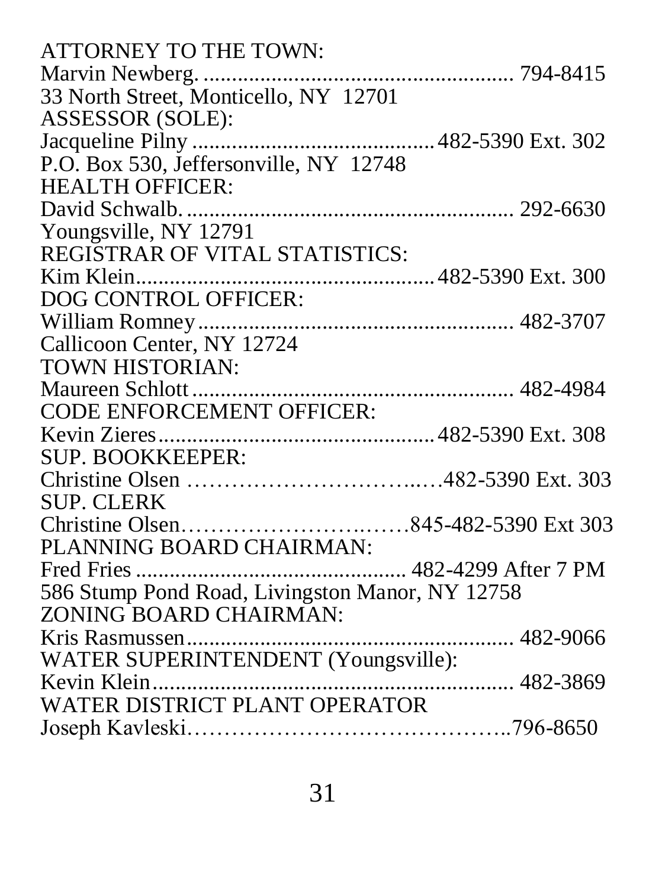ATTORNEY TO THE TOWN:  
Marvin Newberg. ....................................................... 794-8415  
33 North Street, Monticello, NY 12701  
ASSESSOR (SOLE):  
Jacqueline Pilny ......................................... 482-5390 Ext. 302  
P.O. Box 530, Jeffersonville, NY 12748  
HEALTH OFFICER:  
David Schwalb. .......................................................... 292-6630  
Youngsville, NY 12791  
REGISTRAR OF VITAL STATISTICS:  
Kim Klein.................................................... 482-5390 Ext. 300  
DOG CONTROL OFFICER:  
William Romney ........................................................ 482-3707  
Callicoon Center, NY 12724  
TOWN HISTORIAN:  
Maureen Schlott ......................................................... 482-4984  
CODE ENFORCEMENT OFFICER:  
Kevin Zieres................................................. 482-5390 Ext. 308  
SUP. BOOKKEEPER:  
Christine Olsen …………………………..…482-5390 Ext. 303  
SUP. CLERK  
Christine Olsen……………………….……845-482-5390 Ext 303  
PLANNING BOARD CHAIRMAN:  
Fred Fries ............................................... 482-4299 After 7 PM  
586 Stump Pond Road, Livingston Manor, NY 12758  
ZONING BOARD CHAIRMAN:  
Kris Rasmussen.......................................................... 482-9066  
WATER SUPERINTENDENT (Youngsville):  
Kevin Klein................................................................ 482-3869  
WATER DISTRICT PLANT OPERATOR  
Joseph Kavleski……………………………………..796-8650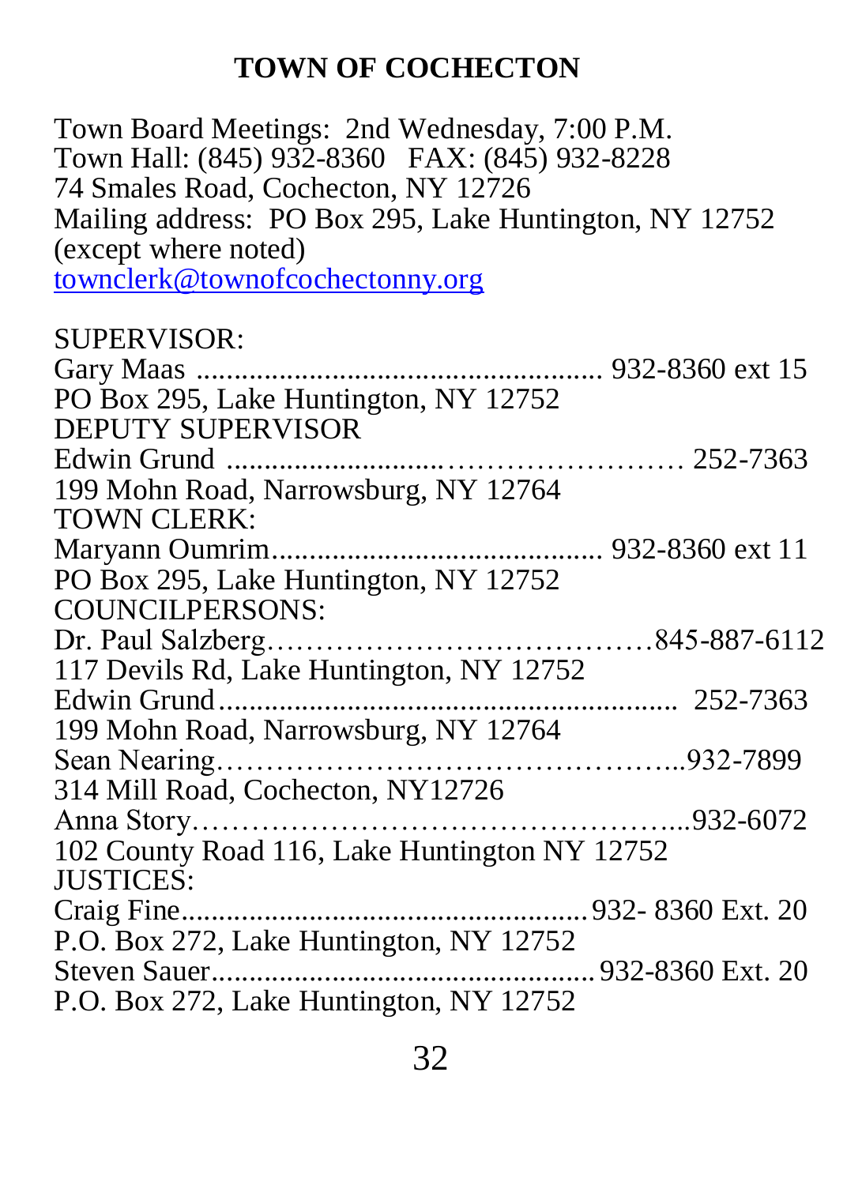# TOWN OF COCHECTON

Town Board Meetings: 2nd Wednesday, 7:00 P.M.
Town Hall: (845) 932-8360 FAX: (845) 932-8228
74 Smales Road, Cochecton, NY 12726
Mailing address: PO Box 295, Lake Huntington, NY 12752 (except where noted)
townclerk@townofcochectonny.org

SUPERVISOR:
Gary Maas ...................................................... 932-8360 ext 15
PO Box 295, Lake Huntington, NY 12752

DEPUTY SUPERVISOR
Edwin Grund ............................………………………… 252-7363
199 Mohn Road, Narrowsburg, NY 12764

TOWN CLERK:
Maryann Oumrim............................................ 932-8360 ext 11
PO Box 295, Lake Huntington, NY 12752

COUNCILPERSONS:
Dr. Paul Salzberg…………………………………845-887-6112
117 Devils Rd, Lake Huntington, NY 12752
Edwin Grund............................................................ 252-7363
199 Mohn Road, Narrowsburg, NY 12764
Sean Nearing……………………………………...932-7899
314 Mill Road, Cochecton, NY12726
Anna Story………………………………………...932-6072
102 County Road 116, Lake Huntington NY 12752

JUSTICES:
Craig Fine.....................................................932- 8360 Ext. 20
P.O. Box 272, Lake Huntington, NY 12752
Steven Sauer..................................................932-8360 Ext. 20
P.O. Box 272, Lake Huntington, NY 12752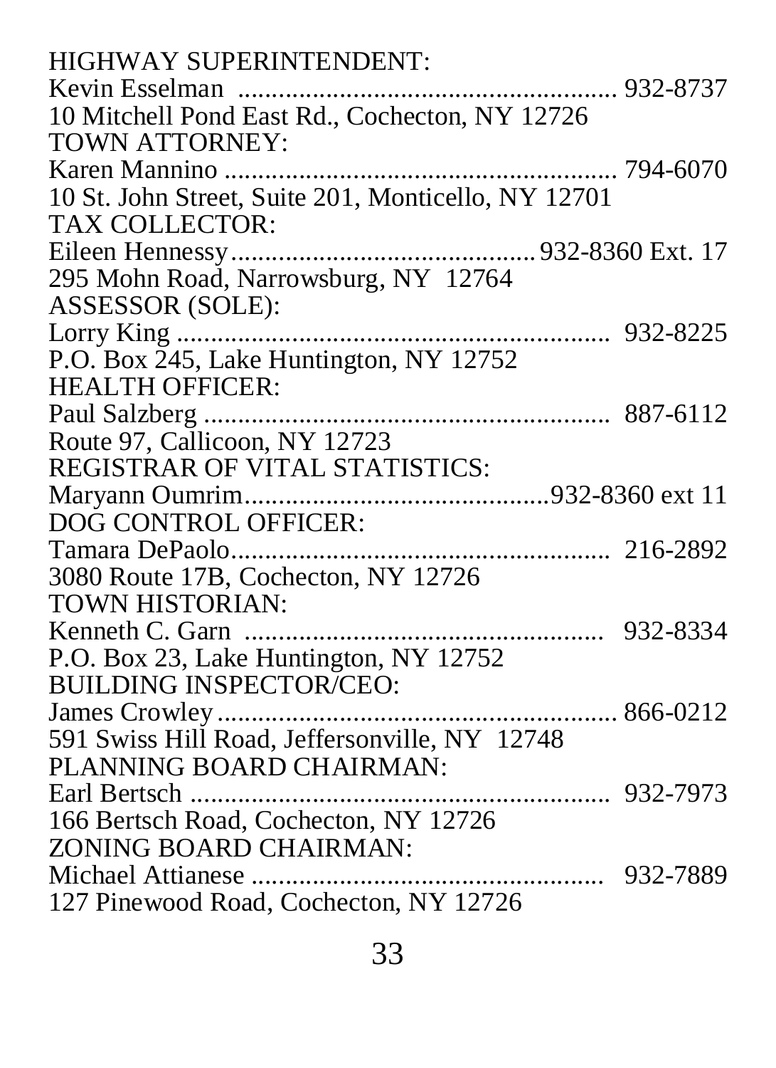HIGHWAY SUPERINTENDENT:
Kevin Esselman ........................................................ 932-8737
10 Mitchell Pond East Rd., Cochecton, NY 12726
TOWN ATTORNEY:
Karen Mannino ......................................................... 794-6070
10 St. John Street, Suite 201, Monticello, NY 12701
TAX COLLECTOR:
Eileen Hennessy........................................... 932-8360 Ext. 17
295 Mohn Road, Narrowsburg, NY 12764
ASSESSOR (SOLE):
Lorry King ................................................................ 932-8225
P.O. Box 245, Lake Huntington, NY 12752
HEALTH OFFICER:
Paul Salzberg ............................................................ 887-6112
Route 97, Callicoon, NY 12723
REGISTRAR OF VITAL STATISTICS:
Maryann Oumrim............................................932-8360 ext 11
DOG CONTROL OFFICER:
Tamara DePaolo....................................................... 216-2892
3080 Route 17B, Cochecton, NY 12726
TOWN HISTORIAN:
Kenneth C. Garn ..................................................... 932-8334
P.O. Box 23, Lake Huntington, NY 12752
BUILDING INSPECTOR/CEO:
James Crowley........................................................... 866-0212
591 Swiss Hill Road, Jeffersonville, NY 12748
PLANNING BOARD CHAIRMAN:
Earl Bertsch .............................................................. 932-7973
166 Bertsch Road, Cochecton, NY 12726
ZONING BOARD CHAIRMAN:
Michael Attianese .................................................... 932-7889
127 Pinewood Road, Cochecton, NY 12726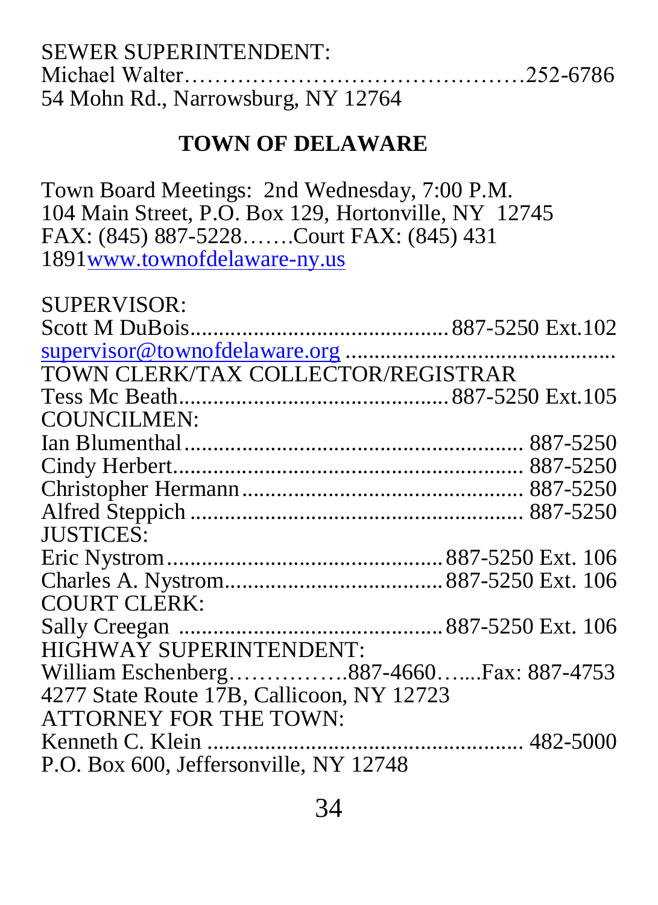SEWER SUPERINTENDENT:
Michael Walter……………………………………252-6786
54 Mohn Rd., Narrowsburg, NY 12764

## TOWN OF DELAWARE

Town Board Meetings: 2nd Wednesday, 7:00 P.M.
104 Main Street, P.O. Box 129, Hortonville, NY 12745
FAX: (845) 887-5228…….Court FAX: (845) 431 1891www.townofdelaware-ny.us

SUPERVISOR:
Scott M DuBois............................................887-5250 Ext.102
supervisor@townofdelaware.org ..............................................
TOWN CLERK/TAX COLLECTOR/REGISTRAR
Tess Mc Beath.............................................887-5250 Ext.105
COUNCILMEN:
Ian Blumenthal........................................................ 887-5250
Cindy Herbert.......................................................... 887-5250
Christopher Hermann............................................... 887-5250
Alfred Steppich ....................................................... 887-5250
JUSTICES:
Eric Nystrom..............................................887-5250 Ext. 106
Charles A. Nystrom....................................887-5250 Ext. 106
COURT CLERK:
Sally Creegan ............................................887-5250 Ext. 106
HIGHWAY SUPERINTENDENT:
William Eschenberg…………….887-4660…....Fax: 887-4753
4277 State Route 17B, Callicoon, NY 12723
ATTORNEY FOR THE TOWN:
Kenneth C. Klein ..................................................... 482-5000
P.O. Box 600, Jeffersonville, NY 12748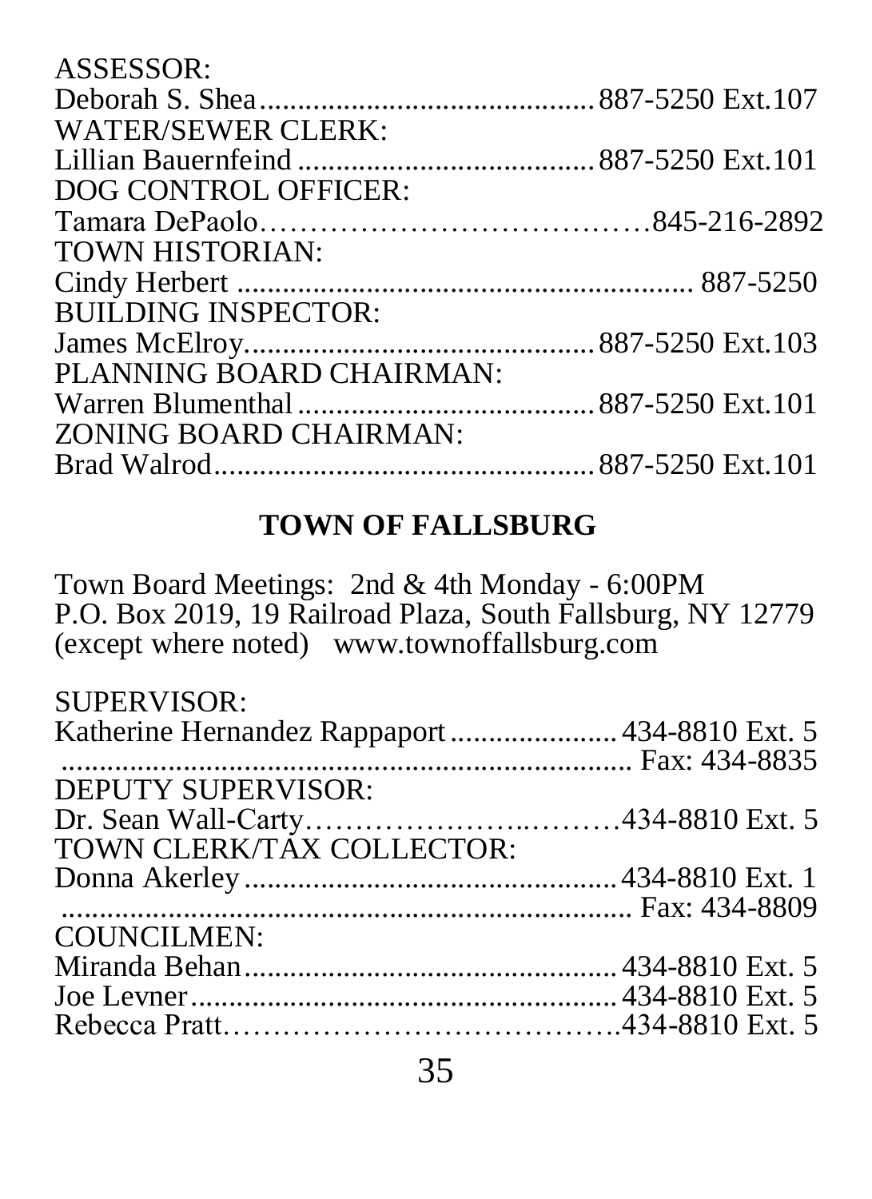ASSESSOR:
Deborah S. Shea............................................887-5250 Ext.107
WATER/SEWER CLERK:
Lillian Bauernfeind ......................................887-5250 Ext.101
DOG CONTROL OFFICER:
Tamara DePaolo……………………………………845-216-2892
TOWN HISTORIAN:
Cindy Herbert ............................................................ 887-5250
BUILDING INSPECTOR:
James McElroy.............................................887-5250 Ext.103
PLANNING BOARD CHAIRMAN:
Warren Blumenthal.......................................887-5250 Ext.101
ZONING BOARD CHAIRMAN:
Brad Walrod..................................................887-5250 Ext.101

## TOWN OF FALLSBURG

Town Board Meetings: 2nd & 4th Monday - 6:00PM
P.O. Box 2019, 19 Railroad Plaza, South Fallsburg, NY 12779
(except where noted) www.townoffallsburg.com

SUPERVISOR:
Katherine Hernandez Rappaport......................434-8810 Ext. 5
......................................................................... Fax: 434-8835
DEPUTY SUPERVISOR:
Dr. Sean Wall-Carty……………………..………434-8810 Ext. 5
TOWN CLERK/TAX COLLECTOR:
Donna Akerley..................................................434-8810 Ext. 1
......................................................................... Fax: 434-8809
COUNCILMEN:
Miranda Behan.................................................434-8810 Ext. 5
Joe Levner.......................................................434-8810 Ext. 5
Rebecca Pratt……………………………………434-8810 Ext. 5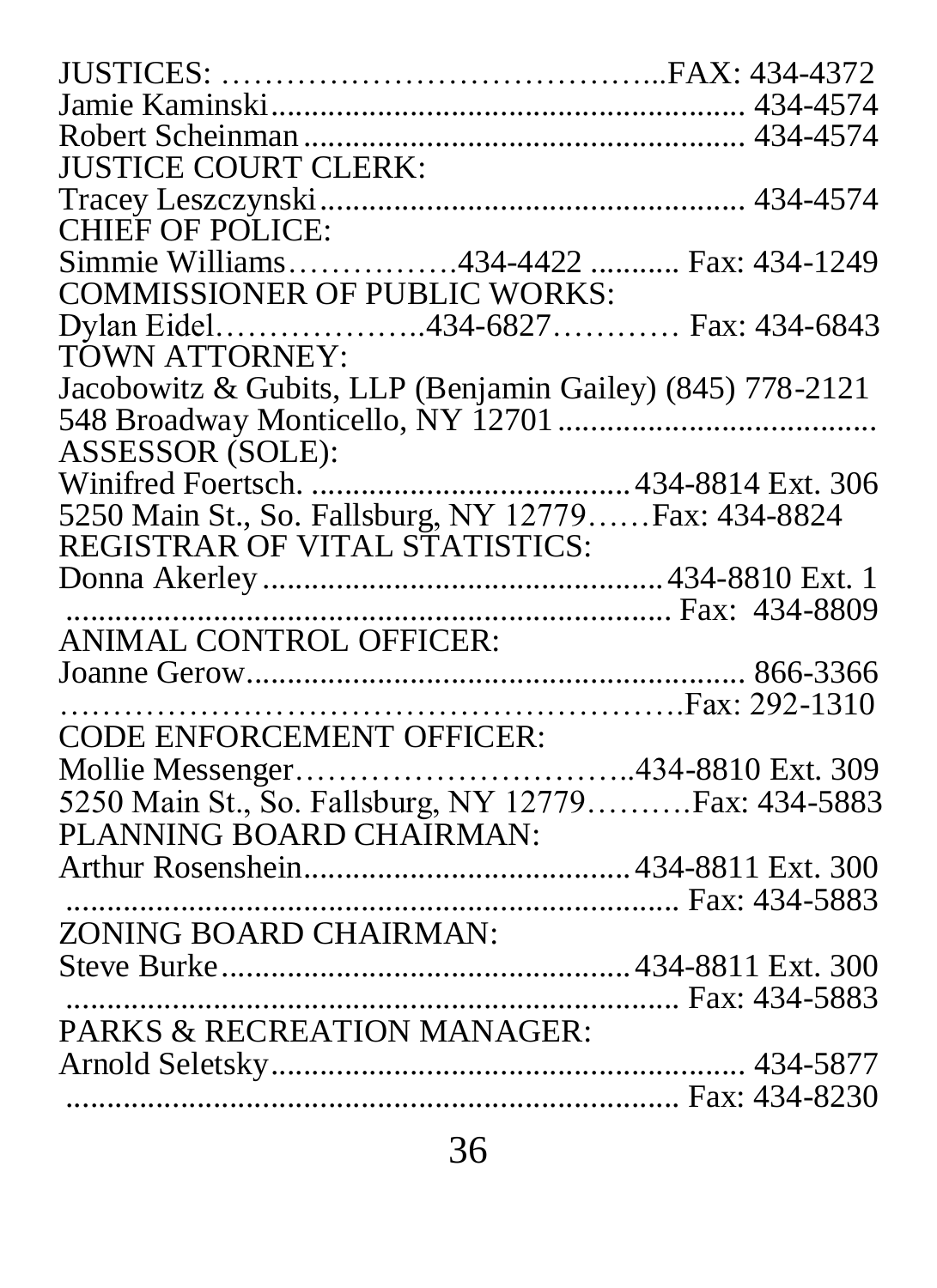JUSTICES: …………………………………..FAX: 434-4372
Jamie Kaminski........................................................ 434-4574
Robert Scheinman.................................................... 434-4574

JUSTICE COURT CLERK:
Tracey Leszczynski................................................... 434-4574

CHIEF OF POLICE:
Simmie Williams…………….434-4422 ........... Fax: 434-1249

COMMISSIONER OF PUBLIC WORKS:
Dylan Eidel………………..434-6827………… Fax: 434-6843

TOWN ATTORNEY:
Jacobowitz & Gubits, LLP (Benjamin Gailey) (845) 778-2121
548 Broadway Monticello, NY 12701......................................

ASSESSOR (SOLE):
Winifred Foertsch. ......................................434-8814 Ext. 306
5250 Main St., So. Fallsburg, NY 12779……Fax: 434-8824

REGISTRAR OF VITAL STATISTICS:
Donna Akerley................................................434-8810 Ext. 1
......................................................................... Fax: 434-8809

ANIMAL CONTROL OFFICER:
Joanne Gerow............................................................. 866-3366
……………………………………………….Fax: 292-1310

CODE ENFORCEMENT OFFICER:
Mollie Messenger…………………………..434-8810 Ext. 309
5250 Main St., So. Fallsburg, NY 12779……….Fax: 434-5883

PLANNING BOARD CHAIRMAN:
Arthur Rosenshein.......................................434-8811 Ext. 300
......................................................................... Fax: 434-5883

ZONING BOARD CHAIRMAN:
Steve Burke..................................................434-8811 Ext. 300
......................................................................... Fax: 434-5883

PARKS & RECREATION MANAGER:
Arnold Seletsky.......................................................... 434-5877
......................................................................... Fax: 434-8230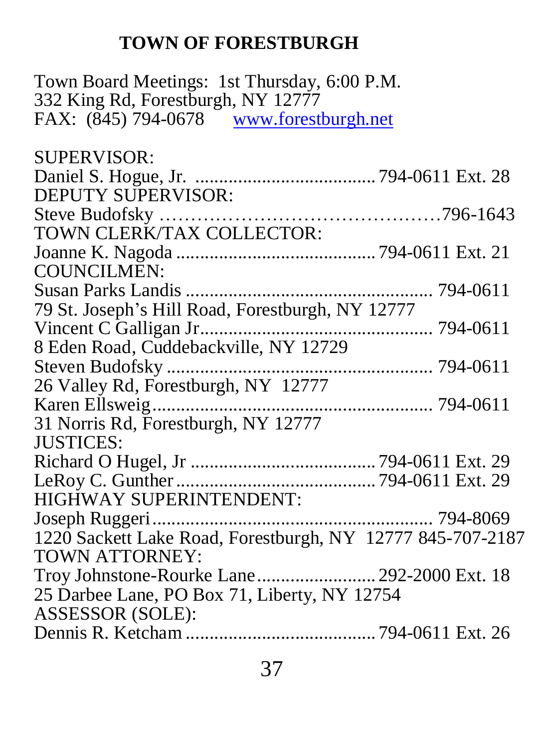# TOWN OF FORESTBURGH

Town Board Meetings: 1st Thursday, 6:00 P.M.
332 King Rd, Forestburgh, NY 12777
FAX: (845) 794-0678 [www.forestburgh.net](http://www.forestburgh.net)

SUPERVISOR:
Daniel S. Hogue, Jr. .................................... 794-0611 Ext. 28
DEPUTY SUPERVISOR:
Steve Budofsky ……………………………………796-1643
TOWN CLERK/TAX COLLECTOR:
Joanne K. Nagoda ........................................ 794-0611 Ext. 21
COUNCILMEN:
Susan Parks Landis .................................................... 794-0611
79 St. Joseph's Hill Road, Forestburgh, NY 12777
Vincent C Galligan Jr................................................ 794-0611
8 Eden Road, Cuddebackville, NY 12729
Steven Budofsky ........................................................ 794-0611
26 Valley Rd, Forestburgh, NY 12777
Karen Ellsweig........................................................... 794-0611
31 Norris Rd, Forestburgh, NY 12777
JUSTICES:
Richard O Hugel, Jr ...................................... 794-0611 Ext. 29
LeRoy C. Gunther ......................................... 794-0611 Ext. 29
HIGHWAY SUPERINTENDENT:
Joseph Ruggeri........................................................... 794-8069
1220 Sackett Lake Road, Forestburgh, NY 12777 845-707-2187
TOWN ATTORNEY:
Troy Johnstone-Rourke Lane......................... 292-2000 Ext. 18
25 Darbee Lane, PO Box 71, Liberty, NY 12754
ASSESSOR (SOLE):
Dennis R. Ketcham ........................................ 794-0611 Ext. 26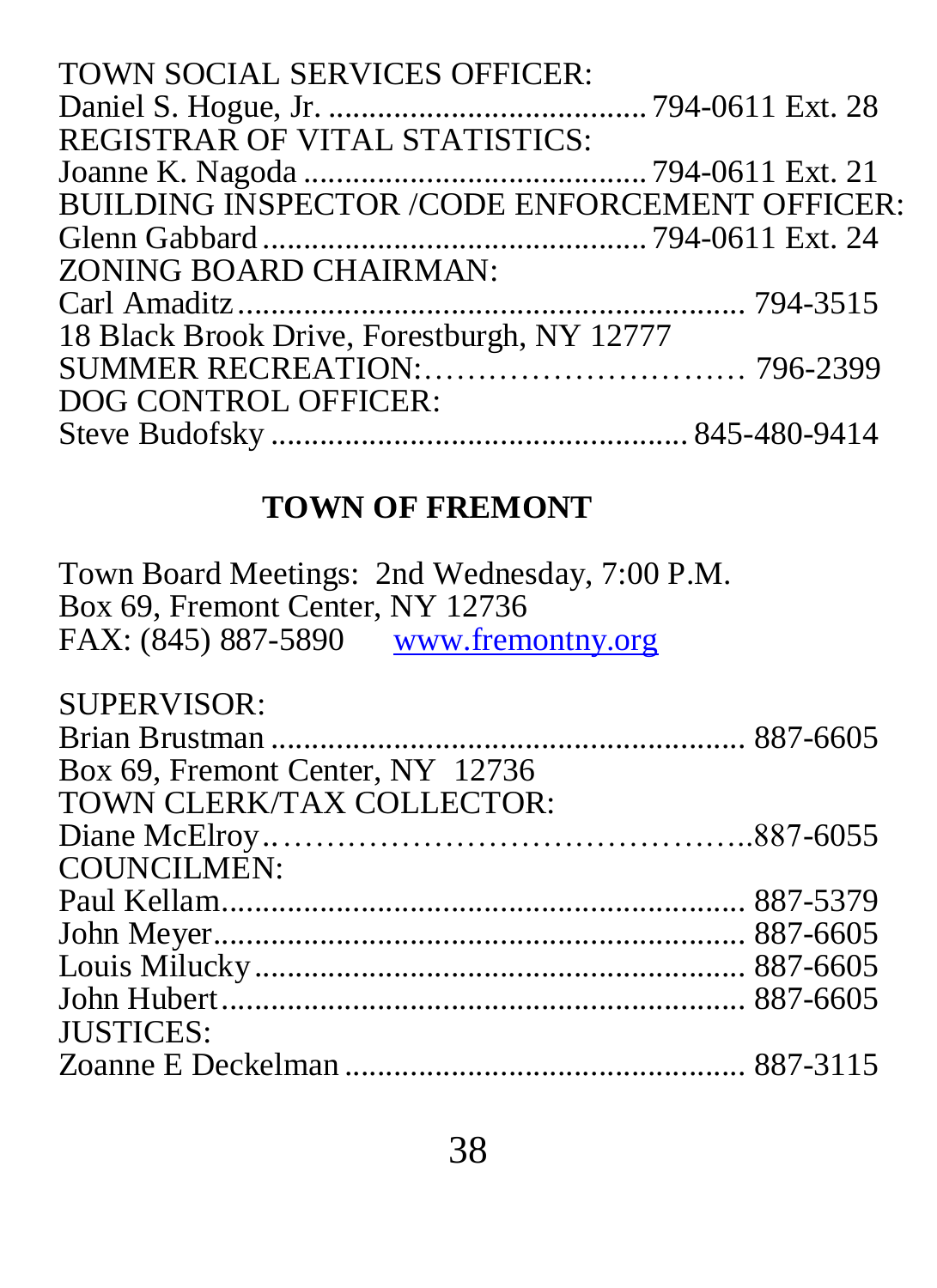TOWN SOCIAL SERVICES OFFICER:
Daniel S. Hogue, Jr. ...................................... 794-0611 Ext. 28
REGISTRAR OF VITAL STATISTICS:
Joanne K. Nagoda ......................................... 794-0611 Ext. 21
BUILDING INSPECTOR /CODE ENFORCEMENT OFFICER:
Glenn Gabbard .............................................. 794-0611 Ext. 24
ZONING BOARD CHAIRMAN:
Carl Amaditz ............................................................ 794-3515
18 Black Brook Drive, Forestburgh, NY 12777
SUMMER RECREATION:………………………… 796-2399
DOG CONTROL OFFICER:
Steve Budofsky .................................................. 845-480-9414

## TOWN OF FREMONT

Town Board Meetings: 2nd Wednesday, 7:00 P.M.
Box 69, Fremont Center, NY 12736
FAX: (845) 887-5890 www.fremontny.org

SUPERVISOR:
Brian Brustman ........................................................ 887-6605
Box 69, Fremont Center, NY 12736
TOWN CLERK/TAX COLLECTOR:
Diane McElroy..…………………………………..887-6055
COUNCILMEN:
Paul Kellam.............................................................. 887-5379
John Meyer............................................................... 887-6605
Louis Milucky .......................................................... 887-6605
John Hubert............................................................... 887-6605
JUSTICES:
Zoanne E Deckelman ................................................ 887-3115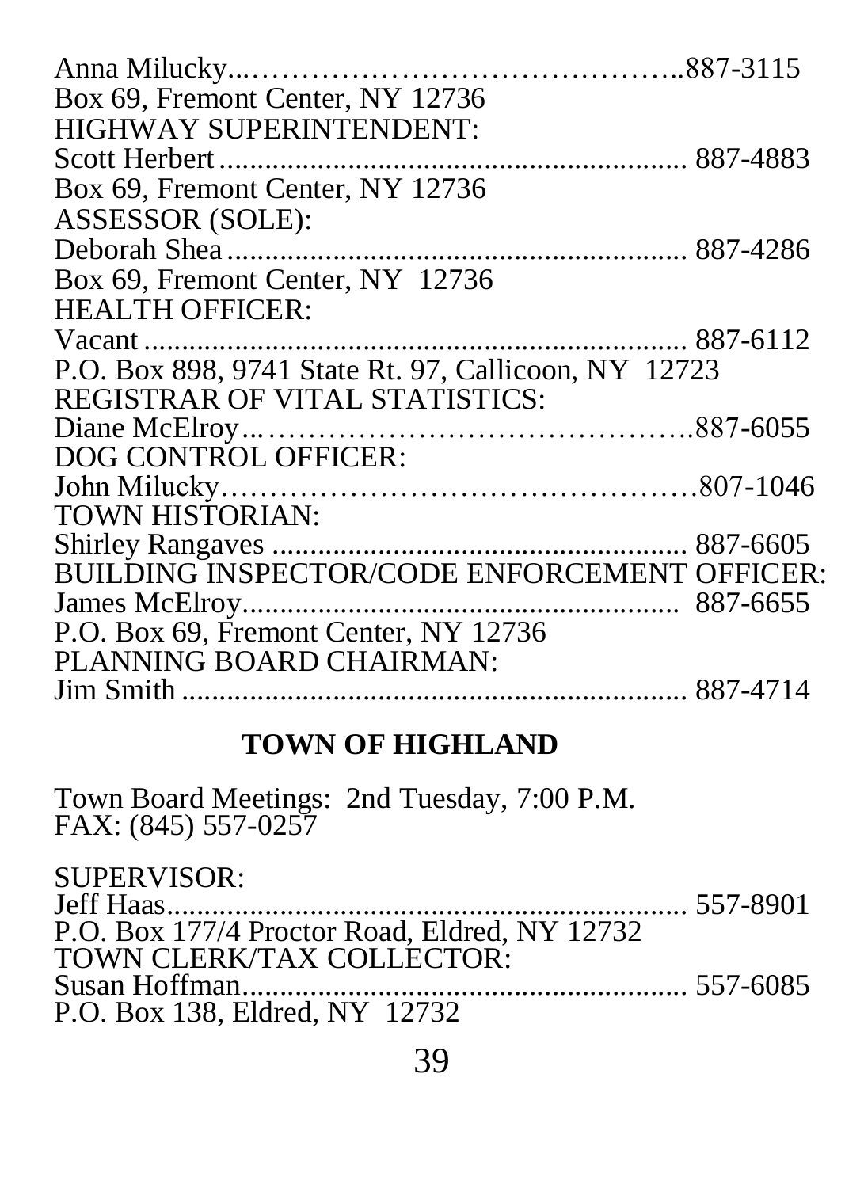Anna Milucky....................................................887-3115
Box 69, Fremont Center, NY 12736

HIGHWAY SUPERINTENDENT:
Scott Herbert.................................................... 887-4883
Box 69, Fremont Center, NY 12736

ASSESSOR (SOLE):
Deborah Shea.................................................... 887-4286
Box 69, Fremont Center, NY 12736

HEALTH OFFICER:
Vacant................................................................ 887-6112
P.O. Box 898, 9741 State Rt. 97, Callicoon, NY 12723

REGISTRAR OF VITAL STATISTICS:
Diane McElroy...................................................887-6055

DOG CONTROL OFFICER:
John Milucky......................................................807-1046

TOWN HISTORIAN:
Shirley Rangaves ............................................. 887-6605

BUILDING INSPECTOR/CODE ENFORCEMENT OFFICER:
James McElroy................................................. 887-6655
P.O. Box 69, Fremont Center, NY 12736

PLANNING BOARD CHAIRMAN:
Jim Smith ......................................................... 887-4714

## TOWN OF HIGHLAND

Town Board Meetings: 2nd Tuesday, 7:00 P.M.
FAX: (845) 557-0257

SUPERVISOR:
Jeff Haas............................................................ 557-8901
P.O. Box 177/4 Proctor Road, Eldred, NY 12732

TOWN CLERK/TAX COLLECTOR:
Susan Hoffman.................................................. 557-6085
P.O. Box 138, Eldred, NY 12732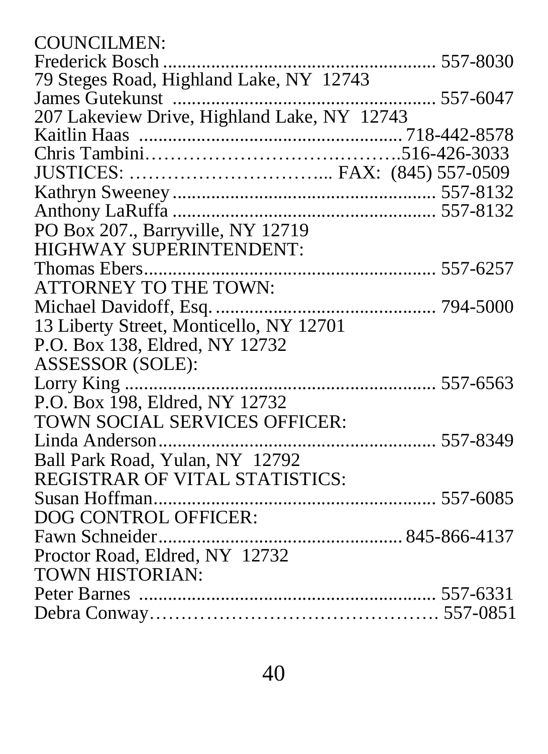COUNCILMEN:

Frederick Bosch ........................................................ 557-8030
79 Steges Road, Highland Lake, NY 12743

James Gutekunst ...................................................... 557-6047
207 Lakeview Drive, Highland Lake, NY 12743

Kaitlin Haas ...................................................... 718-442-8578

Chris Tambini………………………………….516-426-3033

JUSTICES: ………………………….. FAX: (845) 557-0509

Kathryn Sweeney ...................................................... 557-8132

Anthony LaRuffa ..................................................... 557-8132
PO Box 207., Barryville, NY 12719

HIGHWAY SUPERINTENDENT:

Thomas Ebers.......................................................... 557-6257

ATTORNEY TO THE TOWN:

Michael Davidoff, Esq. ............................................. 794-5000
13 Liberty Street, Monticello, NY 12701
P.O. Box 138, Eldred, NY 12732

ASSESSOR (SOLE):

Lorry King ............................................................... 557-6563
P.O. Box 198, Eldred, NY 12732

TOWN SOCIAL SERVICES OFFICER:

Linda Anderson........................................................ 557-8349
Ball Park Road, Yulan, NY 12792

REGISTRAR OF VITAL STATISTICS:

Susan Hoffman......................................................... 557-6085

DOG CONTROL OFFICER:

Fawn Schneider................................................. 845-866-4137
Proctor Road, Eldred, NY 12732

TOWN HISTORIAN:

Peter Barnes ............................................................ 557-6331

Debra Conway……………………………………… 557-0851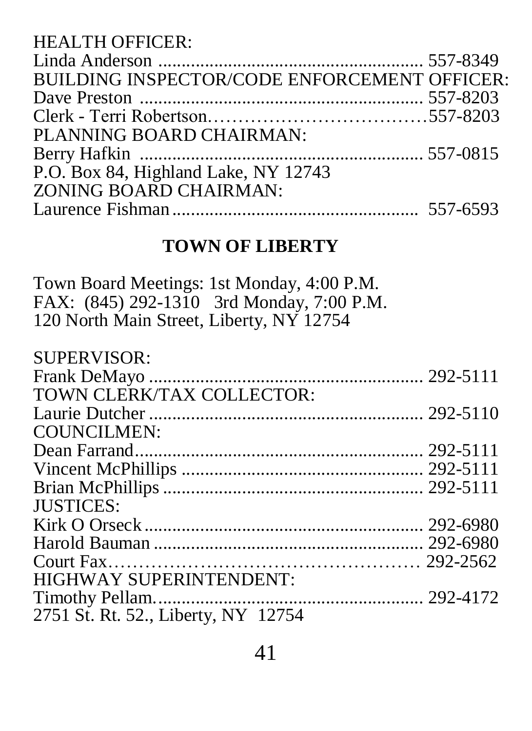HEALTH OFFICER:
Linda Anderson ........................................................ 557-8349
BUILDING INSPECTOR/CODE ENFORCEMENT OFFICER:
Dave Preston ............................................................ 557-8203
Clerk - Terri Robertson.………………………………557-8203
PLANNING BOARD CHAIRMAN:
Berry Hafkin ............................................................ 557-0815
P.O. Box 84, Highland Lake, NY 12743
ZONING BOARD CHAIRMAN:
Laurence Fishman.................................................... 557-6593

## TOWN OF LIBERTY

Town Board Meetings: 1st Monday, 4:00 P.M.
FAX: (845) 292-1310 3rd Monday, 7:00 P.M.
120 North Main Street, Liberty, NY 12754

SUPERVISOR:
Frank DeMayo .......................................................... 292-5111
TOWN CLERK/TAX COLLECTOR:
Laurie Dutcher ........................................................... 292-5110
COUNCILMEN:
Dean Farrand............................................................. 292-5111
Vincent McPhillips .................................................... 292-5111
Brian McPhillips ........................................................ 292-5111
JUSTICES:
Kirk O Orseck............................................................ 292-6980
Harold Bauman .......................................................... 292-6980
Court Fax………………………………………… 292-2562
HIGHWAY SUPERINTENDENT:
Timothy Pellam.......................................................... 292-4172
2751 St. Rt. 52., Liberty, NY 12754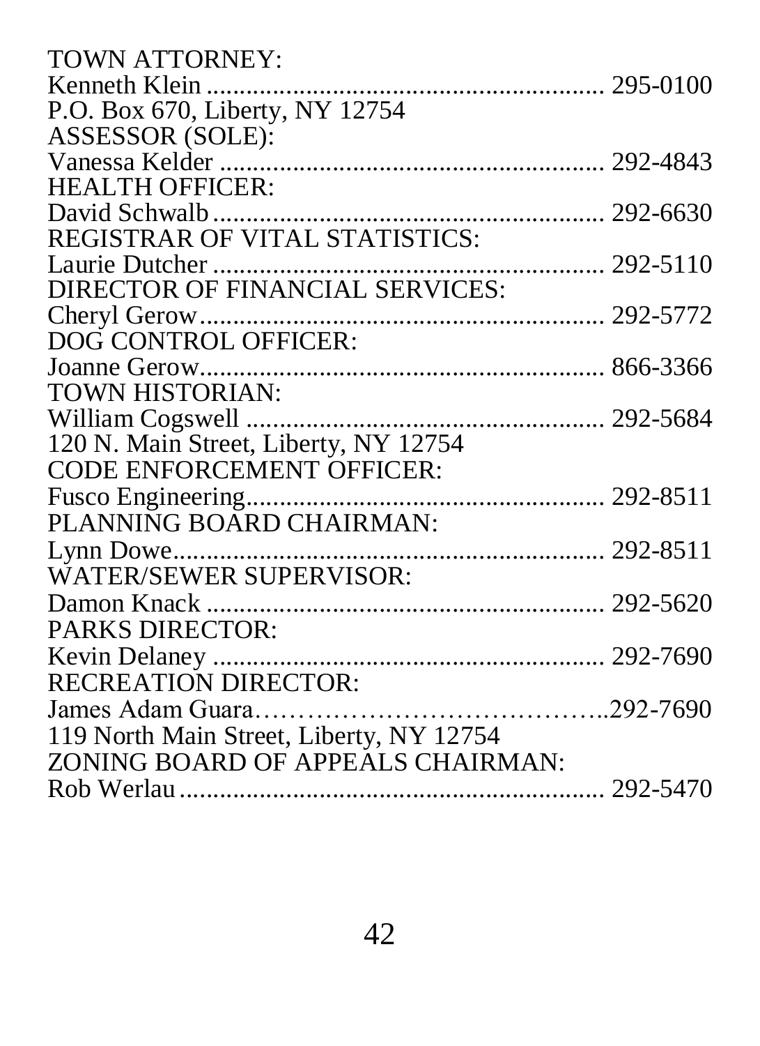TOWN ATTORNEY:
Kenneth Klein ........................................................... 295-0100
P.O. Box 670, Liberty, NY 12754

ASSESSOR (SOLE):
Vanessa Kelder .......................................................... 292-4843

HEALTH OFFICER:
David Schwalb ........................................................... 292-6630

REGISTRAR OF VITAL STATISTICS:
Laurie Dutcher .......................................................... 292-5110

DIRECTOR OF FINANCIAL SERVICES:
Cheryl Gerow............................................................. 292-5772

DOG CONTROL OFFICER:
Joanne Gerow............................................................. 866-3366

TOWN HISTORIAN:
William Cogswell ...................................................... 292-5684
120 N. Main Street, Liberty, NY 12754

CODE ENFORCEMENT OFFICER:
Fusco Engineering...................................................... 292-8511

PLANNING BOARD CHAIRMAN:
Lynn Dowe................................................................. 292-8511

WATER/SEWER SUPERVISOR:
Damon Knack ............................................................ 292-5620

PARKS DIRECTOR:
Kevin Delaney ........................................................... 292-7690

RECREATION DIRECTOR:
James Adam Guara…………………………………..292-7690
119 North Main Street, Liberty, NY 12754

ZONING BOARD OF APPEALS CHAIRMAN:
Rob Werlau ................................................................ 292-5470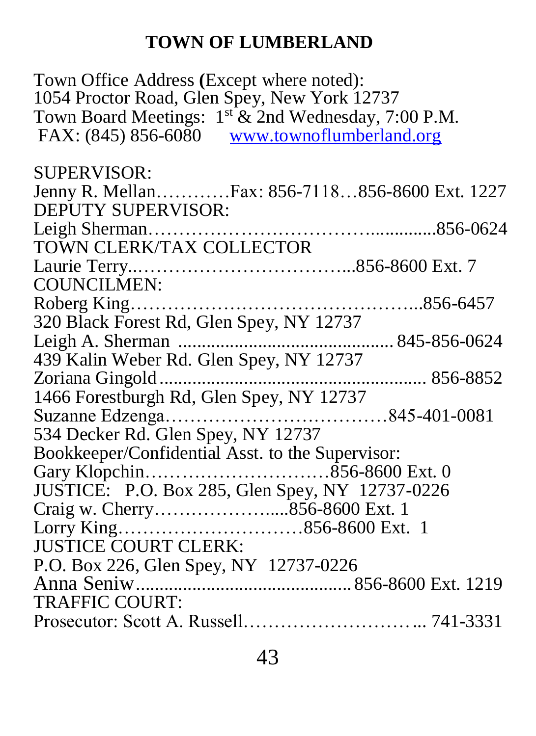# TOWN OF LUMBERLAND

Town Office Address **(**Except where noted):
1054 Proctor Road, Glen Spey, New York 12737
Town Board Meetings: 1st & 2nd Wednesday, 7:00 P.M.
FAX: (845) 856-6080 www.townoflumberland.org

SUPERVISOR:
Jenny R. Mellan…………Fax: 856-7118…856-8600 Ext. 1227
DEPUTY SUPERVISOR:
Leigh Sherman…………………………………...........856-0624
TOWN CLERK/TAX COLLECTOR
Laurie Terry..……………………………...856-8600 Ext. 7
COUNCILMEN:
Roberg King………………………………………..856-6457
320 Black Forest Rd, Glen Spey, NY 12737
Leigh A. Sherman ............................................ 845-856-0624
439 Kalin Weber Rd. Glen Spey, NY 12737
Zoriana Gingold ...................................................... 856-8852
1466 Forestburgh Rd, Glen Spey, NY 12737
Suzanne Edzenga………………………………845-401-0081
534 Decker Rd. Glen Spey, NY 12737
Bookkeeper/Confidential Asst. to the Supervisor:
Gary Klopchin…………………………856-8600 Ext. 0
JUSTICE: P.O. Box 285, Glen Spey, NY 12737-0226
Craig w. Cherry…………………....856-8600 Ext. 1
Lorry King…………………………856-8600 Ext. 1
JUSTICE COURT CLERK:
P.O. Box 226, Glen Spey, NY 12737-0226
Anna Seniw............................................ 856-8600 Ext. 1219
TRAFFIC COURT:
Prosecutor: Scott A. Russell……………………….. 741-3331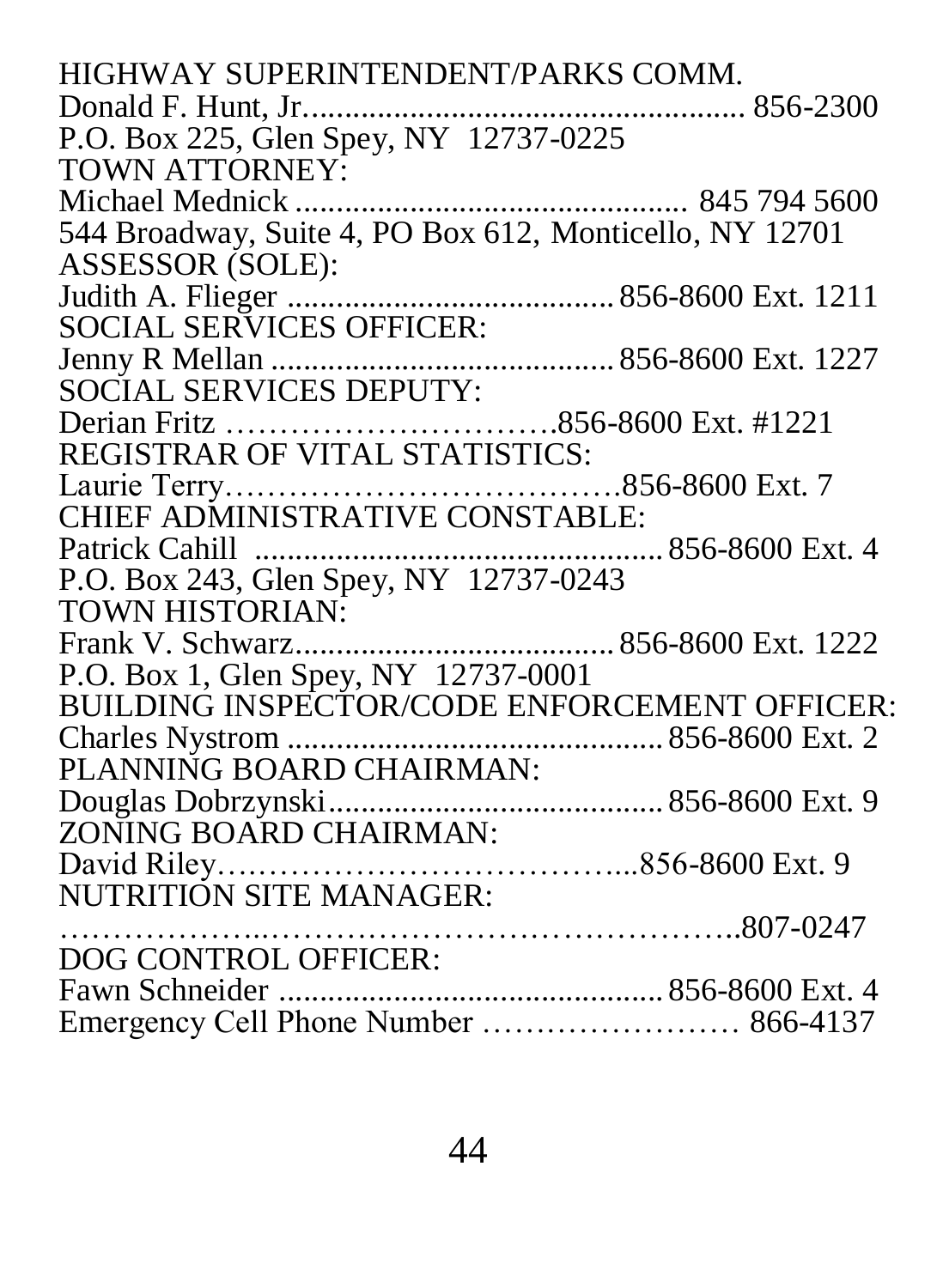HIGHWAY SUPERINTENDENT/PARKS COMM.
Donald F. Hunt, Jr. .................................................... 856-2300
P.O. Box 225, Glen Spey, NY 12737-0225

TOWN ATTORNEY:
Michael Mednick ................................................ 845 794 5600
544 Broadway, Suite 4, PO Box 612, Monticello, NY 12701

ASSESSOR (SOLE):
Judith A. Flieger ....................................... 856-8600 Ext. 1211

SOCIAL SERVICES OFFICER:
Jenny R Mellan ......................................... 856-8600 Ext. 1227

SOCIAL SERVICES DEPUTY:
Derian Fritz ………………………….856-8600 Ext. #1221

REGISTRAR OF VITAL STATISTICS:
Laurie Terry……………………………….856-8600 Ext. 7

CHIEF ADMINISTRATIVE CONSTABLE:
Patrick Cahill ................................................ 856-8600 Ext. 4
P.O. Box 243, Glen Spey, NY 12737-0243

TOWN HISTORIAN:
Frank V. Schwarz....................................... 856-8600 Ext. 1222
P.O. Box 1, Glen Spey, NY 12737-0001

BUILDING INSPECTOR/CODE ENFORCEMENT OFFICER:
Charles Nystrom .......................................... 856-8600 Ext. 2

PLANNING BOARD CHAIRMAN:
Douglas Dobrzynski...................................... 856-8600 Ext. 9

ZONING BOARD CHAIRMAN:
David Riley………………………………...856-8600 Ext. 9

NUTRITION SITE MANAGER:
………………..…………………………………..807-0247

DOG CONTROL OFFICER:
Fawn Schneider ............................................ 856-8600 Ext. 4
Emergency Cell Phone Number …………………… 866-4137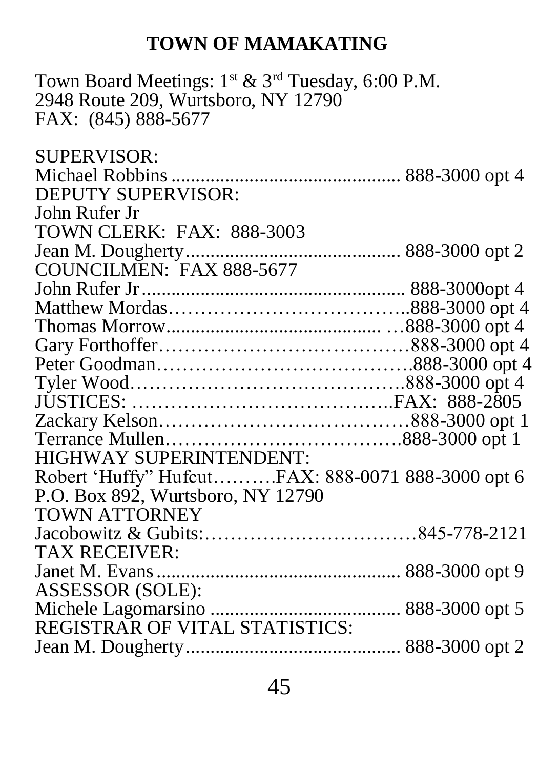# TOWN OF MAMAKATING

Town Board Meetings: 1st & 3rd Tuesday, 6:00 P.M.
2948 Route 209, Wurtsboro, NY 12790
FAX: (845) 888-5677

SUPERVISOR:
Michael Robbins ............................................. 888-3000 opt 4
DEPUTY SUPERVISOR:
John Rufer Jr
TOWN CLERK: FAX: 888-3003
Jean M. Dougherty.......................................... 888-3000 opt 2
COUNCILMEN: FAX 888-5677
John Rufer Jr.................................................... 888-3000opt 4
Matthew Mordas………………………………..888-3000 opt 4
Thomas Morrow.......................................... …888-3000 opt 4
Gary Forthoffer…………………………………888-3000 opt 4
Peter Goodman…………………………………..888-3000 opt 4
Tyler Wood……………………………………..888-3000 opt 4
JUSTICES: …………………………………..FAX: 888-2805
Zackary Kelson…………………………………888-3000 opt 1
Terrance Mullen……………………………….888-3000 opt 1
HIGHWAY SUPERINTENDENT:
Robert 'Huffy" Hufcut……….FAX: 888-0071 888-3000 opt 6
P.O. Box 892, Wurtsboro, NY 12790
TOWN ATTORNEY
Jacobowitz & Gubits:……………………………845-778-2121
TAX RECEIVER:
Janet M. Evans................................................. 888-3000 opt 9
ASSESSOR (SOLE):
Michele Lagomarsino ...................................... 888-3000 opt 5
REGISTRAR OF VITAL STATISTICS:
Jean M. Dougherty.......................................... 888-3000 opt 2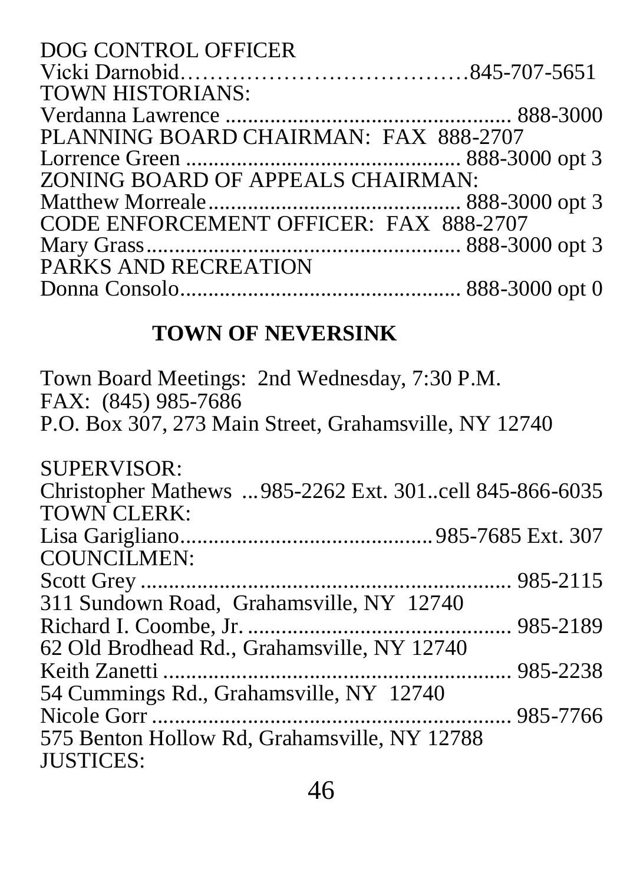DOG CONTROL OFFICER
Vicki Darnobid……………………………………845-707-5651
TOWN HISTORIANS:
Verdanna Lawrence .................................................. 888-3000
PLANNING BOARD CHAIRMAN: FAX 888-2707
Lorrence Green ................................................ 888-3000 opt 3
ZONING BOARD OF APPEALS CHAIRMAN:
Matthew Morreale............................................ 888-3000 opt 3
CODE ENFORCEMENT OFFICER: FAX 888-2707
Mary Grass...................................................... 888-3000 opt 3
PARKS AND RECREATION
Donna Consolo................................................. 888-3000 opt 0

## TOWN OF NEVERSINK

Town Board Meetings: 2nd Wednesday, 7:30 P.M.
FAX: (845) 985-7686
P.O. Box 307, 273 Main Street, Grahamsville, NY 12740

SUPERVISOR:
Christopher Mathews ...985-2262 Ext. 301..cell 845-866-6035
TOWN CLERK:
Lisa Garigliano............................................985-7685 Ext. 307
COUNCILMEN:
Scott Grey .................................................................. 985-2115
311 Sundown Road, Grahamsville, NY 12740
Richard I. Coombe, Jr. ............................................... 985-2189
62 Old Brodhead Rd., Grahamsville, NY 12740
Keith Zanetti .............................................................. 985-2238
54 Cummings Rd., Grahamsville, NY 12740
Nicole Gorr ................................................................ 985-7766
575 Benton Hollow Rd, Grahamsville, NY 12788
JUSTICES: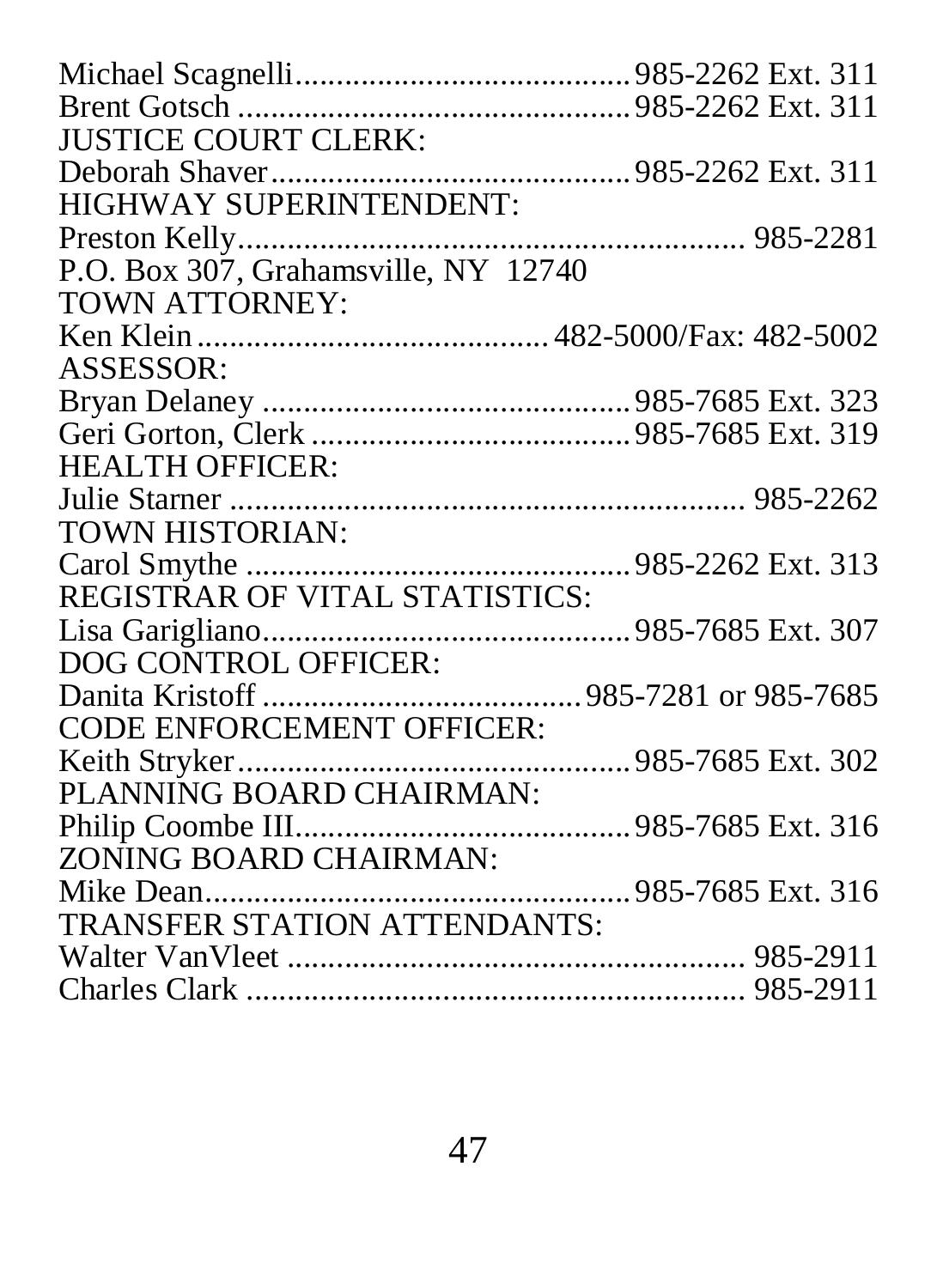Michael Scagnelli........................................985-2262 Ext. 311
Brent Gotsch ................................................985-2262 Ext. 311

JUSTICE COURT CLERK:
Deborah Shaver............................................985-2262 Ext. 311

HIGHWAY SUPERINTENDENT:
Preston Kelly............................................................. 985-2281
P.O. Box 307, Grahamsville, NY 12740

TOWN ATTORNEY:
Ken Klein..........................................482-5000/Fax: 482-5002

ASSESSOR:
Bryan Delaney .............................................985-7685 Ext. 323
Geri Gorton, Clerk ......................................985-7685 Ext. 319

HEALTH OFFICER:
Julie Starner ................................................................ 985-2262

TOWN HISTORIAN:
Carol Smythe ...............................................985-2262 Ext. 313

REGISTRAR OF VITAL STATISTICS:
Lisa Garigliano.............................................985-7685 Ext. 307

DOG CONTROL OFFICER:
Danita Kristoff .......................................985-7281 or 985-7685

CODE ENFORCEMENT OFFICER:
Keith Stryker................................................985-7685 Ext. 302

PLANNING BOARD CHAIRMAN:
Philip Coombe III.........................................985-7685 Ext. 316

ZONING BOARD CHAIRMAN:
Mike Dean....................................................985-7685 Ext. 316

TRANSFER STATION ATTENDANTS:
Walter VanVleet ......................................................... 985-2911
Charles Clark .............................................................. 985-2911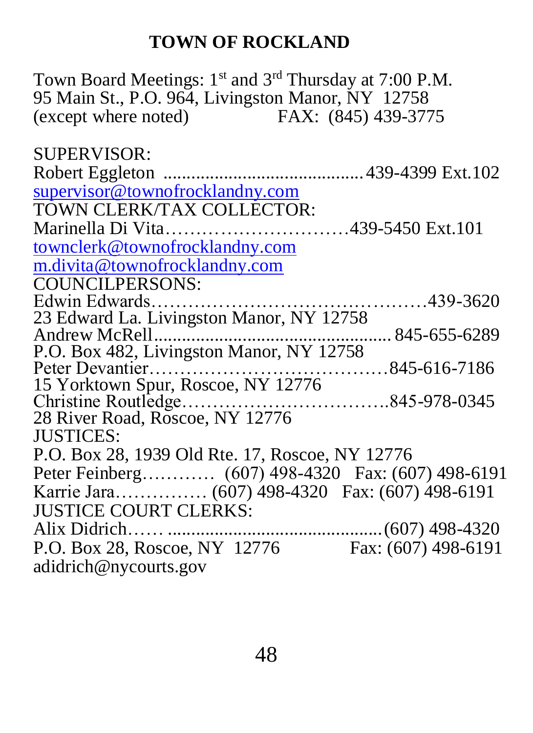# TOWN OF ROCKLAND

Town Board Meetings: 1st and 3rd Thursday at 7:00 P.M.
95 Main St., P.O. 964, Livingston Manor, NY 12758
(except where noted) FAX: (845) 439-3775

SUPERVISOR:
Robert Eggleton ........................................ 439-4399 Ext.102
supervisor@townofrocklandny.com
TOWN CLERK/TAX COLLECTOR:
Marinella Di Vita…………………………439-5450 Ext.101
townclerk@townofrocklandny.com
m.divita@townofrocklandny.com
COUNCILPERSONS:
Edwin Edwards………………………………………439-3620
23 Edward La. Livingston Manor, NY 12758
Andrew McRell................................................. 845-655-6289
P.O. Box 482, Livingston Manor, NY 12758
Peter Devantier…………………………………845-616-7186
15 Yorktown Spur, Roscoe, NY 12776
Christine Routledge…………………………….845-978-0345
28 River Road, Roscoe, NY 12776
JUSTICES:
P.O. Box 28, 1939 Old Rte. 17, Roscoe, NY 12776
Peter Feinberg………… (607) 498-4320 Fax: (607) 498-6191
Karrie Jara…………… (607) 498-4320 Fax: (607) 498-6191
JUSTICE COURT CLERKS:
Alix Didrich…… ............................................(607) 498-4320
P.O. Box 28, Roscoe, NY 12776 Fax: (607) 498-6191
adidrich@nycourts.gov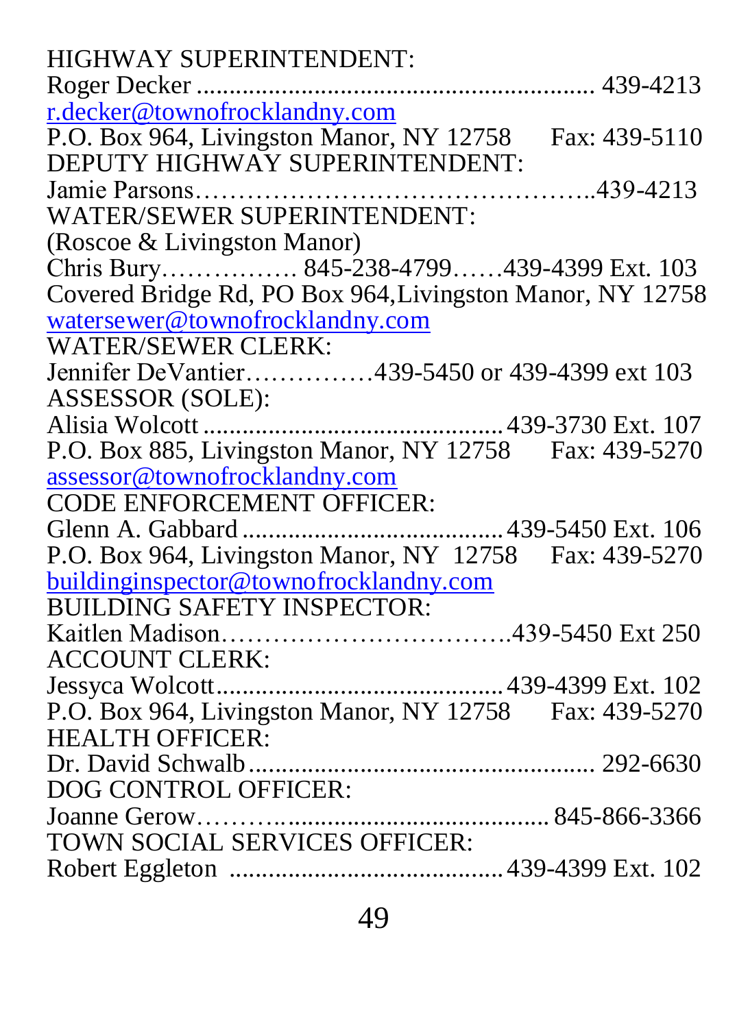HIGHWAY SUPERINTENDENT:
Roger Decker ........................................................... 439-4213
r.decker@townofrocklandny.com
P.O. Box 964, Livingston Manor, NY 12758     Fax: 439-5110
DEPUTY HIGHWAY SUPERINTENDENT:
Jamie Parsons……………………………………….439-4213
WATER/SEWER SUPERINTENDENT:
(Roscoe & Livingston Manor)
Chris Bury……………. 845-238-4799……439-4399 Ext. 103
Covered Bridge Rd, PO Box 964,Livingston Manor, NY 12758
watersewer@townofrocklandny.com
WATER/SEWER CLERK:
Jennifer DeVantier……………439-5450 or 439-4399 ext 103
ASSESSOR (SOLE):
Alisia Wolcott .............................................439-3730 Ext. 107
P.O. Box 885, Livingston Manor, NY 12758     Fax: 439-5270
assessor@townofrocklandny.com
CODE ENFORCEMENT OFFICER:
Glenn A. Gabbard .......................................439-5450 Ext. 106
P.O. Box 964, Livingston Manor, NY  12758     Fax: 439-5270
buildinginspector@townofrocklandny.com
BUILDING SAFETY INSPECTOR:
Kaitlen Madison…………………………….439-5450 Ext 250
ACCOUNT CLERK:
Jessyca Wolcott............................................439-4399 Ext. 102
P.O. Box 964, Livingston Manor, NY 12758     Fax: 439-5270
HEALTH OFFICER:
Dr. David Schwalb ...................................................... 292-6630
DOG CONTROL OFFICER:
Joanne Gerow…………...........................................845-866-3366
TOWN SOCIAL SERVICES OFFICER:
Robert Eggleton .........................................439-4399 Ext. 102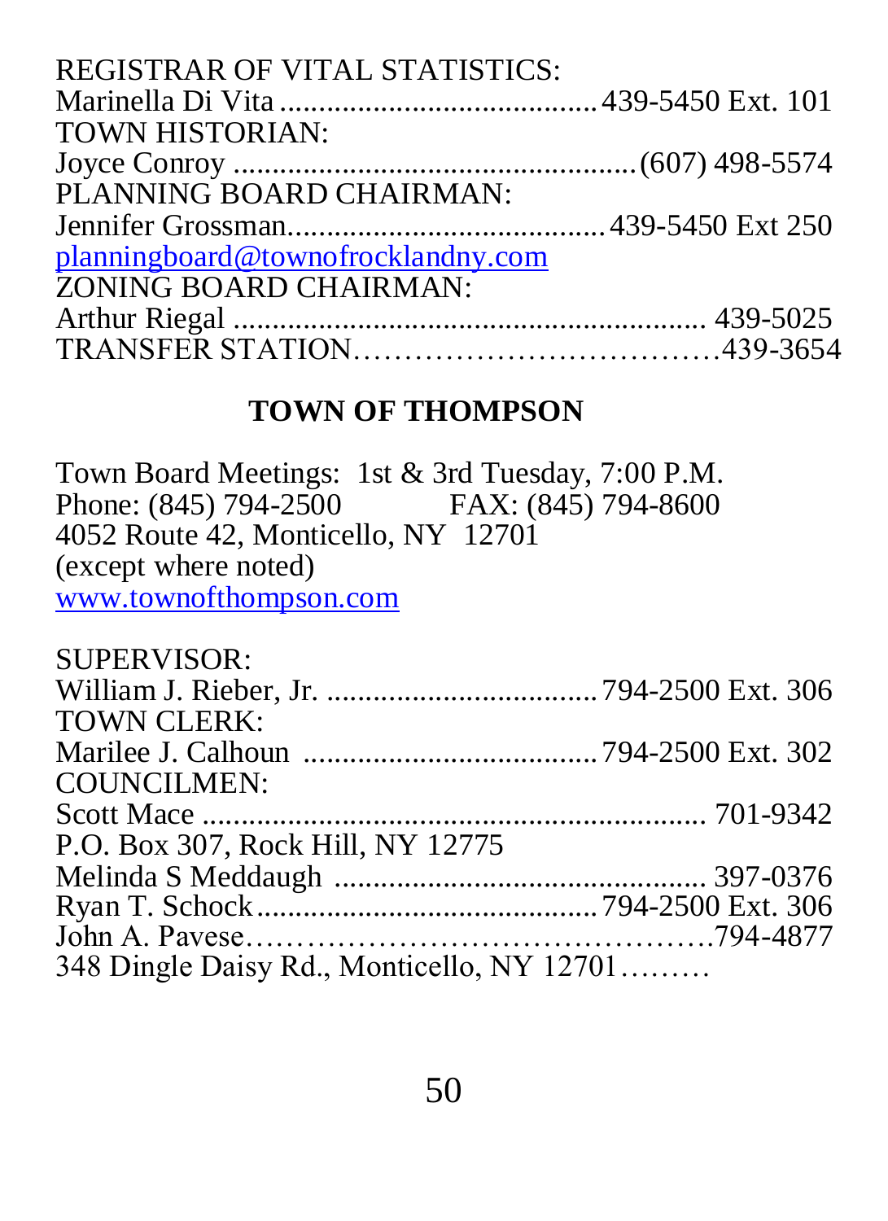REGISTRAR OF VITAL STATISTICS:
Marinella Di Vita ........................................ 439-5450 Ext. 101
TOWN HISTORIAN:
Joyce Conroy .................................................... (607) 498-5574
PLANNING BOARD CHAIRMAN:
Jennifer Grossman........................................ 439-5450 Ext 250
planningboard@townofrocklandny.com
ZONING BOARD CHAIRMAN:
Arthur Riegal ............................................................ 439-5025
TRANSFER STATION……………………………… 439-3654

## TOWN OF THOMPSON

Town Board Meetings: 1st & 3rd Tuesday, 7:00 P.M.
Phone: (845) 794-2500 FAX: (845) 794-8600
4052 Route 42, Monticello, NY 12701
(except where noted)
www.townofthompson.com

SUPERVISOR:
William J. Rieber, Jr. ................................... 794-2500 Ext. 306
TOWN CLERK:
Marilee J. Calhoun ..................................... 794-2500 Ext. 302
COUNCILMEN:
Scott Mace ................................................................. 701-9342
P.O. Box 307, Rock Hill, NY 12775
Melinda S Meddaugh ............................................... 397-0376
Ryan T. Schock........................................... 794-2500 Ext. 306
John A. Pavese……………………………………… 794-4877
348 Dingle Daisy Rd., Monticello, NY 12701………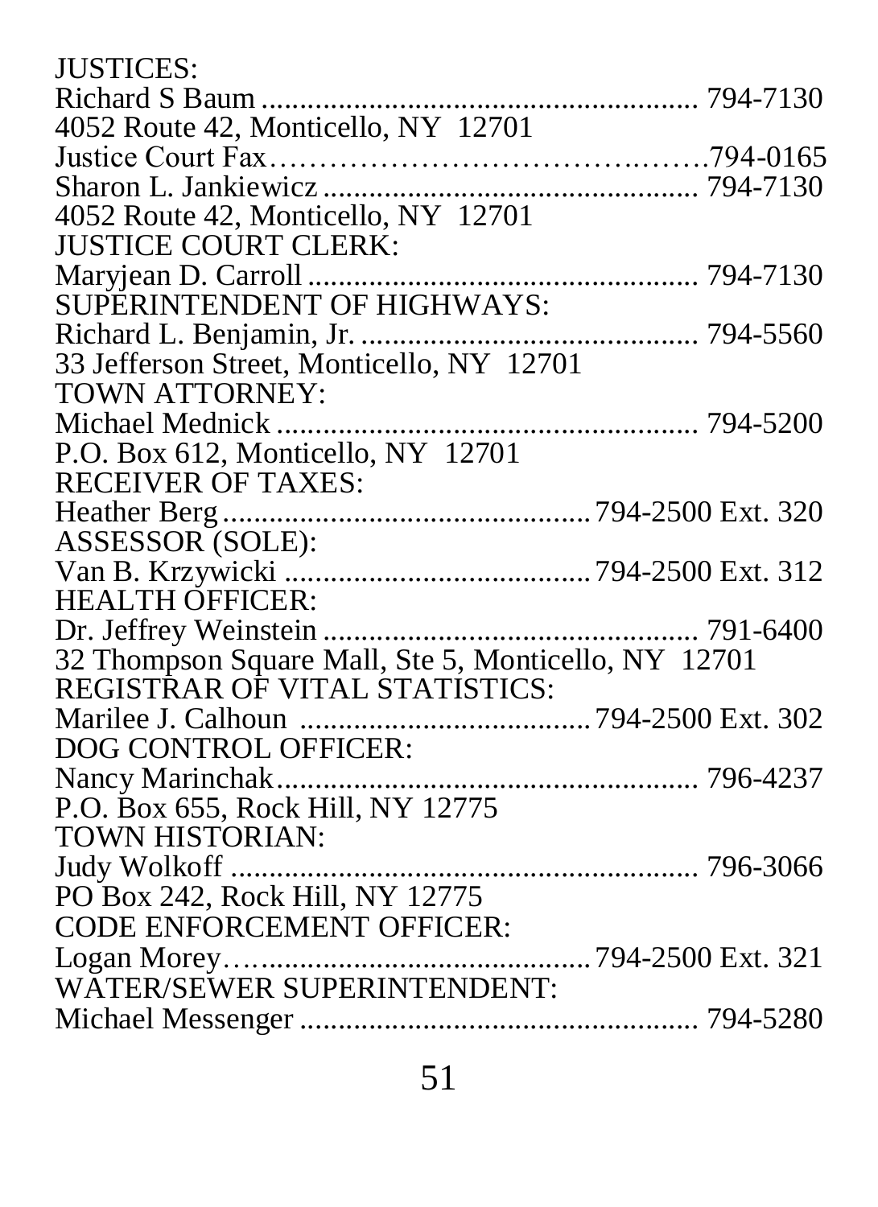JUSTICES:
Richard S Baum ........................................................ 794-7130
4052 Route 42, Monticello, NY 12701
Justice Court Fax…………………………………….…….794-0165
Sharon L. Jankiewicz ................................................ 794-7130
4052 Route 42, Monticello, NY 12701
JUSTICE COURT CLERK:
Maryjean D. Carroll .................................................. 794-7130
SUPERINTENDENT OF HIGHWAYS:
Richard L. Benjamin, Jr. ........................................... 794-5560
33 Jefferson Street, Monticello, NY 12701
TOWN ATTORNEY:
Michael Mednick ....................................................... 794-5200
P.O. Box 612, Monticello, NY 12701
RECEIVER OF TAXES:
Heather Berg ................................................ 794-2500 Ext. 320
ASSESSOR (SOLE):
Van B. Krzywicki ......................................... 794-2500 Ext. 312
HEALTH OFFICER:
Dr. Jeffrey Weinstein ................................................ 791-6400
32 Thompson Square Mall, Ste 5, Monticello, NY 12701
REGISTRAR OF VITAL STATISTICS:
Marilee J. Calhoun ....................................... 794-2500 Ext. 302
DOG CONTROL OFFICER:
Nancy Marinchak....................................................... 796-4237
P.O. Box 655, Rock Hill, NY 12775
TOWN HISTORIAN:
Judy Wolkoff ............................................................. 796-3066
PO Box 242, Rock Hill, NY 12775
CODE ENFORCEMENT OFFICER:
Logan Morey…........................................... 794-2500 Ext. 321
WATER/SEWER SUPERINTENDENT:
Michael Messenger ..................................................... 794-5280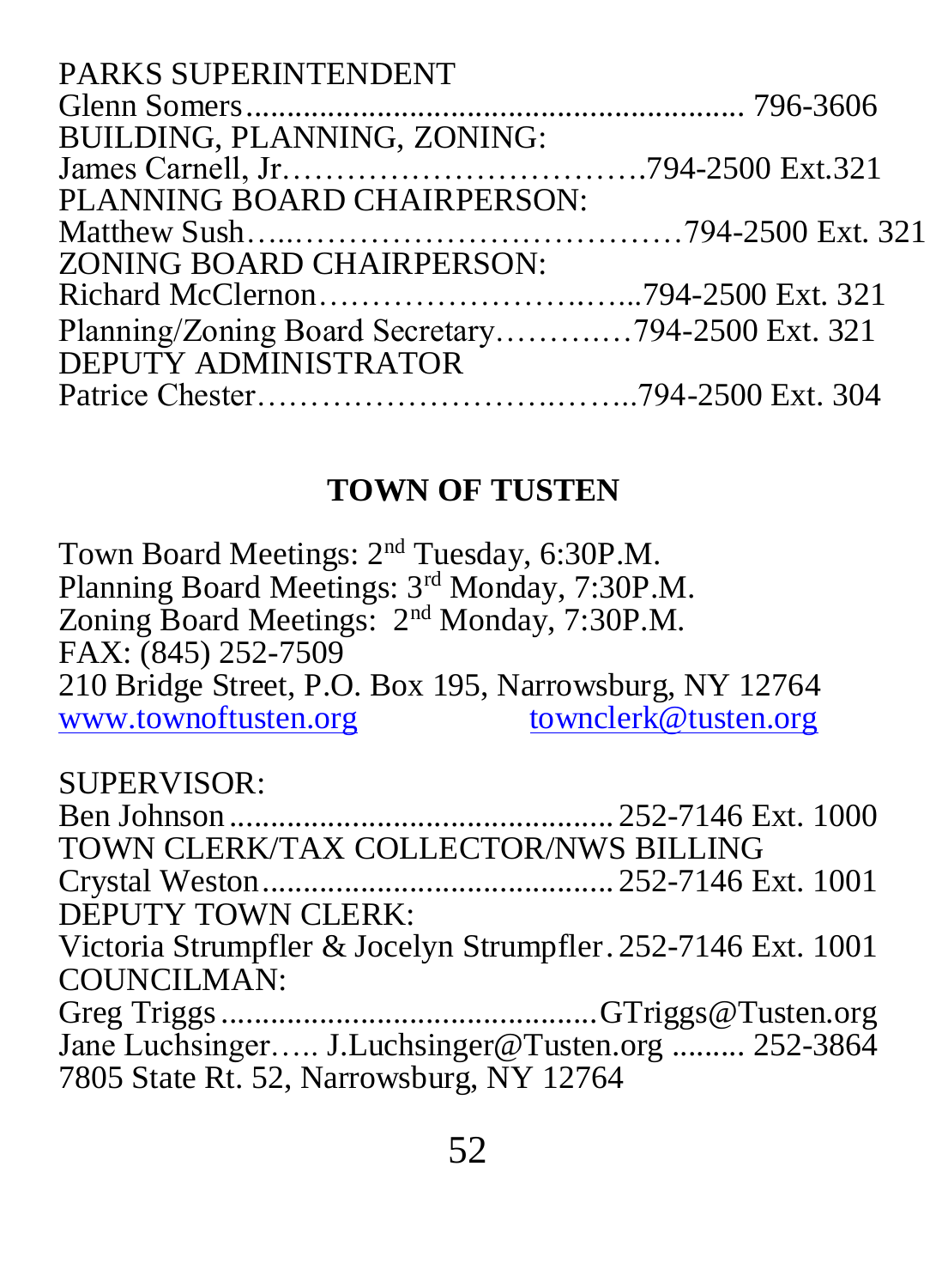PARKS SUPERINTENDENT
Glenn Somers............................................................. 796-3606
BUILDING, PLANNING, ZONING:
James Carnell, Jr.…………………………….794-2500 Ext.321
PLANNING BOARD CHAIRPERSON:
Matthew Sush…..………………………………794-2500 Ext. 321
ZONING BOARD CHAIRPERSON:
Richard McClernon…………………….…...794-2500 Ext. 321
Planning/Zoning Board Secretary…….……794-2500 Ext. 321
DEPUTY ADMINISTRATOR
Patrice Chester…………………….……..794-2500 Ext. 304

## TOWN OF TUSTEN

Town Board Meetings: 2nd Tuesday, 6:30P.M.
Planning Board Meetings: 3rd Monday, 7:30P.M.
Zoning Board Meetings: 2nd Monday, 7:30P.M.
FAX: (845) 252-7509
210 Bridge Street, P.O. Box 195, Narrowsburg, NY 12764
www.townoftusten.org townclerk@tusten.org

SUPERVISOR:
Ben Johnson............................................... 252-7146 Ext. 1000
TOWN CLERK/TAX COLLECTOR/NWS BILLING
Crystal Weston........................................... 252-7146 Ext. 1001
DEPUTY TOWN CLERK:
Victoria Strumpfler & Jocelyn Strumpfler. 252-7146 Ext. 1001
COUNCILMAN:
Greg Triggs.............................................GTriggs@Tusten.org
Jane Luchsinger….. J.Luchsinger@Tusten.org ......... 252-3864
7805 State Rt. 52, Narrowsburg, NY 12764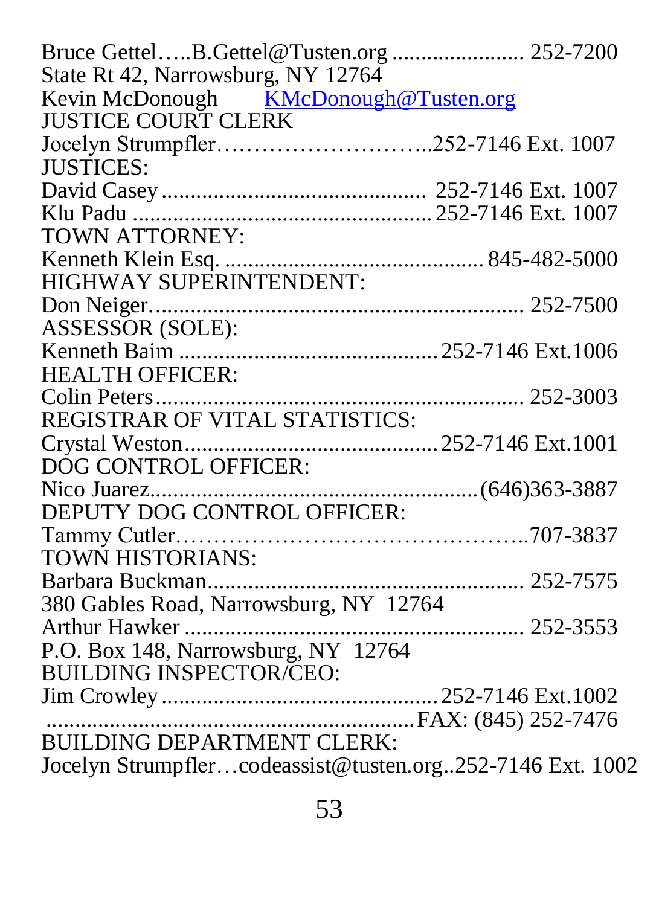Bruce Gettel…..B.Gettel@Tusten.org ....................... 252-7200
State Rt 42, Narrowsburg, NY 12764
Kevin McDonough KMcDonough@Tusten.org

JUSTICE COURT CLERK
Jocelyn Strumpfler………………………..252-7146 Ext. 1007

JUSTICES:
David Casey .............................................. 252-7146 Ext. 1007
Klu Padu .................................................. 252-7146 Ext. 1007

TOWN ATTORNEY:
Kenneth Klein Esq. ............................................ 845-482-5000

HIGHWAY SUPERINTENDENT:
Don Neiger................................................................ 252-7500

ASSESSOR (SOLE):
Kenneth Baim ............................................ 252-7146 Ext.1006

HEALTH OFFICER:
Colin Peters ................................................................ 252-3003

REGISTRAR OF VITAL STATISTICS:
Crystal Weston........................................... 252-7146 Ext.1001

DOG CONTROL OFFICER:
Nico Juarez.......................................................(646)363-3887

DEPUTY DOG CONTROL OFFICER:
Tammy Cutler………………………………………..707-3837

TOWN HISTORIANS:
Barbara Buckman...................................................... 252-7575
380 Gables Road, Narrowsburg, NY 12764
Arthur Hawker .......................................................... 252-3553
P.O. Box 148, Narrowsburg, NY 12764

BUILDING INSPECTOR/CEO:
Jim Crowley ............................................... 252-7146 Ext.1002
.............................................................FAX: (845) 252-7476

BUILDING DEPARTMENT CLERK:
Jocelyn Strumpfler…codeassist@tusten.org..252-7146 Ext. 1002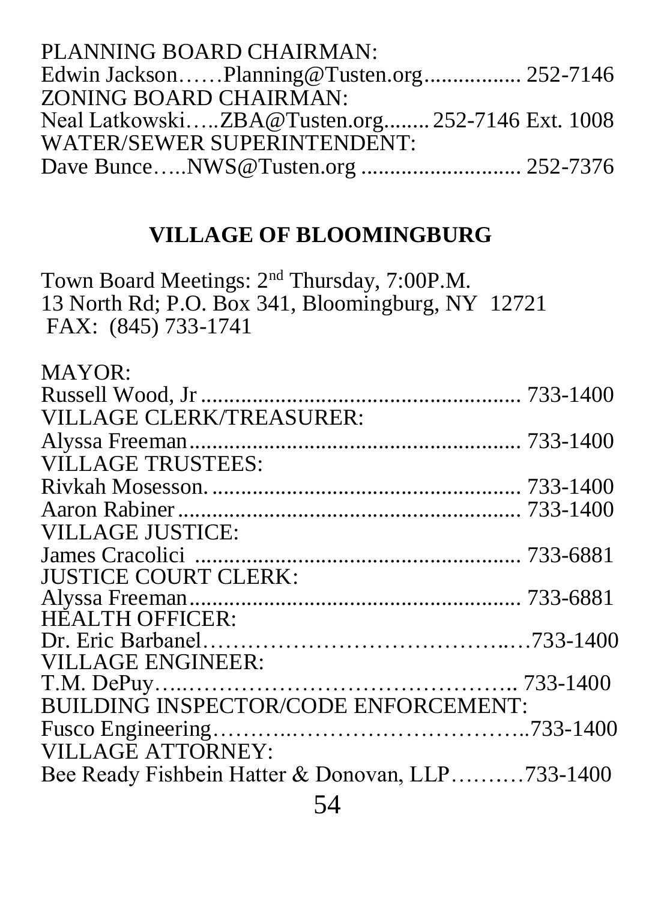PLANNING BOARD CHAIRMAN:
Edwin Jackson……Planning@Tusten.org................. 252-7146
ZONING BOARD CHAIRMAN:
Neal Latkowski…..ZBA@Tusten.org........ 252-7146 Ext. 1008
WATER/SEWER SUPERINTENDENT:
Dave Bunce…..NWS@Tusten.org ............................ 252-7376

## VILLAGE OF BLOOMINGBURG

Town Board Meetings: 2nd Thursday, 7:00P.M.
13 North Rd; P.O. Box 341, Bloomingburg, NY 12721
FAX: (845) 733-1741

MAYOR:
Russell Wood, Jr ....................................................... 733-1400
VILLAGE CLERK/TREASURER:
Alyssa Freeman.......................................................... 733-1400
VILLAGE TRUSTEES:
Rivkah Mosesson. ...................................................... 733-1400
Aaron Rabiner ............................................................ 733-1400
VILLAGE JUSTICE:
James Cracolici ......................................................... 733-6881
JUSTICE COURT CLERK:
Alyssa Freeman.......................................................... 733-6881
HEALTH OFFICER:
Dr. Eric Barbanel……………………………………..…733-1400
VILLAGE ENGINEER:
T.M. DePuy…..……………………………………….. 733-1400
BUILDING INSPECTOR/CODE ENFORCEMENT:
Fusco Engineering……….……………………………..733-1400
VILLAGE ATTORNEY:
Bee Ready Fishbein Hatter & Donovan, LLP……….733-1400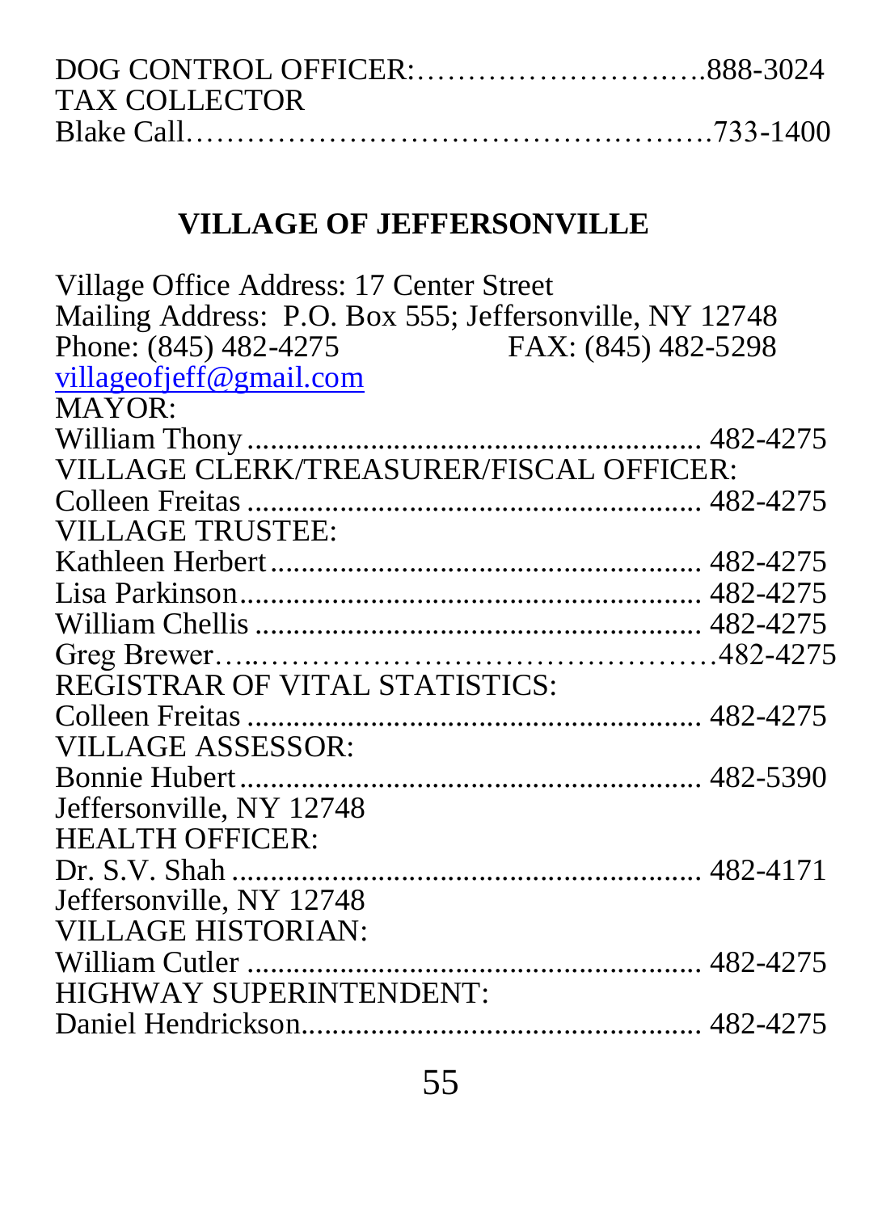DOG CONTROL OFFICER:……………………….888-3024
TAX COLLECTOR
Blake Call……………………………………………733-1400

## VILLAGE OF JEFFERSONVILLE

Village Office Address: 17 Center Street
Mailing Address: P.O. Box 555; Jeffersonville, NY 12748
Phone: (845) 482-4275 FAX: (845) 482-5298
villageofjeff@gmail.com

MAYOR:
William Thony ......................................................... 482-4275

VILLAGE CLERK/TREASURER/FISCAL OFFICER:
Colleen Freitas ......................................................... 482-4275

VILLAGE TRUSTEE:
Kathleen Herbert...................................................... 482-4275
Lisa Parkinson.......................................................... 482-4275
William Chellis ........................................................ 482-4275
Greg Brewer…..……………………………………….482-4275

REGISTRAR OF VITAL STATISTICS:
Colleen Freitas ......................................................... 482-4275

VILLAGE ASSESSOR:
Bonnie Hubert........................................................... 482-5390
Jeffersonville, NY 12748

HEALTH OFFICER:
Dr. S.V. Shah ........................................................... 482-4171
Jeffersonville, NY 12748

VILLAGE HISTORIAN:
William Cutler ......................................................... 482-4275

HIGHWAY SUPERINTENDENT:
Daniel Hendrickson.................................................. 482-4275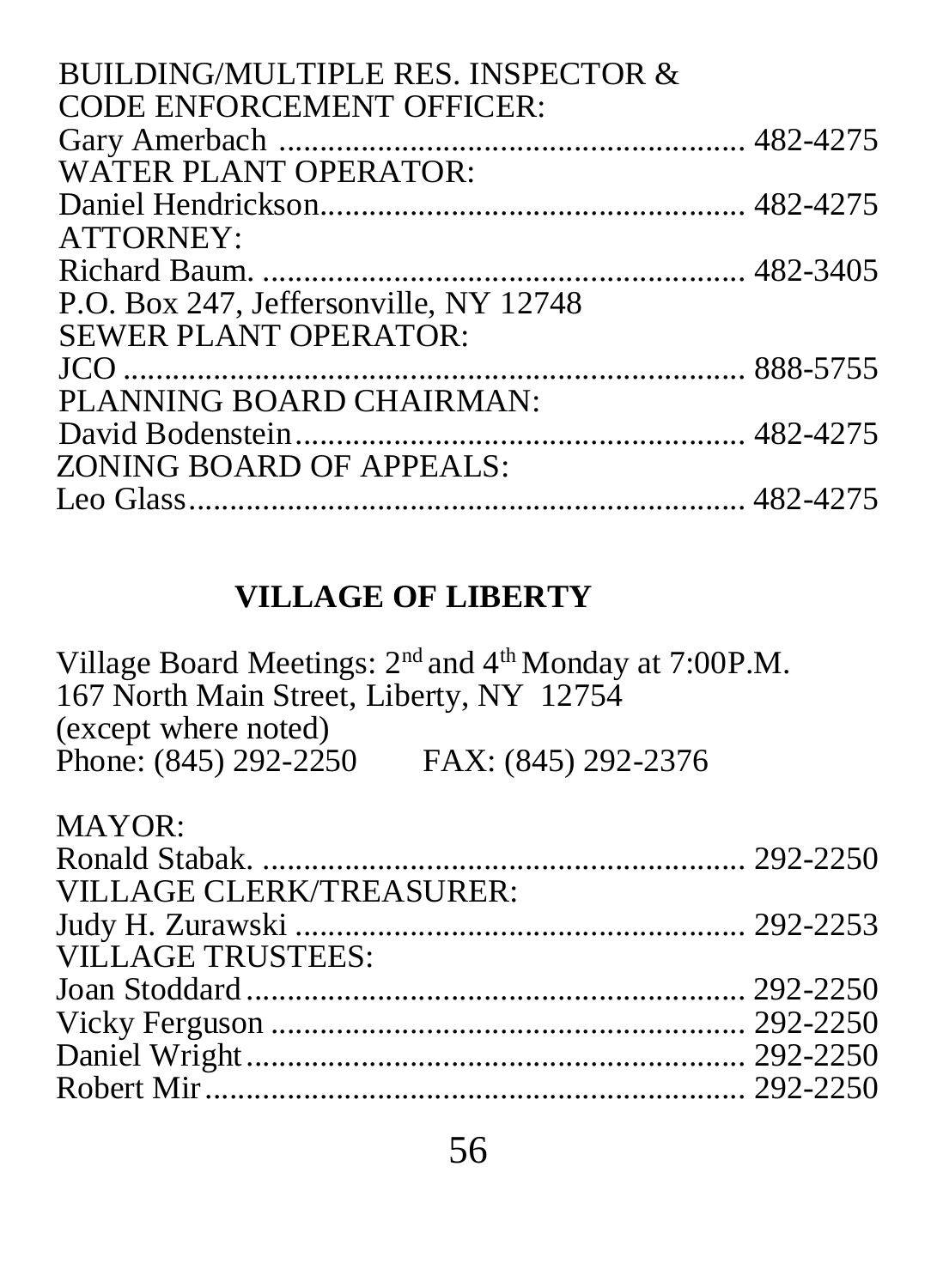BUILDING/MULTIPLE RES. INSPECTOR &
CODE ENFORCEMENT OFFICER:
Gary Amerbach .......................................................... 482-4275
WATER PLANT OPERATOR:
Daniel Hendrickson.................................................... 482-4275
ATTORNEY:
Richard Baum. ........................................................... 482-3405
P.O. Box 247, Jeffersonville, NY 12748
SEWER PLANT OPERATOR:
JCO ............................................................................ 888-5755
PLANNING BOARD CHAIRMAN:
David Bodenstein....................................................... 482-4275
ZONING BOARD OF APPEALS:
Leo Glass.................................................................... 482-4275

## VILLAGE OF LIBERTY

Village Board Meetings: 2nd and 4th Monday at 7:00P.M.
167 North Main Street, Liberty, NY 12754
(except where noted)
Phone: (845) 292-2250 FAX: (845) 292-2376

MAYOR:
Ronald Stabak. ........................................................... 292-2250
VILLAGE CLERK/TREASURER:
Judy H. Zurawski ....................................................... 292-2253
VILLAGE TRUSTEES:
Joan Stoddard............................................................. 292-2250
Vicky Ferguson .......................................................... 292-2250
Daniel Wright............................................................. 292-2250
Robert Mir.................................................................. 292-2250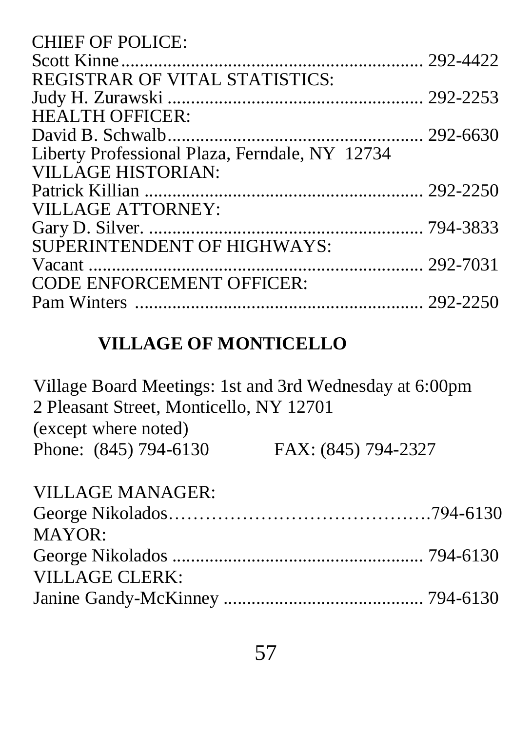CHIEF OF POLICE:
Scott Kinne................................................................ 292-4422
REGISTRAR OF VITAL STATISTICS:
Judy H. Zurawski ....................................................... 292-2253
HEALTH OFFICER:
David B. Schwalb....................................................... 292-6630
Liberty Professional Plaza, Ferndale, NY 12734
VILLAGE HISTORIAN:
Patrick Killian ............................................................ 292-2250
VILLAGE ATTORNEY:
Gary D. Silver. ........................................................... 794-3833
SUPERINTENDENT OF HIGHWAYS:
Vacant ........................................................................ 292-7031
CODE ENFORCEMENT OFFICER:
Pam Winters .............................................................. 292-2250

## VILLAGE OF MONTICELLO

Village Board Meetings: 1st and 3rd Wednesday at 6:00pm
2 Pleasant Street, Monticello, NY 12701
(except where noted)
Phone: (845) 794-6130 FAX: (845) 794-2327

VILLAGE MANAGER:
George Nikolados……………………………………794-6130
MAYOR:
George Nikolados ...................................................... 794-6130
VILLAGE CLERK:
Janine Gandy-McKinney ........................................... 794-6130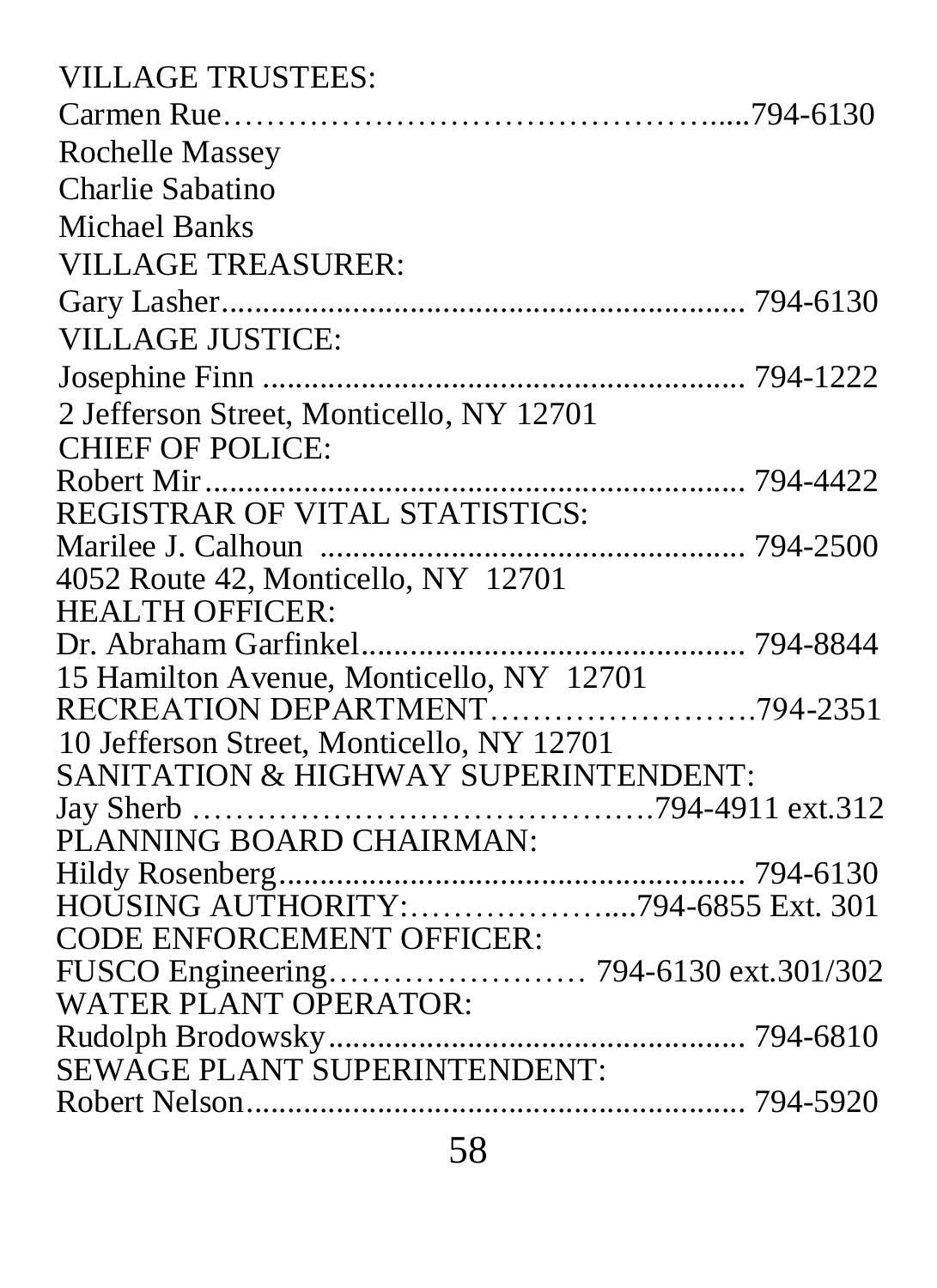VILLAGE TRUSTEES:

Carmen Rue…………………………………….....794-6130

Rochelle Massey

Charlie Sabatino

Michael Banks

VILLAGE TREASURER:

Gary Lasher.............................................................. 794-6130

VILLAGE JUSTICE:

Josephine Finn ......................................................... 794-1222

2 Jefferson Street, Monticello, NY 12701

CHIEF OF POLICE:

Robert Mir................................................................ 794-4422

REGISTRAR OF VITAL STATISTICS:

Marilee J. Calhoun .................................................. 794-2500

4052 Route 42, Monticello, NY 12701

HEALTH OFFICER:

Dr. Abraham Garfinkel............................................... 794-8844

15 Hamilton Avenue, Monticello, NY 12701

RECREATION DEPARTMENT…………………….794-2351

10 Jefferson Street, Monticello, NY 12701

SANITATION & HIGHWAY SUPERINTENDENT:

Jay Sherb ……………………………………794-4911 ext.312

PLANNING BOARD CHAIRMAN:

Hildy Rosenberg......................................................... 794-6130

HOUSING AUTHORITY:……………….....794-6855 Ext. 301

CODE ENFORCEMENT OFFICER:

FUSCO Engineering…………………… 794-6130 ext.301/302

WATER PLANT OPERATOR:

Rudolph Brodowsky................................................... 794-6810

SEWAGE PLANT SUPERINTENDENT:

Robert Nelson............................................................ 794-5920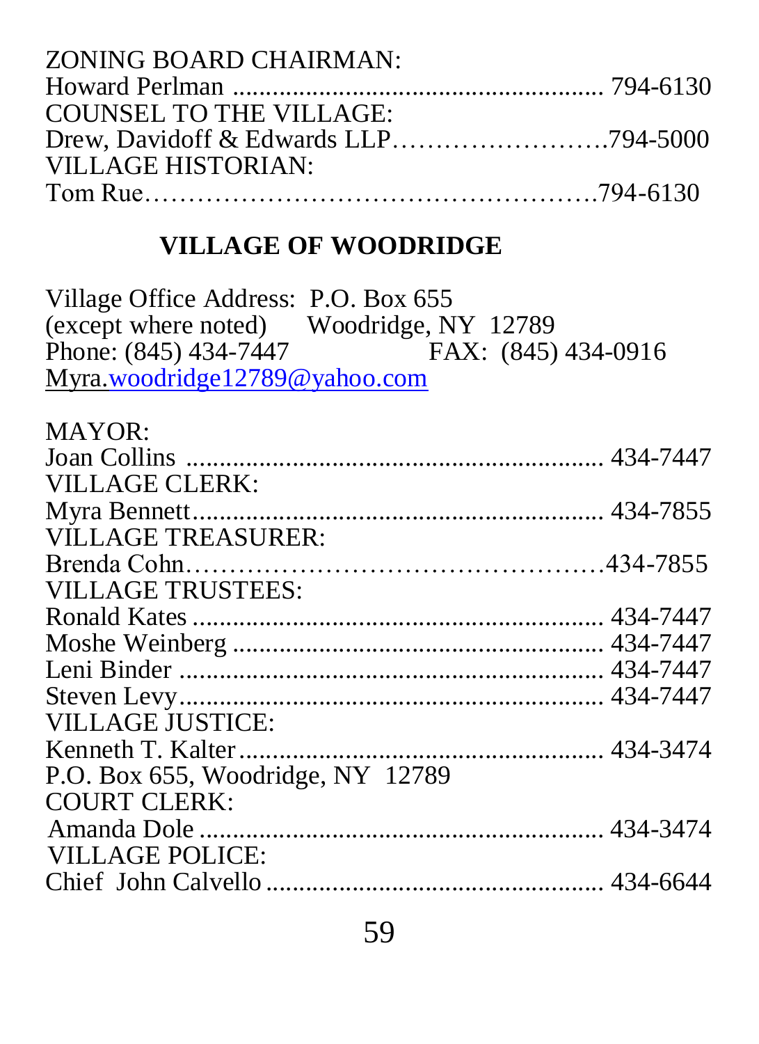ZONING BOARD CHAIRMAN:
Howard Perlman ........................................................ 794-6130
COUNSEL TO THE VILLAGE:
Drew, Davidoff & Edwards LLP……………………….794-5000
VILLAGE HISTORIAN:
Tom Rue…………………………………………….794-6130

## VILLAGE OF WOODRIDGE

Village Office Address: P.O. Box 655
(except where noted) Woodridge, NY 12789
Phone: (845) 434-7447 FAX: (845) 434-0916
Myra.woodridge12789@yahoo.com

MAYOR:
Joan Collins ............................................................... 434-7447
VILLAGE CLERK:
Myra Bennett............................................................. 434-7855
VILLAGE TREASURER:
Brenda Cohn……………………………………….434-7855
VILLAGE TRUSTEES:
Ronald Kates ............................................................. 434-7447
Moshe Weinberg ....................................................... 434-7447
Leni Binder ............................................................... 434-7447
Steven Levy............................................................... 434-7447
VILLAGE JUSTICE:
Kenneth T. Kalter...................................................... 434-3474
P.O. Box 655, Woodridge, NY 12789
COURT CLERK:
Amanda Dole ............................................................ 434-3474
VILLAGE POLICE:
Chief John Calvello .................................................. 434-6644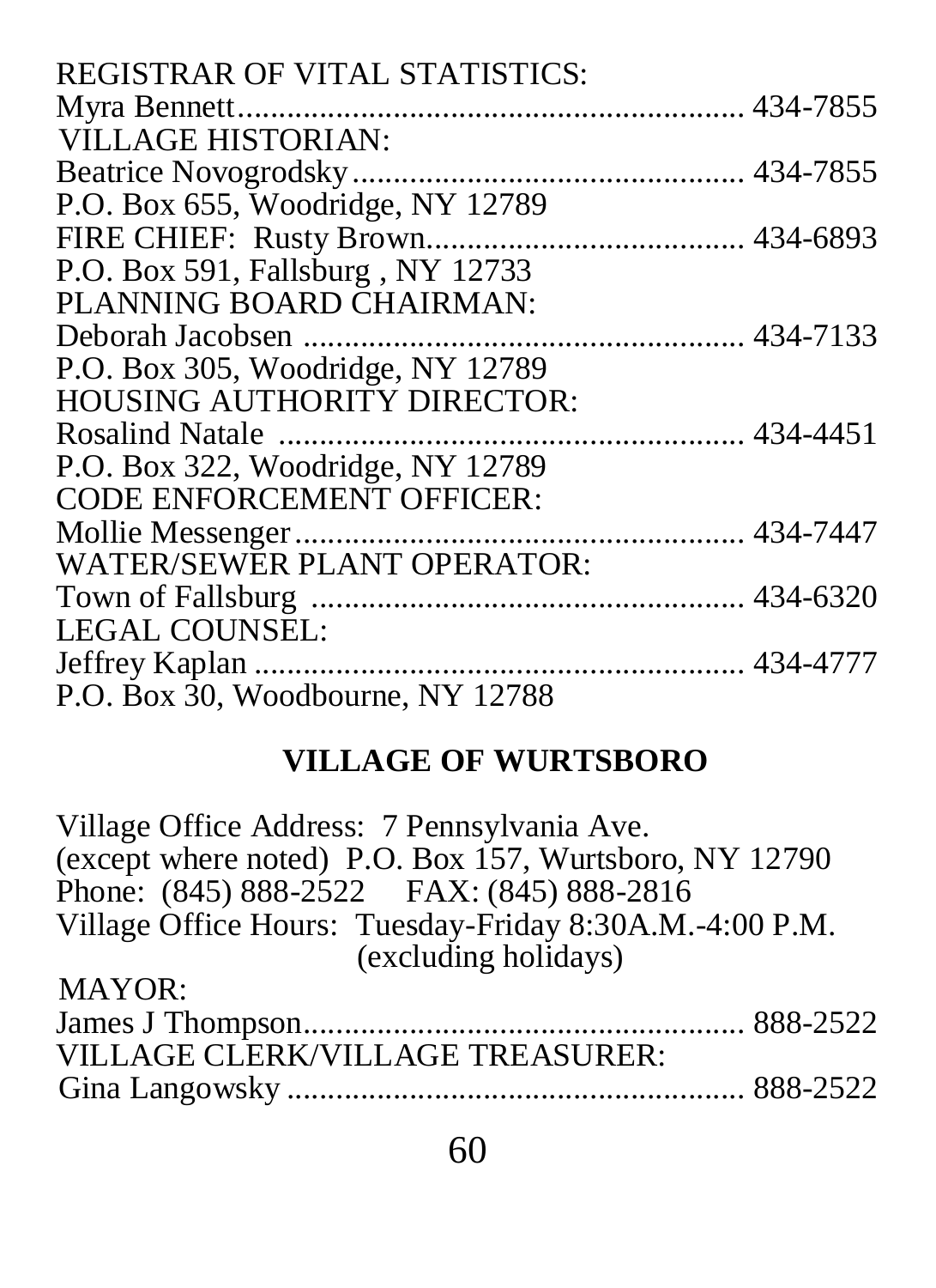REGISTRAR OF VITAL STATISTICS:
Myra Bennett............................................................ 434-7855

VILLAGE HISTORIAN:
Beatrice Novogrodsky................................................ 434-7855
P.O. Box 655, Woodridge, NY 12789

FIRE CHIEF: Rusty Brown....................................... 434-6893
P.O. Box 591, Fallsburg , NY 12733

PLANNING BOARD CHAIRMAN:
Deborah Jacobsen ..................................................... 434-7133
P.O. Box 305, Woodridge, NY 12789

HOUSING AUTHORITY DIRECTOR:
Rosalind Natale ........................................................ 434-4451
P.O. Box 322, Woodridge, NY 12789

CODE ENFORCEMENT OFFICER:
Mollie Messenger...................................................... 434-7447

WATER/SEWER PLANT OPERATOR:
Town of Fallsburg ..................................................... 434-6320

LEGAL COUNSEL:
Jeffrey Kaplan ........................................................... 434-4777
P.O. Box 30, Woodbourne, NY 12788

## VILLAGE OF WURTSBORO

Village Office Address: 7 Pennsylvania Ave.
(except where noted) P.O. Box 157, Wurtsboro, NY 12790
Phone: (845) 888-2522 FAX: (845) 888-2816
Village Office Hours: Tuesday-Friday 8:30A.M.-4:00 P.M. (excluding holidays)

MAYOR:
James J Thompson..................................................... 888-2522

VILLAGE CLERK/VILLAGE TREASURER:
Gina Langowsky ........................................................ 888-2522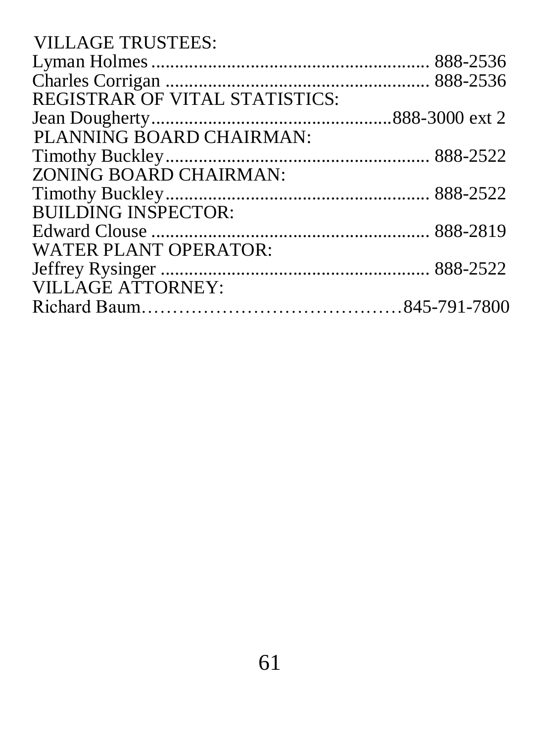VILLAGE TRUSTEES:

Lyman Holmes ............................................................ 888-2536

Charles Corrigan ........................................................ 888-2536

REGISTRAR OF VITAL STATISTICS:

Jean Dougherty...................................................888-3000 ext 2

PLANNING BOARD CHAIRMAN:

Timothy Buckley......................................................... 888-2522

ZONING BOARD CHAIRMAN:

Timothy Buckley......................................................... 888-2522

BUILDING INSPECTOR:

Edward Clouse ............................................................ 888-2819

WATER PLANT OPERATOR:

Jeffrey Rysinger .......................................................... 888-2522

VILLAGE ATTORNEY:

Richard Baum……………………………………845-791-7800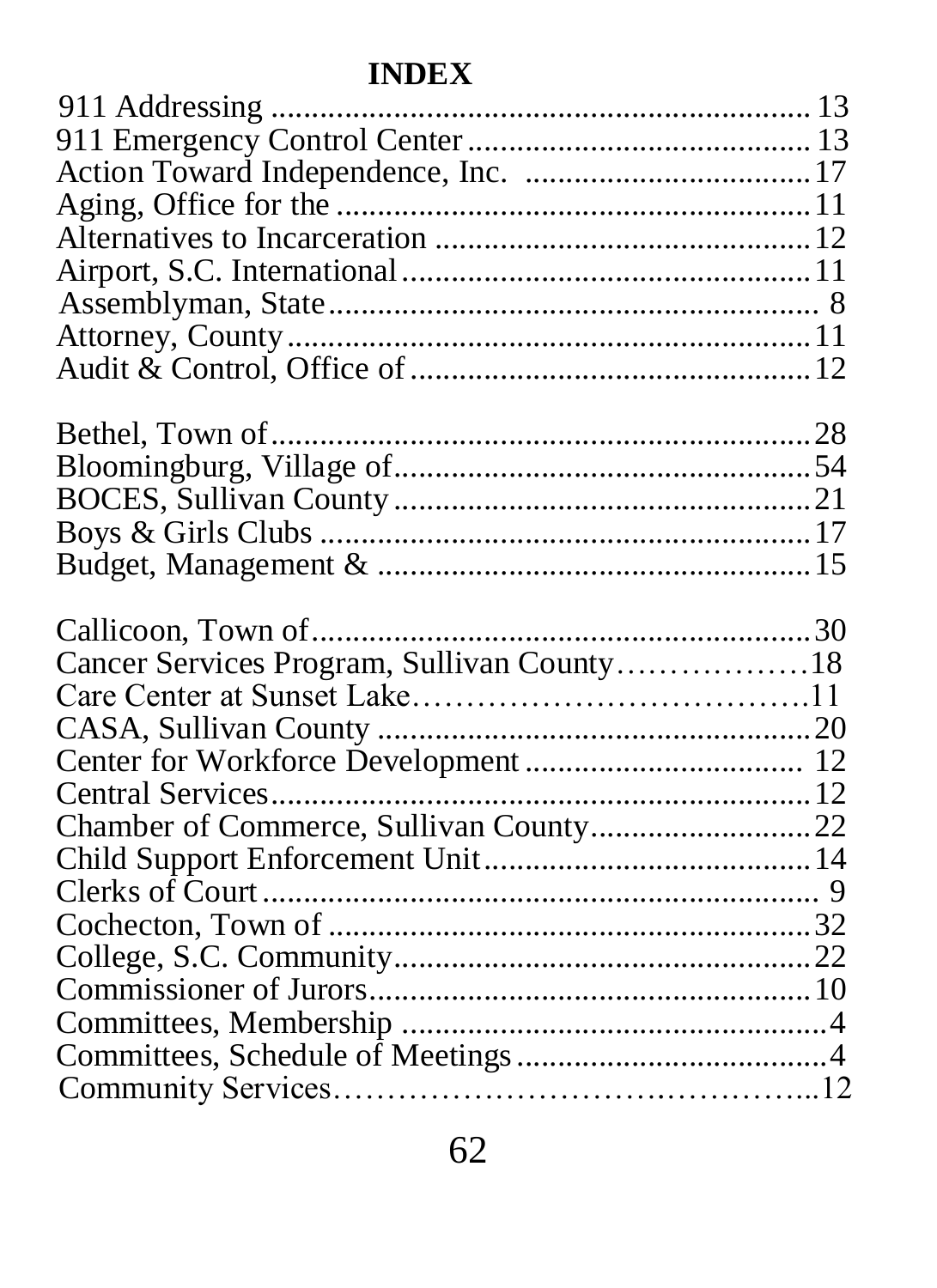# INDEX

911 Addressing .................................................... 13
911 Emergency Control Center .................................... 13
Action Toward Independence, Inc. ................................ 17
Aging, Office for the ............................................ 11
Alternatives to Incarceration ................................... 12
Airport, S.C. International ..................................... 11
Assemblyman, State ................................................ 8
Attorney, County ................................................. 11
Audit & Control, Office of ...................................... 12

Bethel, Town of .................................................. 28
Bloomingburg, Village of ........................................ 54
BOCES, Sullivan County .......................................... 21
Boys & Girls Clubs .............................................. 17
Budget, Management & ............................................ 15

Callicoon, Town of .............................................. 30
Cancer Services Program, Sullivan County ........................ 18
Care Center at Sunset Lake ...................................... 11
CASA, Sullivan County ........................................... 20
Center for Workforce Development ................................ 12
Central Services ................................................. 12
Chamber of Commerce, Sullivan County ............................ 22
Child Support Enforcement Unit .................................. 14
Clerks of Court ................................................... 9
Cochecton, Town of .............................................. 32
College, S.C. Community ......................................... 22
Commissioner of Jurors .......................................... 10
Committees, Membership ............................................ 4
Committees, Schedule of Meetings .................................. 4
Community Services .............................................. 12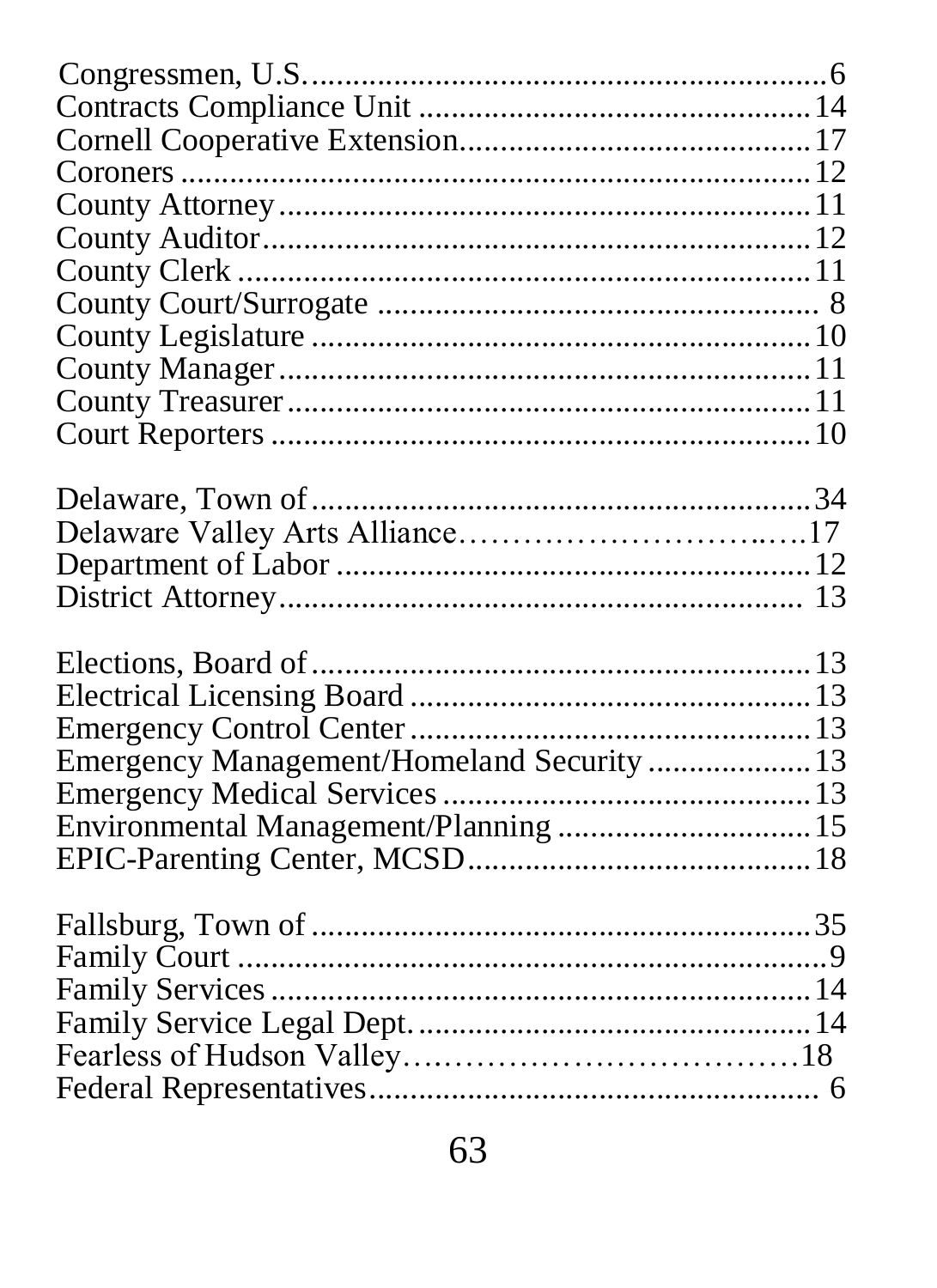Congressmen, U.S. ............................................................6
Contracts Compliance Unit ..............................................14
Cornell Cooperative Extension.........................................17
Coroners .............................................................................12
County Attorney.................................................................11
County Auditor...................................................................12
County Clerk ......................................................................11
County Court/Surrogate ..................................................... 8
County Legislature ............................................................10
County Manager.................................................................11
County Treasurer................................................................11
Court Reporters .................................................................10

Delaware, Town of.............................................................34
Delaware Valley Arts Alliance…………………………..….17
Department of Labor .........................................................12
District Attorney................................................................. 13

Elections, Board of.............................................................13
Electrical Licensing Board .................................................13
Emergency Control Center.................................................13
Emergency Management/Homeland Security ...................13
Emergency Medical Services .............................................13
Environmental Management/Planning ..............................15
EPIC-Parenting Center, MCSD..........................................18

Fallsburg, Town of .............................................................35
Family Court .........................................................................9
Family Services...................................................................14
Family Service Legal Dept. ................................................14
Fearless of Hudson Valley………………………………18
Federal Representatives...................................................... 6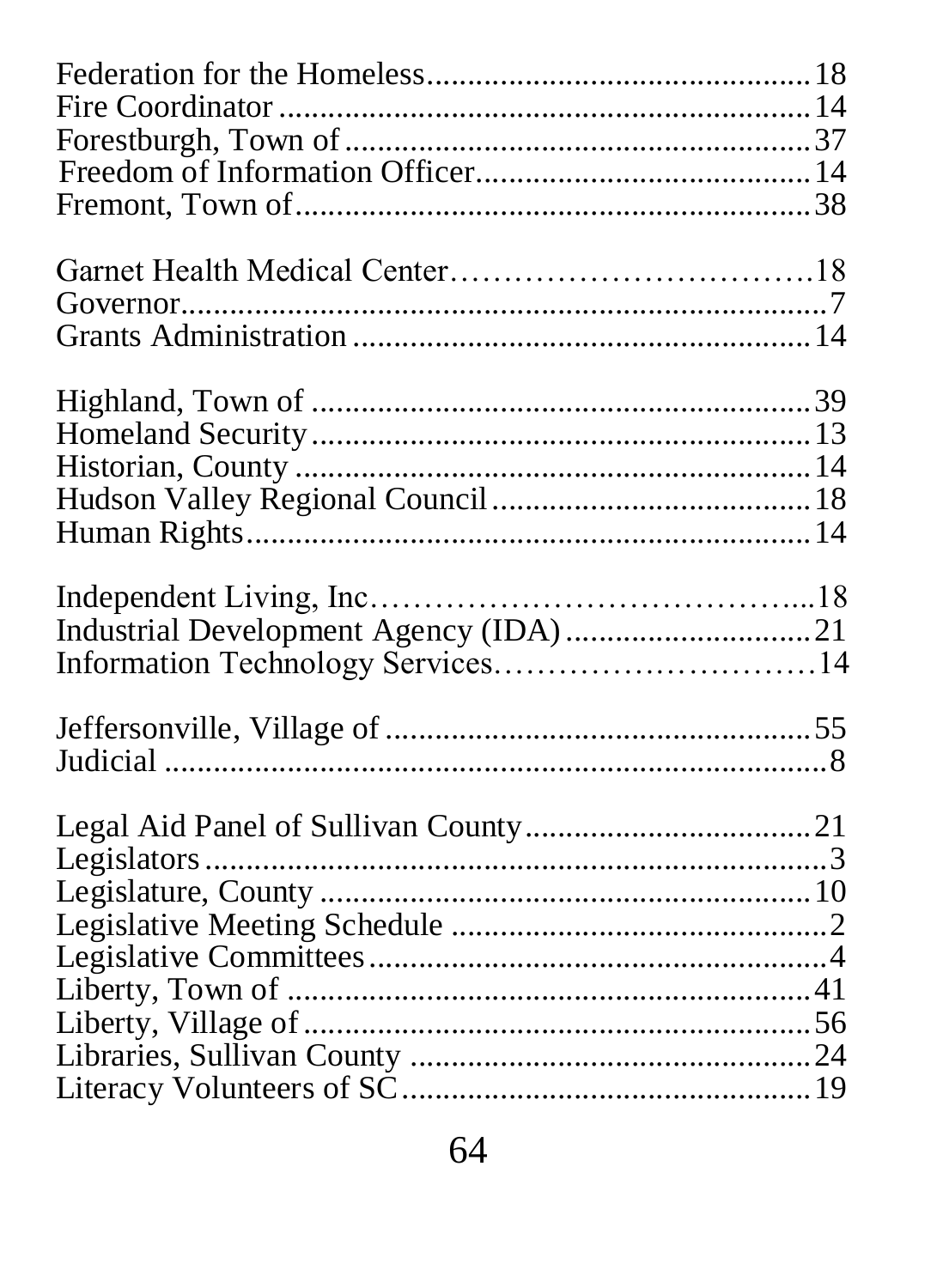Federation for the Homeless............................................18
Fire Coordinator...............................................................14
Forestburgh, Town of........................................................37
Freedom of Information Officer.......................................14
Fremont, Town of..............................................................38

Garnet Health Medical Center……………………………18
Governor..............................................................................7
Grants Administration.......................................................14

Highland, Town of.............................................................39
Homeland Security............................................................13
Historian, County..............................................................14
Hudson Valley Regional Council......................................18
Human Rights....................................................................14

Independent Living, Inc…………………………………...18
Industrial Development Agency (IDA)..............................21
Information Technology Services…………………………14

Jeffersonville, Village of....................................................55
Judicial.................................................................................8

Legal Aid Panel of Sullivan County..................................21
Legislators............................................................................3
Legislature, County............................................................10
Legislative Meeting Schedule..............................................2
Legislative Committees........................................................4
Liberty, Town of.................................................................41
Liberty, Village of...............................................................56
Libraries, Sullivan County.................................................24
Literacy Volunteers of SC...................................................19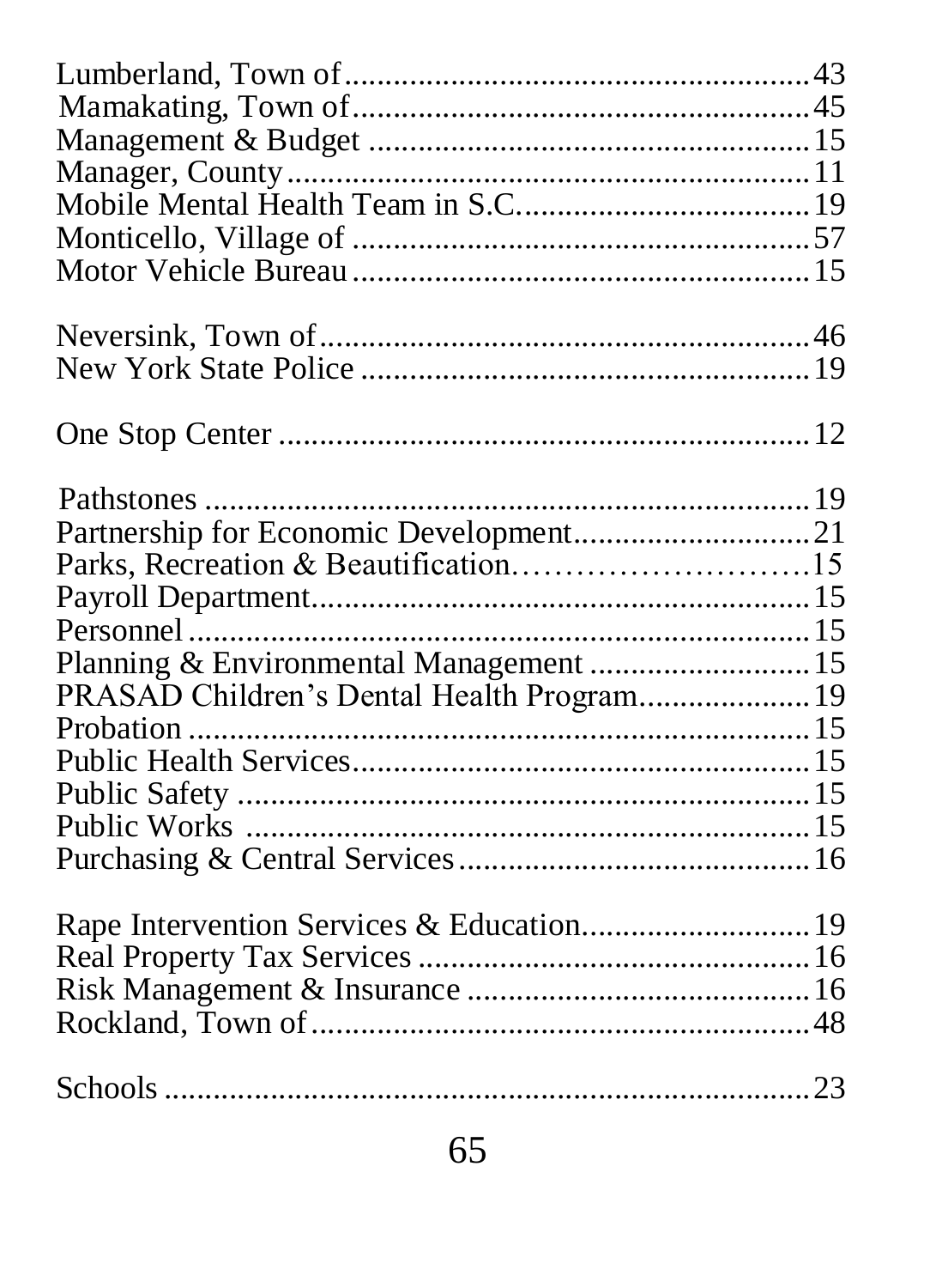Lumberland, Town of........................................................43
Mamakating, Town of........................................................45
Management & Budget ......................................................15
Manager, County................................................................11
Mobile Mental Health Team in S.C...................................19
Monticello, Village of ........................................................57
Motor Vehicle Bureau........................................................15

Neversink, Town of............................................................46
New York State Police .......................................................19

One Stop Center ................................................................12

Pathstones ..........................................................................19
Partnership for Economic Development............................21
Parks, Recreation & Beautification…………………………15
Payroll Department.............................................................15
Personnel ............................................................................15
Planning & Environmental Management ..........................15
PRASAD Children's Dental Health Program....................19
Probation ............................................................................15
Public Health Services........................................................15
Public Safety ......................................................................15
Public Works .....................................................................15
Purchasing & Central Services...........................................16

Rape Intervention Services & Education...........................19
Real Property Tax Services ................................................16
Risk Management & Insurance ..........................................16
Rockland, Town of.............................................................48

Schools ...............................................................................23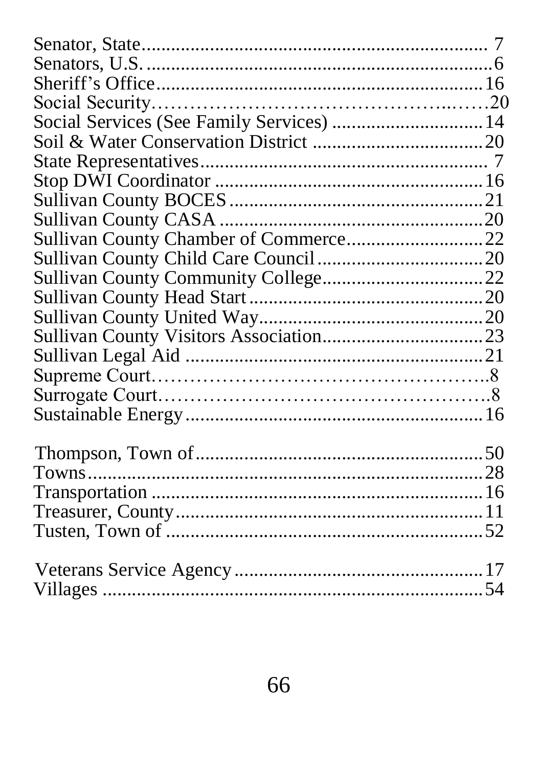Senator, State........................................................ 7
Senators, U.S. .........................................................6
Sheriff's Office.......................................................16
Social Security…………………………………….……20
Social Services (See Family Services) ..............................14
Soil & Water Conservation District ..................................20
State Representatives................................................ 7
Stop DWI Coordinator ..................................................16
Sullivan County BOCES ...............................................21
Sullivan County CASA ..................................................20
Sullivan County Chamber of Commerce............................22
Sullivan County Child Care Council ..................................20
Sullivan County Community College.................................22
Sullivan County Head Start ...........................................20
Sullivan County United Way..........................................20
Sullivan County Visitors Association.................................23
Sullivan Legal Aid .....................................................21
Supreme Court……………………………………………..8
Surrogate Court…………………………………………….8
Sustainable Energy ....................................................16

Thompson, Town of....................................................50
Towns.....................................................................28
Transportation ..........................................................16
Treasurer, County.......................................................11
Tusten, Town of .........................................................52

Veterans Service Agency ...............................................17
Villages ...................................................................54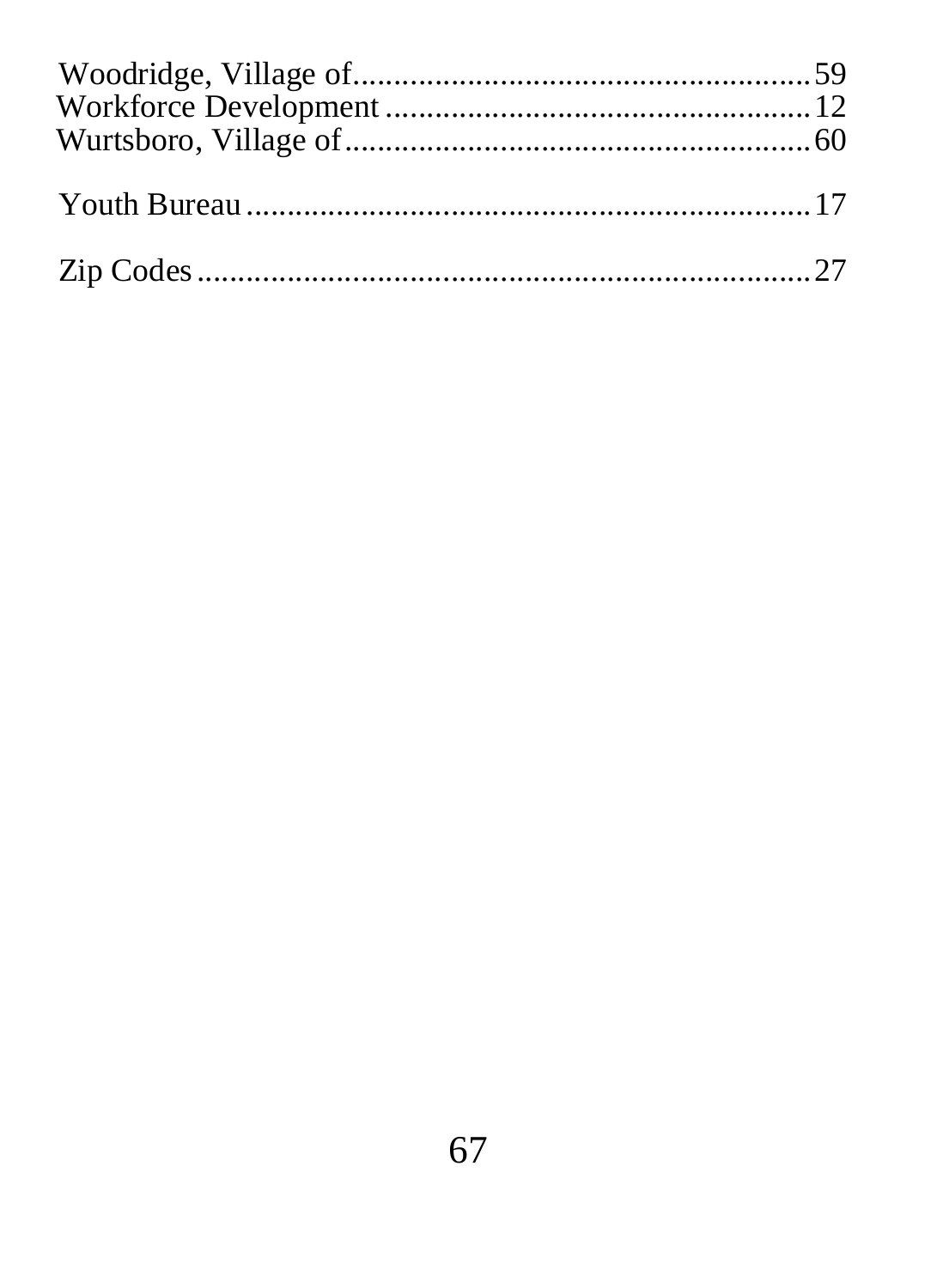Woodridge, Village of........................................................59
Workforce Development....................................................12
Wurtsboro, Village of.........................................................60

Youth Bureau........................................................................17

Zip Codes...............................................................................27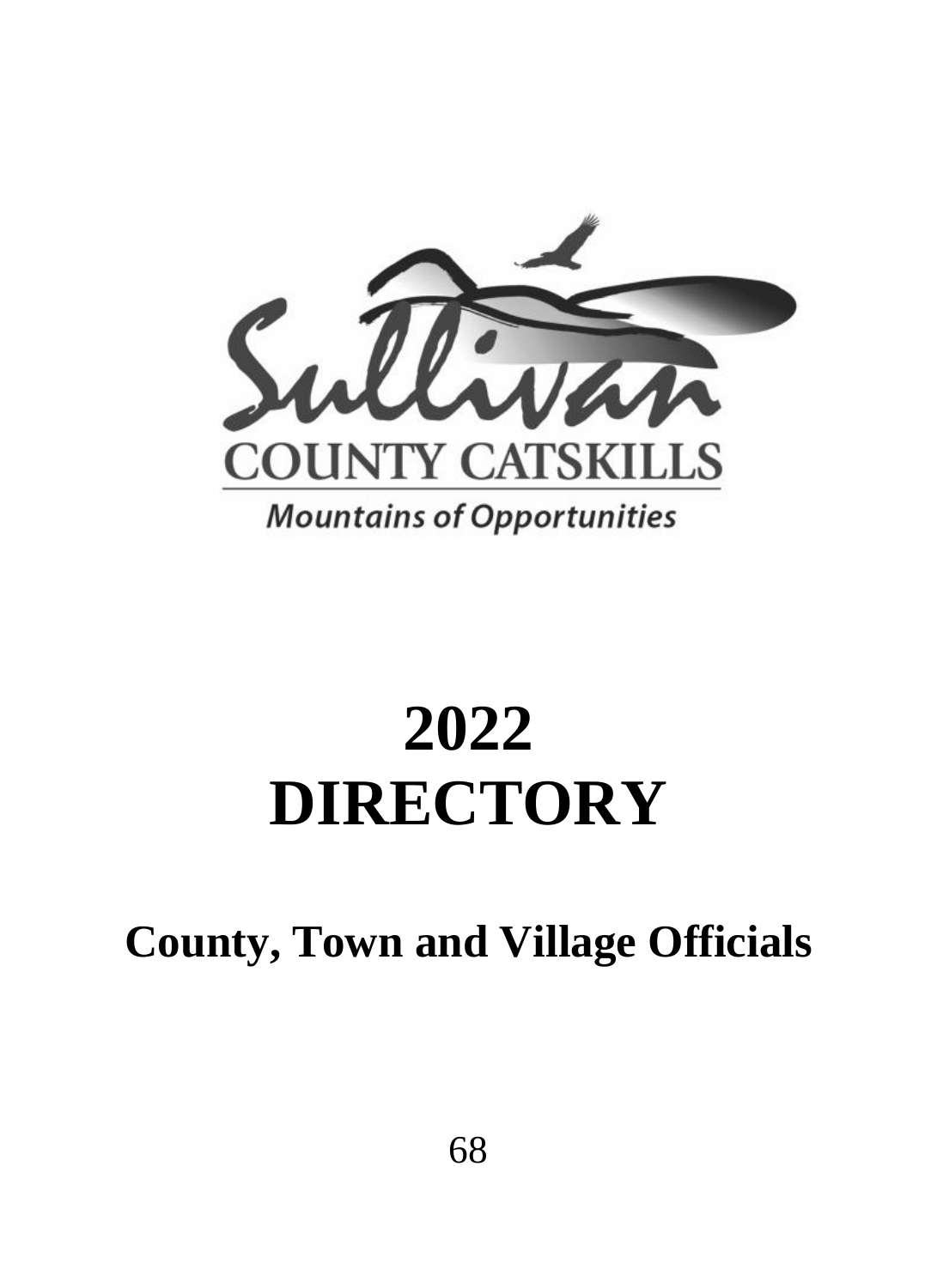Sullivan

COUNTY CATSKILLS

*Mountains of Opportunities*

# 2022
# DIRECTORY

## County, Town and Village Officials